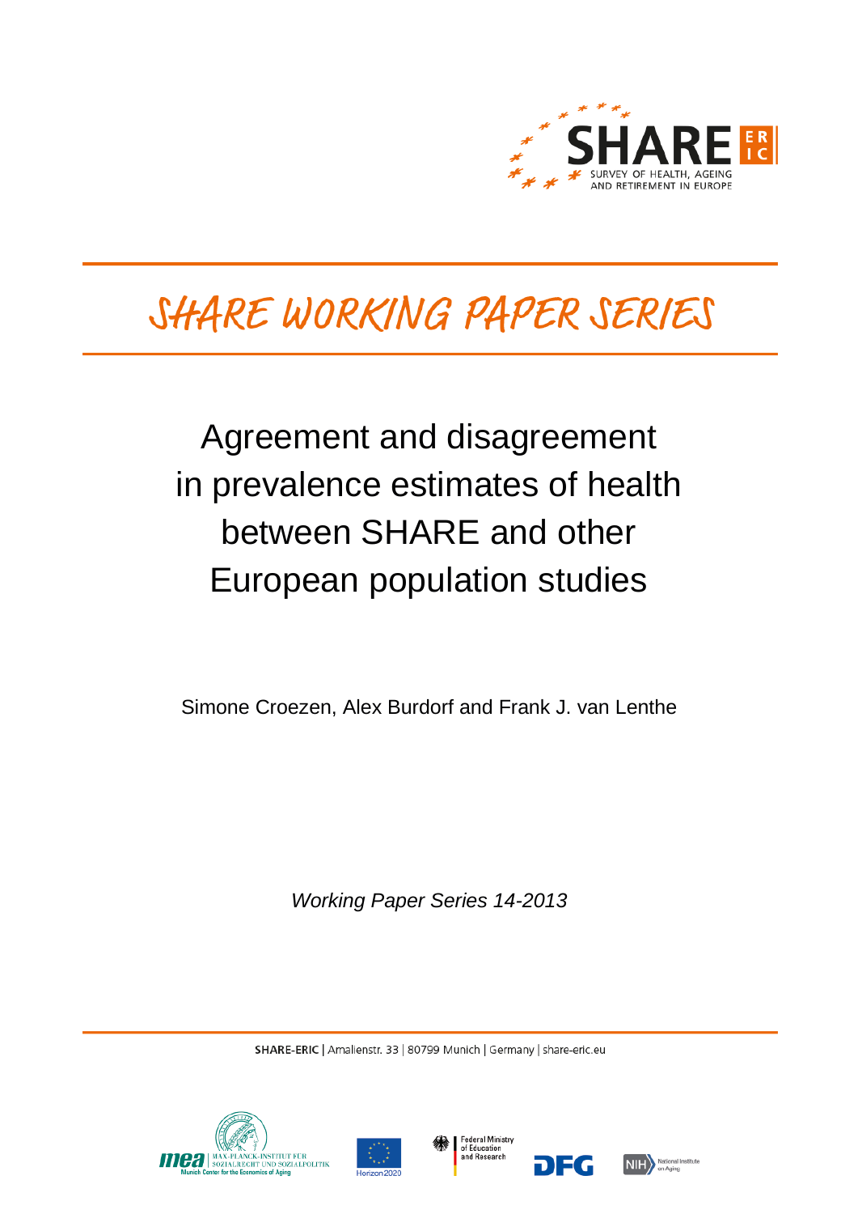SHARE
SURVEY OF HEALTH, AGEING AND RETIREMENT IN EUROPE

# SHARE WORKING PAPER SERIES

## Agreement and disagreement in prevalence estimates of health between SHARE and other European population studies

Simone Croezen, Alex Burdorf and Frank J. van Lenthe

*Working Paper Series 14-2013*

**SHARE-ERIC** | Amalienstr. 33 | 80799 Munich | Germany | share-eric.eu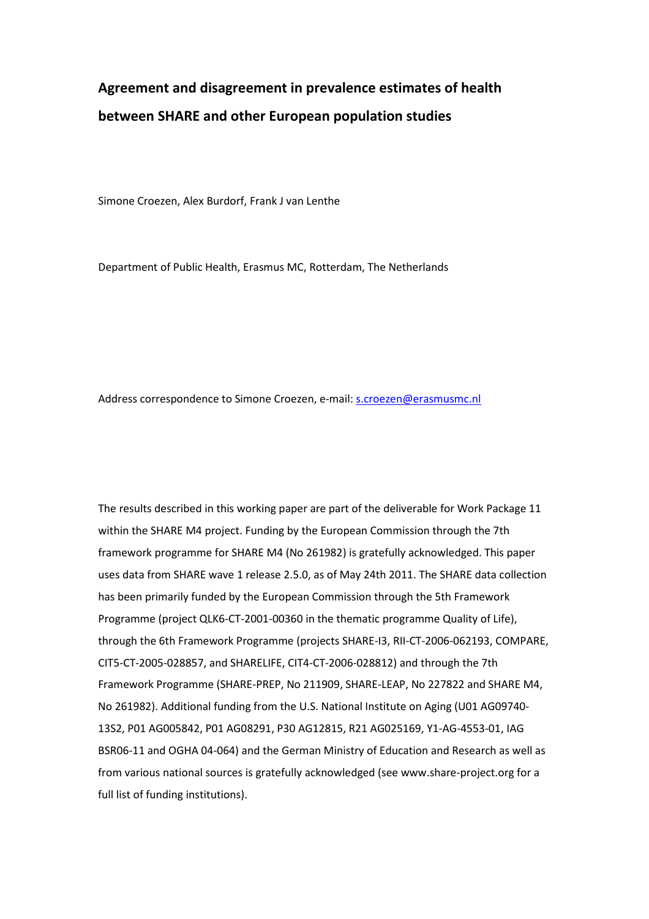# Agreement and disagreement in prevalence estimates of health between SHARE and other European population studies

Simone Croezen, Alex Burdorf, Frank J van Lenthe

Department of Public Health, Erasmus MC, Rotterdam, The Netherlands

Address correspondence to Simone Croezen, e-mail: s.croezen@erasmusmc.nl

The results described in this working paper are part of the deliverable for Work Package 11 within the SHARE M4 project. Funding by the European Commission through the 7th framework programme for SHARE M4 (No 261982) is gratefully acknowledged. This paper uses data from SHARE wave 1 release 2.5.0, as of May 24th 2011. The SHARE data collection has been primarily funded by the European Commission through the 5th Framework Programme (project QLK6-CT-2001-00360 in the thematic programme Quality of Life), through the 6th Framework Programme (projects SHARE-I3, RII-CT-2006-062193, COMPARE, CIT5-CT-2005-028857, and SHARELIFE, CIT4-CT-2006-028812) and through the 7th Framework Programme (SHARE-PREP, No 211909, SHARE-LEAP, No 227822 and SHARE M4, No 261982). Additional funding from the U.S. National Institute on Aging (U01 AG09740-13S2, P01 AG005842, P01 AG08291, P30 AG12815, R21 AG025169, Y1-AG-4553-01, IAG BSR06-11 and OGHA 04-064) and the German Ministry of Education and Research as well as from various national sources is gratefully acknowledged (see www.share-project.org for a full list of funding institutions).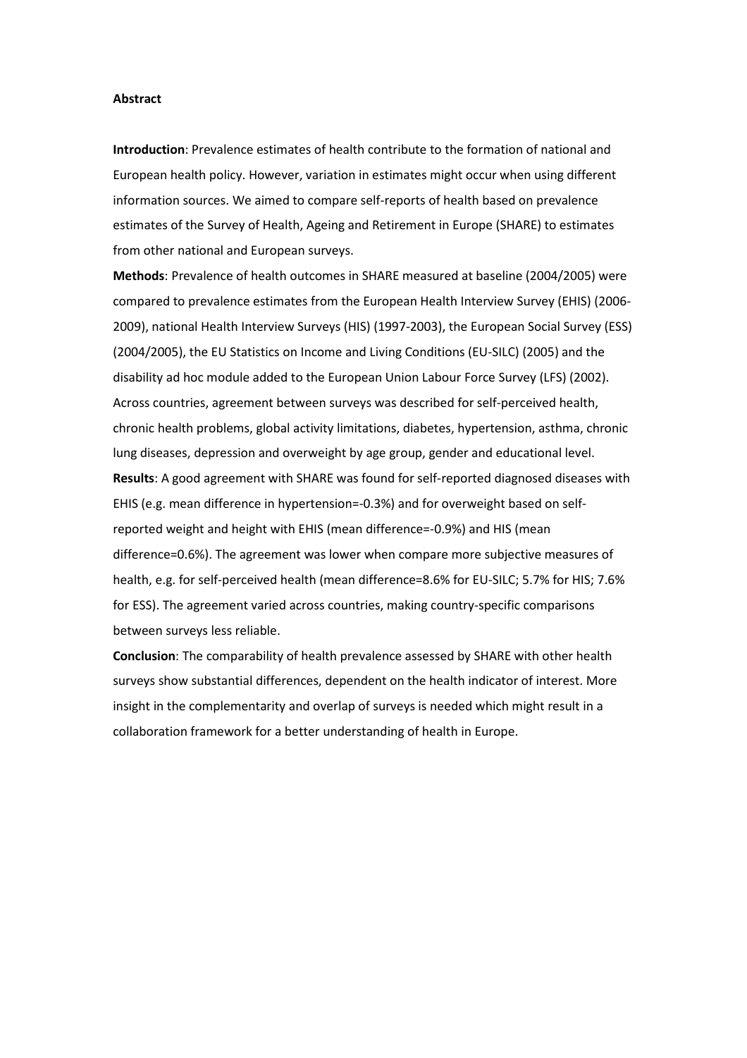**Abstract**

**Introduction**: Prevalence estimates of health contribute to the formation of national and European health policy. However, variation in estimates might occur when using different information sources. We aimed to compare self-reports of health based on prevalence estimates of the Survey of Health, Ageing and Retirement in Europe (SHARE) to estimates from other national and European surveys.

**Methods**: Prevalence of health outcomes in SHARE measured at baseline (2004/2005) were compared to prevalence estimates from the European Health Interview Survey (EHIS) (2006-2009), national Health Interview Surveys (HIS) (1997-2003), the European Social Survey (ESS) (2004/2005), the EU Statistics on Income and Living Conditions (EU-SILC) (2005) and the disability ad hoc module added to the European Union Labour Force Survey (LFS) (2002). Across countries, agreement between surveys was described for self-perceived health, chronic health problems, global activity limitations, diabetes, hypertension, asthma, chronic lung diseases, depression and overweight by age group, gender and educational level.

**Results**: A good agreement with SHARE was found for self-reported diagnosed diseases with EHIS (e.g. mean difference in hypertension=-0.3%) and for overweight based on self-reported weight and height with EHIS (mean difference=-0.9%) and HIS (mean difference=0.6%). The agreement was lower when compare more subjective measures of health, e.g. for self-perceived health (mean difference=8.6% for EU-SILC; 5.7% for HIS; 7.6% for ESS). The agreement varied across countries, making country-specific comparisons between surveys less reliable.

**Conclusion**: The comparability of health prevalence assessed by SHARE with other health surveys show substantial differences, dependent on the health indicator of interest. More insight in the complementarity and overlap of surveys is needed which might result in a collaboration framework for a better understanding of health in Europe.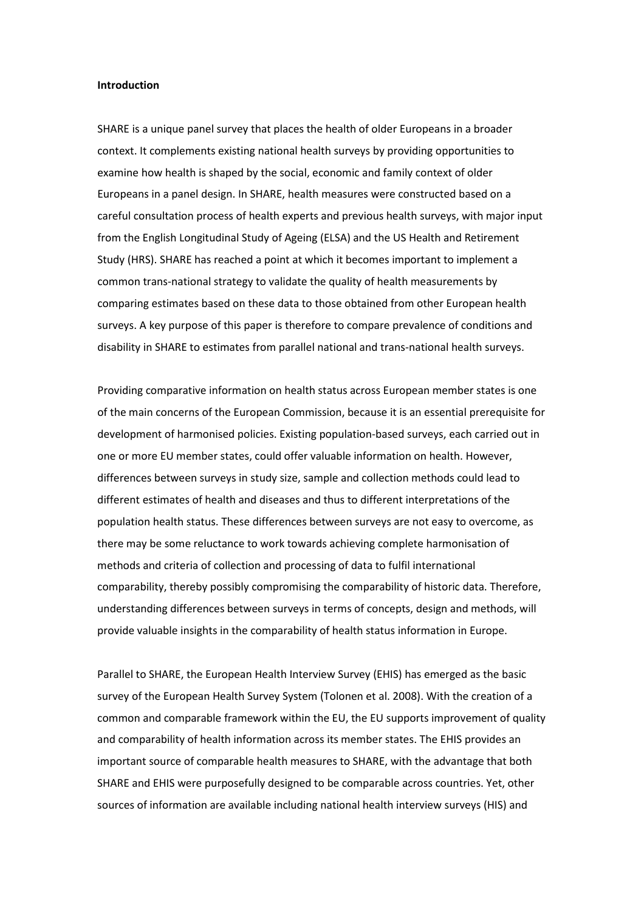**Introduction**

SHARE is a unique panel survey that places the health of older Europeans in a broader context. It complements existing national health surveys by providing opportunities to examine how health is shaped by the social, economic and family context of older Europeans in a panel design. In SHARE, health measures were constructed based on a careful consultation process of health experts and previous health surveys, with major input from the English Longitudinal Study of Ageing (ELSA) and the US Health and Retirement Study (HRS). SHARE has reached a point at which it becomes important to implement a common trans-national strategy to validate the quality of health measurements by comparing estimates based on these data to those obtained from other European health surveys. A key purpose of this paper is therefore to compare prevalence of conditions and disability in SHARE to estimates from parallel national and trans-national health surveys.

Providing comparative information on health status across European member states is one of the main concerns of the European Commission, because it is an essential prerequisite for development of harmonised policies. Existing population-based surveys, each carried out in one or more EU member states, could offer valuable information on health. However, differences between surveys in study size, sample and collection methods could lead to different estimates of health and diseases and thus to different interpretations of the population health status. These differences between surveys are not easy to overcome, as there may be some reluctance to work towards achieving complete harmonisation of methods and criteria of collection and processing of data to fulfil international comparability, thereby possibly compromising the comparability of historic data. Therefore, understanding differences between surveys in terms of concepts, design and methods, will provide valuable insights in the comparability of health status information in Europe.

Parallel to SHARE, the European Health Interview Survey (EHIS) has emerged as the basic survey of the European Health Survey System (Tolonen et al. 2008). With the creation of a common and comparable framework within the EU, the EU supports improvement of quality and comparability of health information across its member states. The EHIS provides an important source of comparable health measures to SHARE, with the advantage that both SHARE and EHIS were purposefully designed to be comparable across countries. Yet, other sources of information are available including national health interview surveys (HIS) and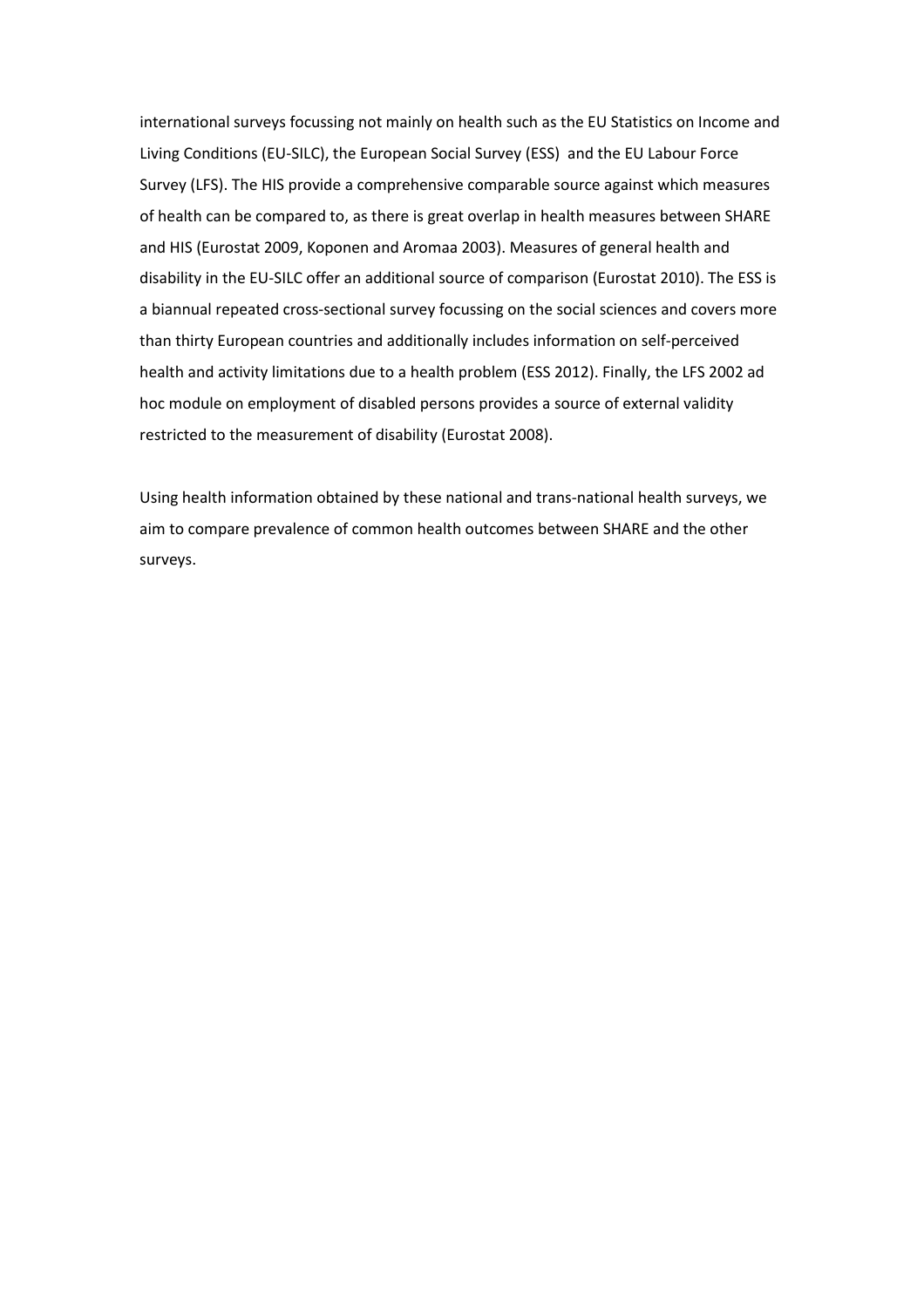international surveys focussing not mainly on health such as the EU Statistics on Income and Living Conditions (EU-SILC), the European Social Survey (ESS) and the EU Labour Force Survey (LFS). The HIS provide a comprehensive comparable source against which measures of health can be compared to, as there is great overlap in health measures between SHARE and HIS (Eurostat 2009, Koponen and Aromaa 2003). Measures of general health and disability in the EU-SILC offer an additional source of comparison (Eurostat 2010). The ESS is a biannual repeated cross-sectional survey focussing on the social sciences and covers more than thirty European countries and additionally includes information on self-perceived health and activity limitations due to a health problem (ESS 2012). Finally, the LFS 2002 ad hoc module on employment of disabled persons provides a source of external validity restricted to the measurement of disability (Eurostat 2008).

Using health information obtained by these national and trans-national health surveys, we aim to compare prevalence of common health outcomes between SHARE and the other surveys.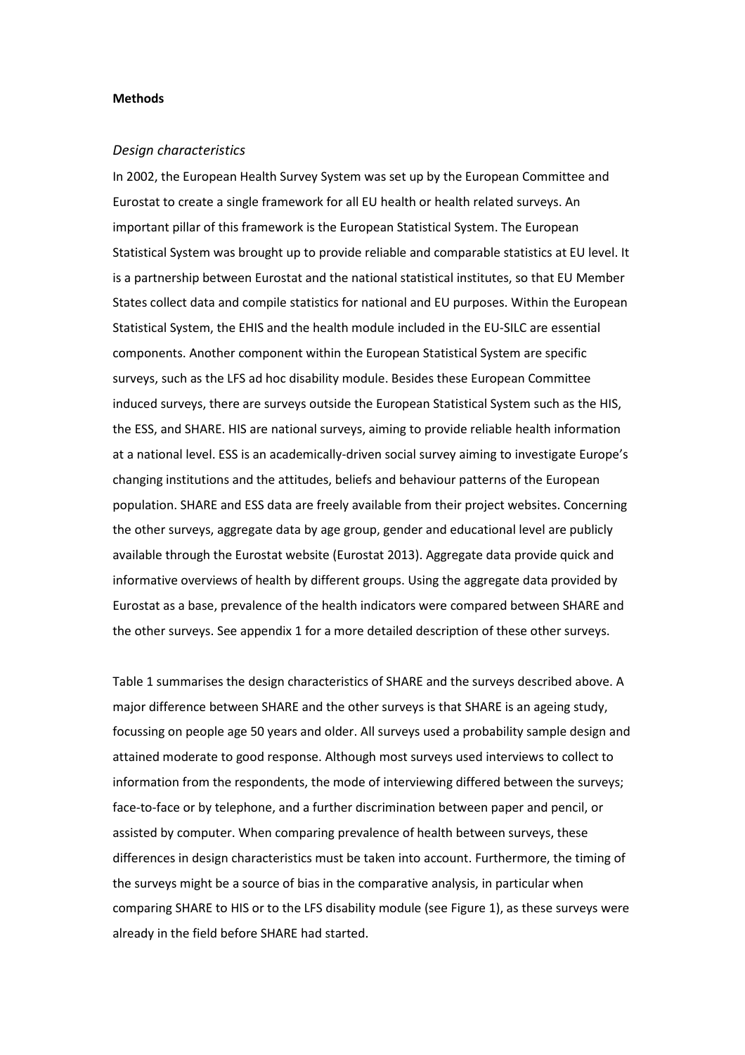**Methods**

*Design characteristics*

In 2002, the European Health Survey System was set up by the European Committee and Eurostat to create a single framework for all EU health or health related surveys. An important pillar of this framework is the European Statistical System. The European Statistical System was brought up to provide reliable and comparable statistics at EU level. It is a partnership between Eurostat and the national statistical institutes, so that EU Member States collect data and compile statistics for national and EU purposes. Within the European Statistical System, the EHIS and the health module included in the EU-SILC are essential components. Another component within the European Statistical System are specific surveys, such as the LFS ad hoc disability module. Besides these European Committee induced surveys, there are surveys outside the European Statistical System such as the HIS, the ESS, and SHARE. HIS are national surveys, aiming to provide reliable health information at a national level. ESS is an academically-driven social survey aiming to investigate Europe's changing institutions and the attitudes, beliefs and behaviour patterns of the European population. SHARE and ESS data are freely available from their project websites. Concerning the other surveys, aggregate data by age group, gender and educational level are publicly available through the Eurostat website (Eurostat 2013). Aggregate data provide quick and informative overviews of health by different groups. Using the aggregate data provided by Eurostat as a base, prevalence of the health indicators were compared between SHARE and the other surveys. See appendix 1 for a more detailed description of these other surveys.

Table 1 summarises the design characteristics of SHARE and the surveys described above. A major difference between SHARE and the other surveys is that SHARE is an ageing study, focussing on people age 50 years and older. All surveys used a probability sample design and attained moderate to good response. Although most surveys used interviews to collect to information from the respondents, the mode of interviewing differed between the surveys; face-to-face or by telephone, and a further discrimination between paper and pencil, or assisted by computer. When comparing prevalence of health between surveys, these differences in design characteristics must be taken into account. Furthermore, the timing of the surveys might be a source of bias in the comparative analysis, in particular when comparing SHARE to HIS or to the LFS disability module (see Figure 1), as these surveys were already in the field before SHARE had started.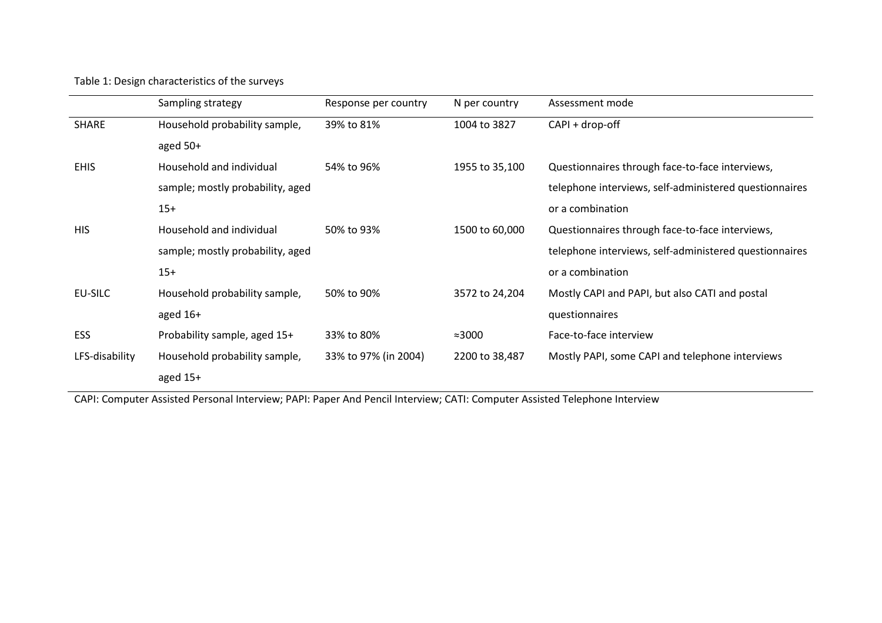Table 1: Design characteristics of the surveys

| | Sampling strategy | Response per country | N per country | Assessment mode |
|---|---|---|---|---|
| SHARE | Household probability sample, aged 50+ | 39% to 81% | 1004 to 3827 | CAPI + drop-off |
| EHIS | Household and individual sample; mostly probability, aged 15+ | 54% to 96% | 1955 to 35,100 | Questionnaires through face-to-face interviews, telephone interviews, self-administered questionnaires or a combination |
| HIS | Household and individual sample; mostly probability, aged 15+ | 50% to 93% | 1500 to 60,000 | Questionnaires through face-to-face interviews, telephone interviews, self-administered questionnaires or a combination |
| EU-SILC | Household probability sample, aged 16+ | 50% to 90% | 3572 to 24,204 | Mostly CAPI and PAPI, but also CATI and postal questionnaires |
| ESS | Probability sample, aged 15+ | 33% to 80% | ≈3000 | Face-to-face interview |
| LFS-disability | Household probability sample, aged 15+ | 33% to 97% (in 2004) | 2200 to 38,487 | Mostly PAPI, some CAPI and telephone interviews |

CAPI: Computer Assisted Personal Interview; PAPI: Paper And Pencil Interview; CATI: Computer Assisted Telephone Interview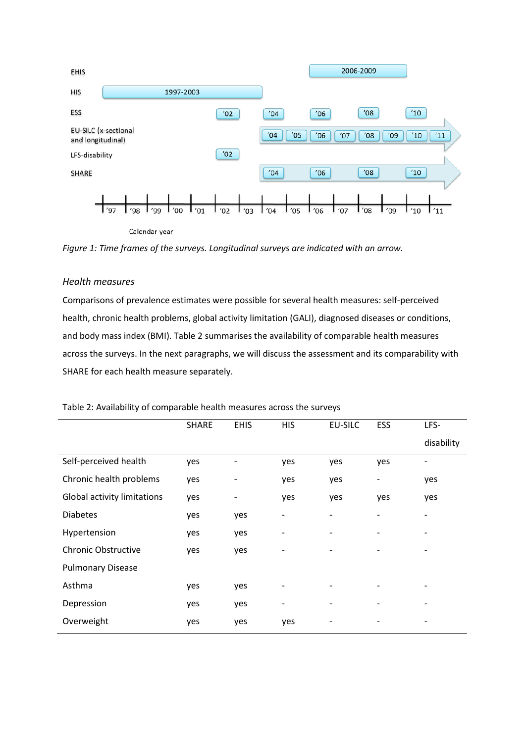*Figure 1: Time frames of the surveys. Longitudinal surveys are indicated with an arrow.*

### *Health measures*

Comparisons of prevalence estimates were possible for several health measures: self-perceived health, chronic health problems, global activity limitation (GALI), diagnosed diseases or conditions, and body mass index (BMI). Table 2 summarises the availability of comparable health measures across the surveys. In the next paragraphs, we will discuss the assessment and its comparability with SHARE for each health measure separately.

Table 2: Availability of comparable health measures across the surveys

| | SHARE | EHIS | HIS | EU-SILC | ESS | LFS-disability |
|---|---|---|---|---|---|---|
| Self-perceived health | yes | - | yes | yes | yes | - |
| Chronic health problems | yes | - | yes | yes | - | yes |
| Global activity limitations | yes | - | yes | yes | yes | yes |
| Diabetes | yes | yes | - | - | - | - |
| Hypertension | yes | yes | - | - | - | - |
| Chronic Obstructive Pulmonary Disease | yes | yes | - | - | - | - |
| Asthma | yes | yes | - | - | - | - |
| Depression | yes | yes | - | - | - | - |
| Overweight | yes | yes | yes | - | - | - |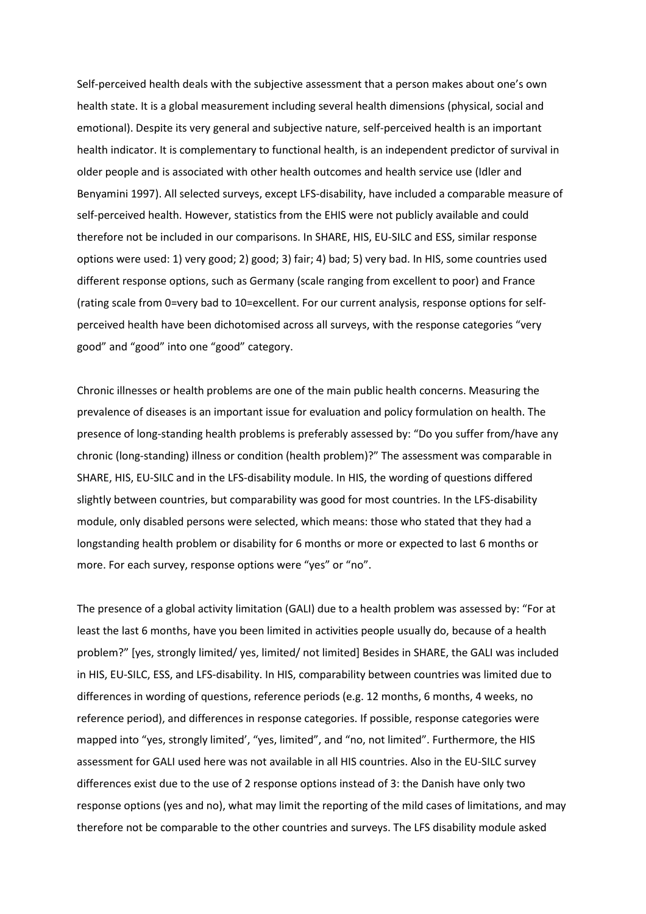Self-perceived health deals with the subjective assessment that a person makes about one's own health state. It is a global measurement including several health dimensions (physical, social and emotional). Despite its very general and subjective nature, self-perceived health is an important health indicator. It is complementary to functional health, is an independent predictor of survival in older people and is associated with other health outcomes and health service use (Idler and Benyamini 1997). All selected surveys, except LFS-disability, have included a comparable measure of self-perceived health. However, statistics from the EHIS were not publicly available and could therefore not be included in our comparisons. In SHARE, HIS, EU-SILC and ESS, similar response options were used: 1) very good; 2) good; 3) fair; 4) bad; 5) very bad. In HIS, some countries used different response options, such as Germany (scale ranging from excellent to poor) and France (rating scale from 0=very bad to 10=excellent. For our current analysis, response options for self-perceived health have been dichotomised across all surveys, with the response categories "very good" and "good" into one "good" category.

Chronic illnesses or health problems are one of the main public health concerns. Measuring the prevalence of diseases is an important issue for evaluation and policy formulation on health. The presence of long-standing health problems is preferably assessed by: "Do you suffer from/have any chronic (long-standing) illness or condition (health problem)?" The assessment was comparable in SHARE, HIS, EU-SILC and in the LFS-disability module. In HIS, the wording of questions differed slightly between countries, but comparability was good for most countries. In the LFS-disability module, only disabled persons were selected, which means: those who stated that they had a longstanding health problem or disability for 6 months or more or expected to last 6 months or more. For each survey, response options were "yes" or "no".

The presence of a global activity limitation (GALI) due to a health problem was assessed by: "For at least the last 6 months, have you been limited in activities people usually do, because of a health problem?" [yes, strongly limited/ yes, limited/ not limited] Besides in SHARE, the GALI was included in HIS, EU-SILC, ESS, and LFS-disability. In HIS, comparability between countries was limited due to differences in wording of questions, reference periods (e.g. 12 months, 6 months, 4 weeks, no reference period), and differences in response categories. If possible, response categories were mapped into "yes, strongly limited', "yes, limited", and "no, not limited". Furthermore, the HIS assessment for GALI used here was not available in all HIS countries. Also in the EU-SILC survey differences exist due to the use of 2 response options instead of 3: the Danish have only two response options (yes and no), what may limit the reporting of the mild cases of limitations, and may therefore not be comparable to the other countries and surveys. The LFS disability module asked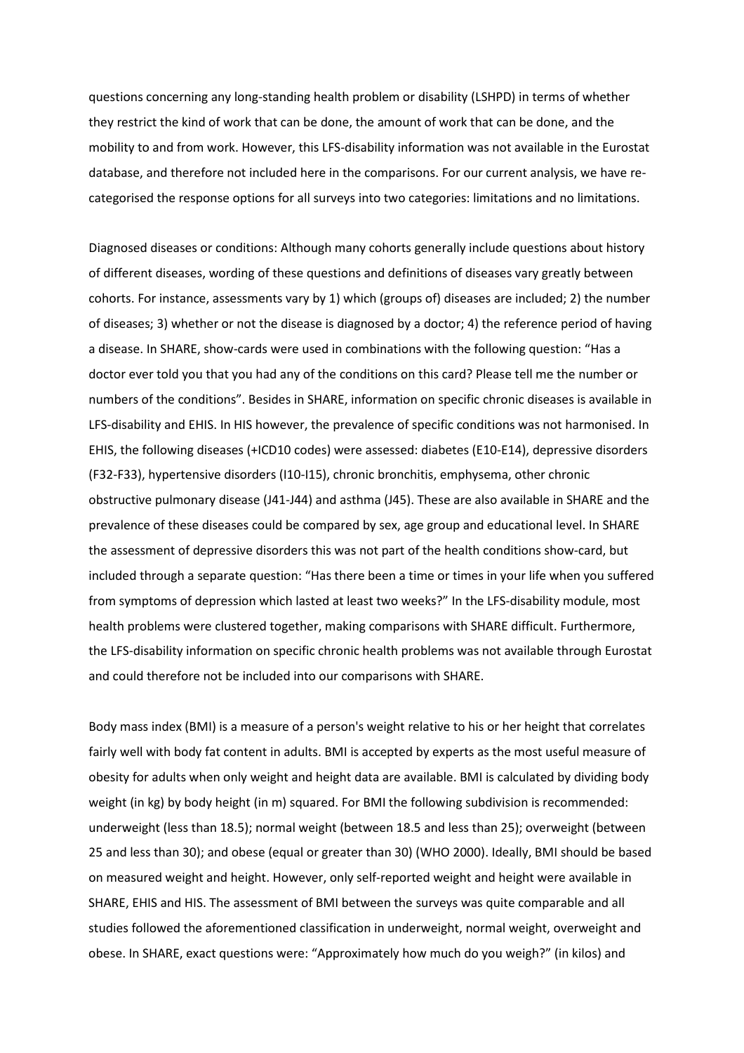questions concerning any long-standing health problem or disability (LSHPD) in terms of whether they restrict the kind of work that can be done, the amount of work that can be done, and the mobility to and from work. However, this LFS-disability information was not available in the Eurostat database, and therefore not included here in the comparisons. For our current analysis, we have re-categorised the response options for all surveys into two categories: limitations and no limitations.

Diagnosed diseases or conditions: Although many cohorts generally include questions about history of different diseases, wording of these questions and definitions of diseases vary greatly between cohorts. For instance, assessments vary by 1) which (groups of) diseases are included; 2) the number of diseases; 3) whether or not the disease is diagnosed by a doctor; 4) the reference period of having a disease. In SHARE, show-cards were used in combinations with the following question: "Has a doctor ever told you that you had any of the conditions on this card? Please tell me the number or numbers of the conditions". Besides in SHARE, information on specific chronic diseases is available in LFS-disability and EHIS. In HIS however, the prevalence of specific conditions was not harmonised. In EHIS, the following diseases (+ICD10 codes) were assessed: diabetes (E10-E14), depressive disorders (F32-F33), hypertensive disorders (I10-I15), chronic bronchitis, emphysema, other chronic obstructive pulmonary disease (J41-J44) and asthma (J45). These are also available in SHARE and the prevalence of these diseases could be compared by sex, age group and educational level. In SHARE the assessment of depressive disorders this was not part of the health conditions show-card, but included through a separate question: "Has there been a time or times in your life when you suffered from symptoms of depression which lasted at least two weeks?" In the LFS-disability module, most health problems were clustered together, making comparisons with SHARE difficult. Furthermore, the LFS-disability information on specific chronic health problems was not available through Eurostat and could therefore not be included into our comparisons with SHARE.

Body mass index (BMI) is a measure of a person's weight relative to his or her height that correlates fairly well with body fat content in adults. BMI is accepted by experts as the most useful measure of obesity for adults when only weight and height data are available. BMI is calculated by dividing body weight (in kg) by body height (in m) squared. For BMI the following subdivision is recommended: underweight (less than 18.5); normal weight (between 18.5 and less than 25); overweight (between 25 and less than 30); and obese (equal or greater than 30) (WHO 2000). Ideally, BMI should be based on measured weight and height. However, only self-reported weight and height were available in SHARE, EHIS and HIS. The assessment of BMI between the surveys was quite comparable and all studies followed the aforementioned classification in underweight, normal weight, overweight and obese. In SHARE, exact questions were: "Approximately how much do you weigh?" (in kilos) and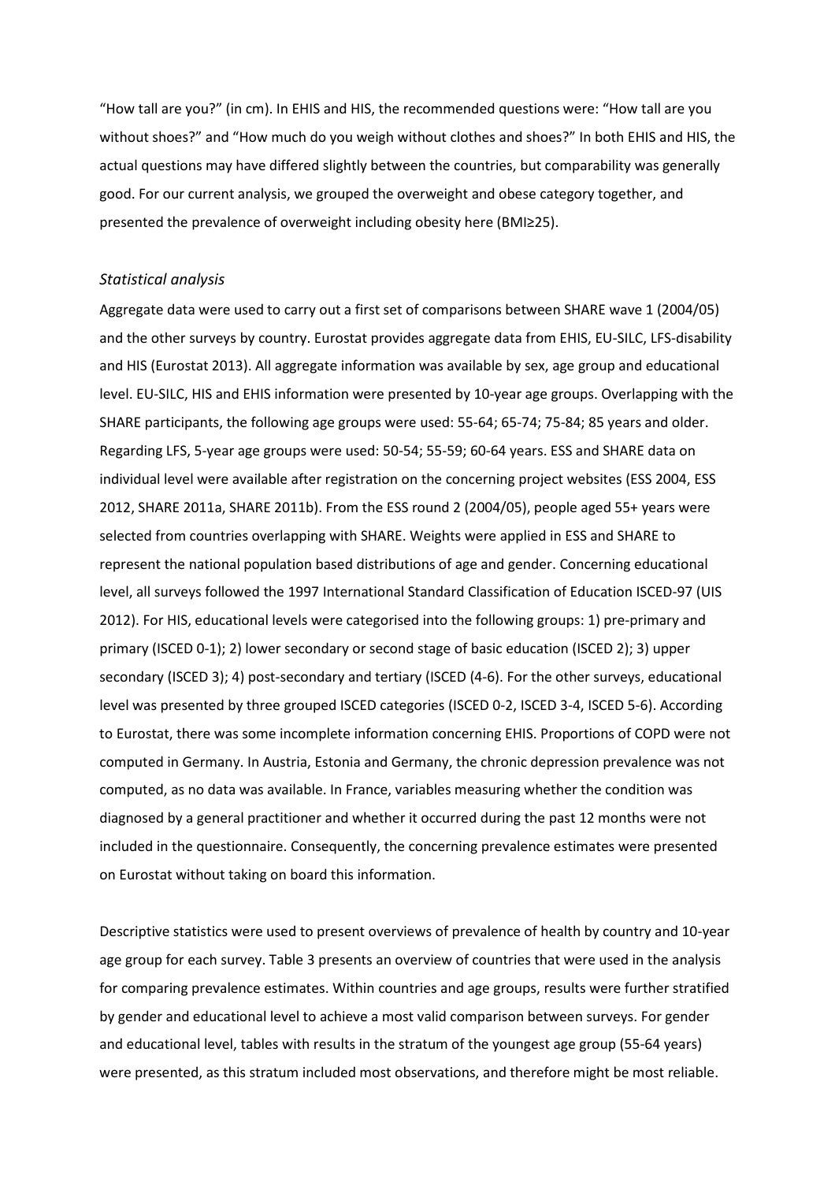"How tall are you?" (in cm). In EHIS and HIS, the recommended questions were: "How tall are you without shoes?" and "How much do you weigh without clothes and shoes?" In both EHIS and HIS, the actual questions may have differed slightly between the countries, but comparability was generally good. For our current analysis, we grouped the overweight and obese category together, and presented the prevalence of overweight including obesity here (BMI≥25).

### *Statistical analysis*

Aggregate data were used to carry out a first set of comparisons between SHARE wave 1 (2004/05) and the other surveys by country. Eurostat provides aggregate data from EHIS, EU-SILC, LFS-disability and HIS (Eurostat 2013). All aggregate information was available by sex, age group and educational level. EU-SILC, HIS and EHIS information were presented by 10-year age groups. Overlapping with the SHARE participants, the following age groups were used: 55-64; 65-74; 75-84; 85 years and older. Regarding LFS, 5-year age groups were used: 50-54; 55-59; 60-64 years. ESS and SHARE data on individual level were available after registration on the concerning project websites (ESS 2004, ESS 2012, SHARE 2011a, SHARE 2011b). From the ESS round 2 (2004/05), people aged 55+ years were selected from countries overlapping with SHARE. Weights were applied in ESS and SHARE to represent the national population based distributions of age and gender. Concerning educational level, all surveys followed the 1997 International Standard Classification of Education ISCED-97 (UIS 2012). For HIS, educational levels were categorised into the following groups: 1) pre-primary and primary (ISCED 0-1); 2) lower secondary or second stage of basic education (ISCED 2); 3) upper secondary (ISCED 3); 4) post-secondary and tertiary (ISCED (4-6). For the other surveys, educational level was presented by three grouped ISCED categories (ISCED 0-2, ISCED 3-4, ISCED 5-6). According to Eurostat, there was some incomplete information concerning EHIS. Proportions of COPD were not computed in Germany. In Austria, Estonia and Germany, the chronic depression prevalence was not computed, as no data was available. In France, variables measuring whether the condition was diagnosed by a general practitioner and whether it occurred during the past 12 months were not included in the questionnaire. Consequently, the concerning prevalence estimates were presented on Eurostat without taking on board this information.

Descriptive statistics were used to present overviews of prevalence of health by country and 10-year age group for each survey. Table 3 presents an overview of countries that were used in the analysis for comparing prevalence estimates. Within countries and age groups, results were further stratified by gender and educational level to achieve a most valid comparison between surveys. For gender and educational level, tables with results in the stratum of the youngest age group (55-64 years) were presented, as this stratum included most observations, and therefore might be most reliable.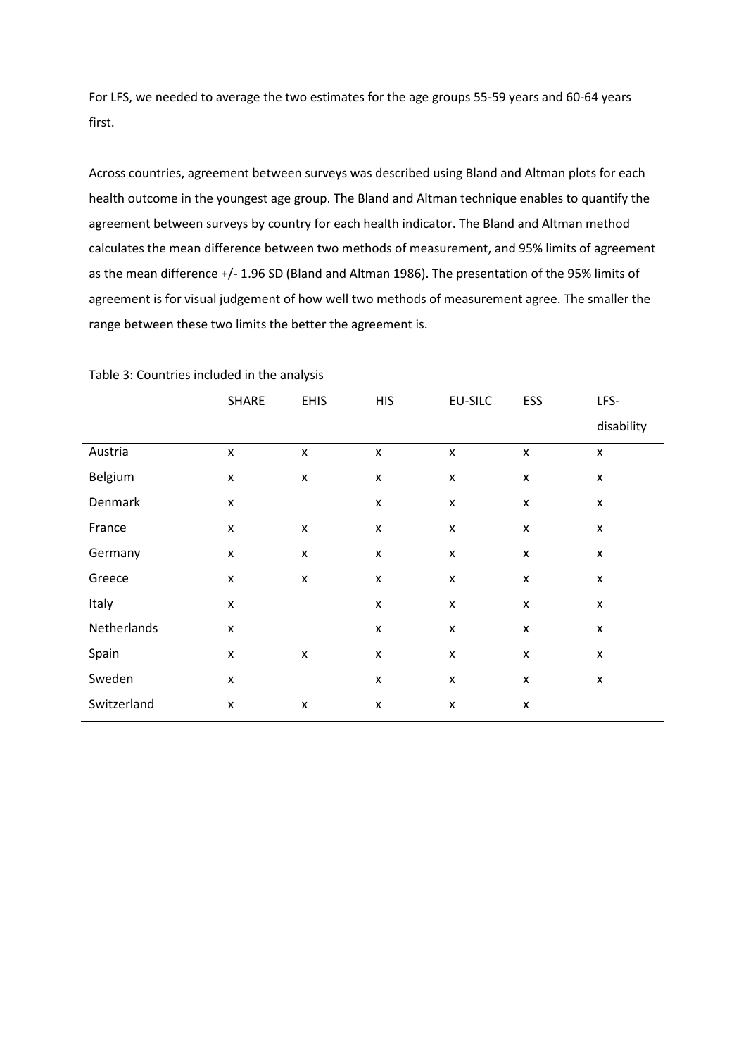For LFS, we needed to average the two estimates for the age groups 55-59 years and 60-64 years first.

Across countries, agreement between surveys was described using Bland and Altman plots for each health outcome in the youngest age group. The Bland and Altman technique enables to quantify the agreement between surveys by country for each health indicator. The Bland and Altman method calculates the mean difference between two methods of measurement, and 95% limits of agreement as the mean difference +/- 1.96 SD (Bland and Altman 1986). The presentation of the 95% limits of agreement is for visual judgement of how well two methods of measurement agree. The smaller the range between these two limits the better the agreement is.

Table 3: Countries included in the analysis

| | SHARE | EHIS | HIS | EU-SILC | ESS | LFS-disability |
|---|---|---|---|---|---|---|
| Austria | x | x | x | x | x | x |
| Belgium | x | x | x | x | x | x |
| Denmark | x | | x | x | x | x |
| France | x | x | x | x | x | x |
| Germany | x | x | x | x | x | x |
| Greece | x | x | x | x | x | x |
| Italy | x | | x | x | x | x |
| Netherlands | x | | x | x | x | x |
| Spain | x | x | x | x | x | x |
| Sweden | x | | x | x | x | x |
| Switzerland | x | x | x | x | x | |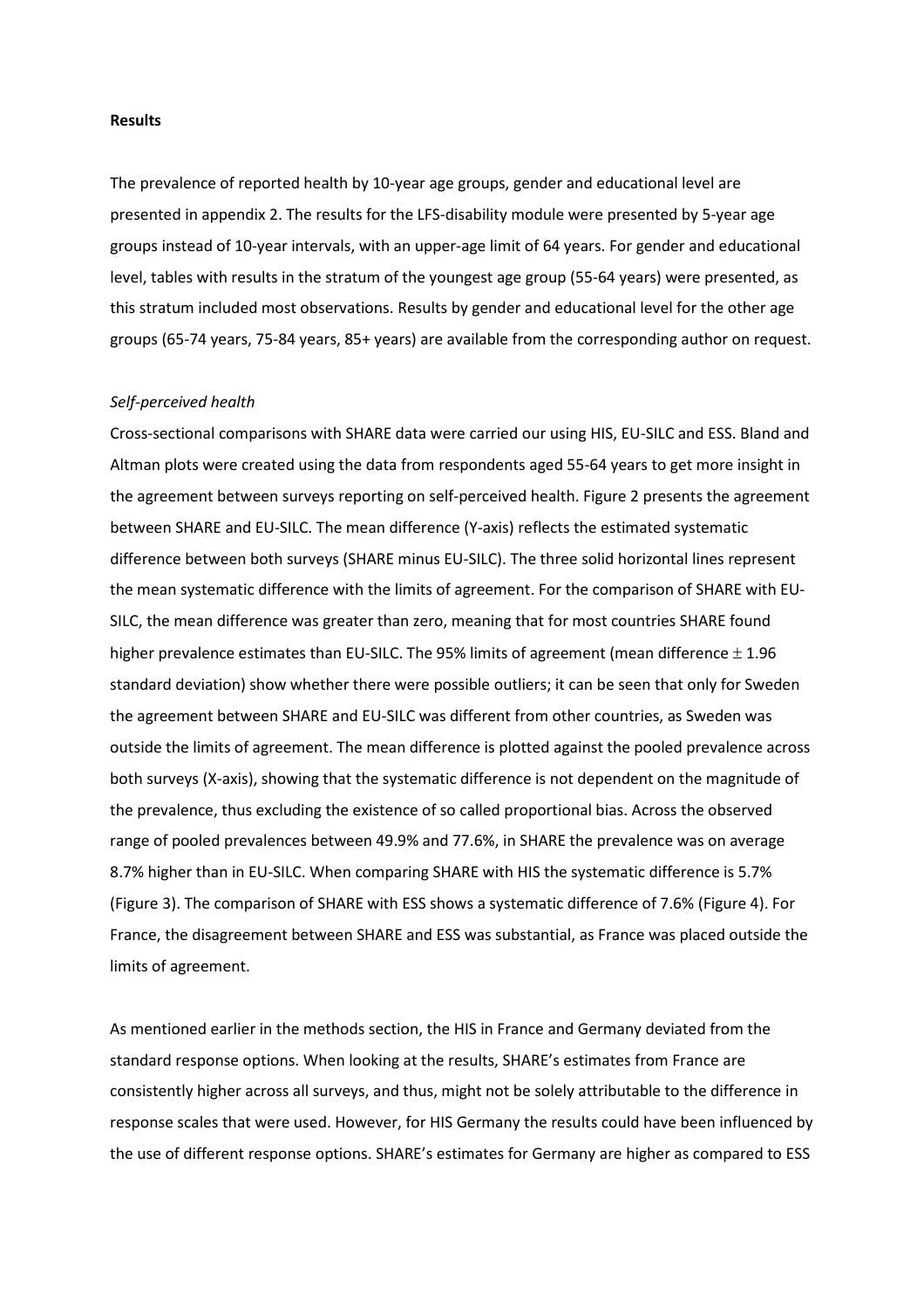**Results**

The prevalence of reported health by 10-year age groups, gender and educational level are presented in appendix 2. The results for the LFS-disability module were presented by 5-year age groups instead of 10-year intervals, with an upper-age limit of 64 years. For gender and educational level, tables with results in the stratum of the youngest age group (55-64 years) were presented, as this stratum included most observations. Results by gender and educational level for the other age groups (65-74 years, 75-84 years, 85+ years) are available from the corresponding author on request.

*Self-perceived health*

Cross-sectional comparisons with SHARE data were carried our using HIS, EU-SILC and ESS. Bland and Altman plots were created using the data from respondents aged 55-64 years to get more insight in the agreement between surveys reporting on self-perceived health. Figure 2 presents the agreement between SHARE and EU-SILC. The mean difference (Y-axis) reflects the estimated systematic difference between both surveys (SHARE minus EU-SILC). The three solid horizontal lines represent the mean systematic difference with the limits of agreement. For the comparison of SHARE with EU-SILC, the mean difference was greater than zero, meaning that for most countries SHARE found higher prevalence estimates than EU-SILC. The 95% limits of agreement (mean difference $\pm$ 1.96 standard deviation) show whether there were possible outliers; it can be seen that only for Sweden the agreement between SHARE and EU-SILC was different from other countries, as Sweden was outside the limits of agreement. The mean difference is plotted against the pooled prevalence across both surveys (X-axis), showing that the systematic difference is not dependent on the magnitude of the prevalence, thus excluding the existence of so called proportional bias. Across the observed range of pooled prevalences between 49.9% and 77.6%, in SHARE the prevalence was on average 8.7% higher than in EU-SILC. When comparing SHARE with HIS the systematic difference is 5.7% (Figure 3). The comparison of SHARE with ESS shows a systematic difference of 7.6% (Figure 4). For France, the disagreement between SHARE and ESS was substantial, as France was placed outside the limits of agreement.

As mentioned earlier in the methods section, the HIS in France and Germany deviated from the standard response options. When looking at the results, SHARE's estimates from France are consistently higher across all surveys, and thus, might not be solely attributable to the difference in response scales that were used. However, for HIS Germany the results could have been influenced by the use of different response options. SHARE's estimates for Germany are higher as compared to ESS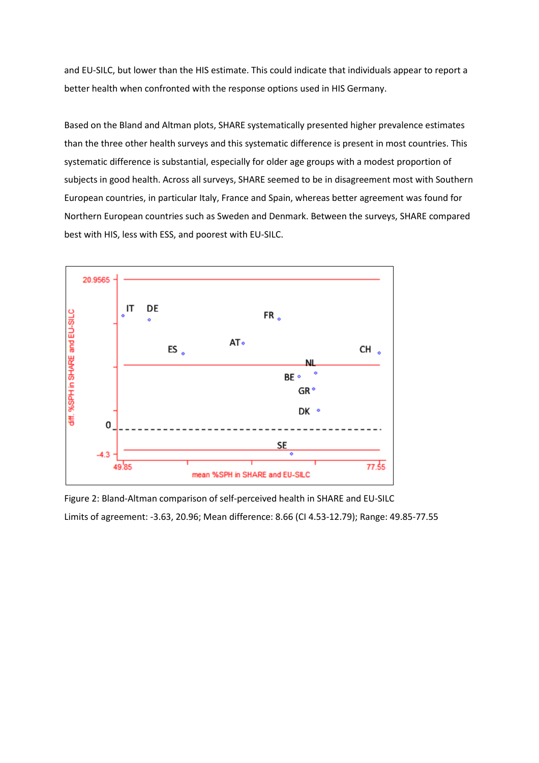and EU-SILC, but lower than the HIS estimate. This could indicate that individuals appear to report a better health when confronted with the response options used in HIS Germany.

Based on the Bland and Altman plots, SHARE systematically presented higher prevalence estimates than the three other health surveys and this systematic difference is present in most countries. This systematic difference is substantial, especially for older age groups with a modest proportion of subjects in good health. Across all surveys, SHARE seemed to be in disagreement most with Southern European countries, in particular Italy, France and Spain, whereas better agreement was found for Northern European countries such as Sweden and Denmark. Between the surveys, SHARE compared best with HIS, less with ESS, and poorest with EU-SILC.

Figure 2: Bland-Altman comparison of self-perceived health in SHARE and EU-SILC

Limits of agreement: -3.63, 20.96; Mean difference: 8.66 (CI 4.53-12.79); Range: 49.85-77.55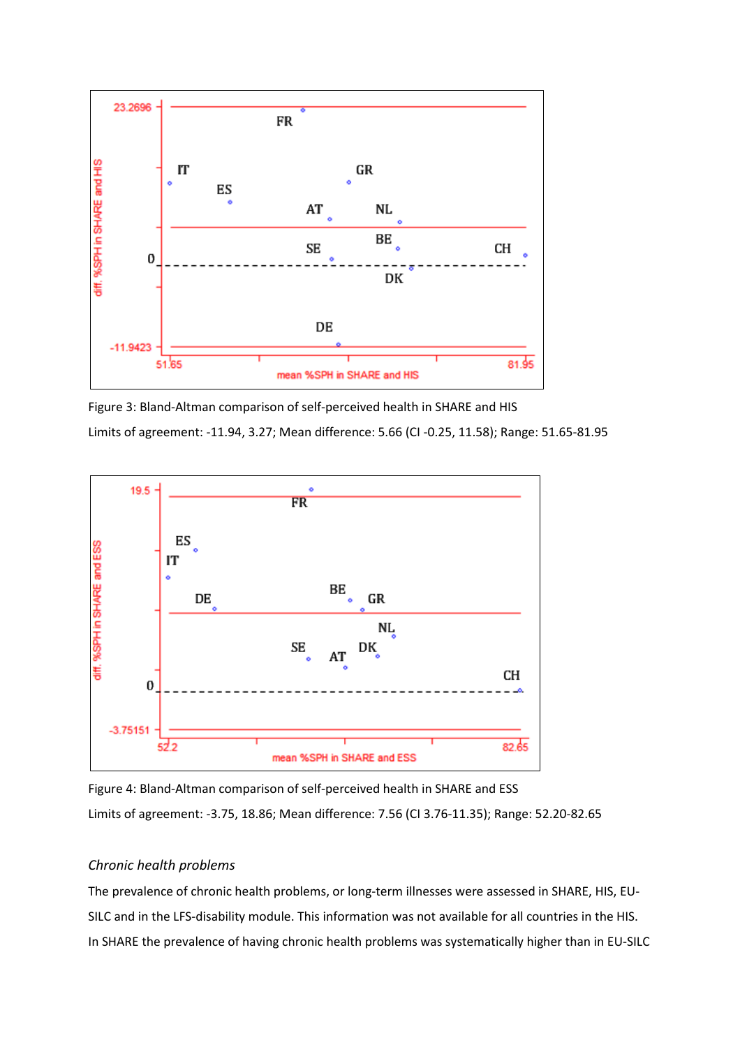Figure 3: Bland-Altman comparison of self-perceived health in SHARE and HIS

Limits of agreement: -11.94, 3.27; Mean difference: 5.66 (CI -0.25, 11.58); Range: 51.65-81.95

Figure 4: Bland-Altman comparison of self-perceived health in SHARE and ESS

Limits of agreement: -3.75, 18.86; Mean difference: 7.56 (CI 3.76-11.35); Range: 52.20-82.65

*Chronic health problems*

The prevalence of chronic health problems, or long-term illnesses were assessed in SHARE, HIS, EU-SILC and in the LFS-disability module. This information was not available for all countries in the HIS. In SHARE the prevalence of having chronic health problems was systematically higher than in EU-SILC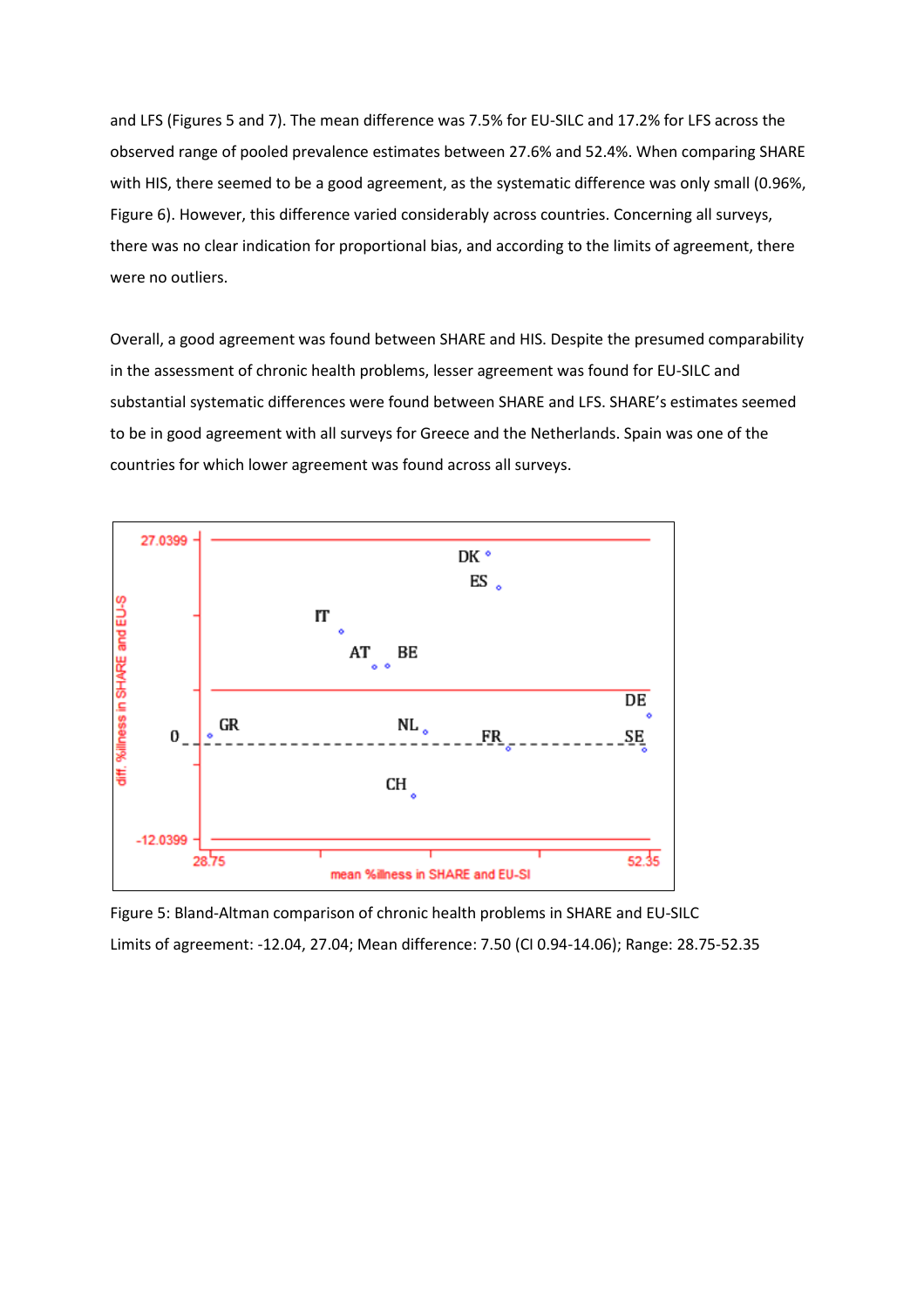and LFS (Figures 5 and 7). The mean difference was 7.5% for EU-SILC and 17.2% for LFS across the observed range of pooled prevalence estimates between 27.6% and 52.4%. When comparing SHARE with HIS, there seemed to be a good agreement, as the systematic difference was only small (0.96%, Figure 6). However, this difference varied considerably across countries. Concerning all surveys, there was no clear indication for proportional bias, and according to the limits of agreement, there were no outliers.

Overall, a good agreement was found between SHARE and HIS. Despite the presumed comparability in the assessment of chronic health problems, lesser agreement was found for EU-SILC and substantial systematic differences were found between SHARE and LFS. SHARE's estimates seemed to be in good agreement with all surveys for Greece and the Netherlands. Spain was one of the countries for which lower agreement was found across all surveys.

Figure 5: Bland-Altman comparison of chronic health problems in SHARE and EU-SILC

Limits of agreement: -12.04, 27.04; Mean difference: 7.50 (CI 0.94-14.06); Range: 28.75-52.35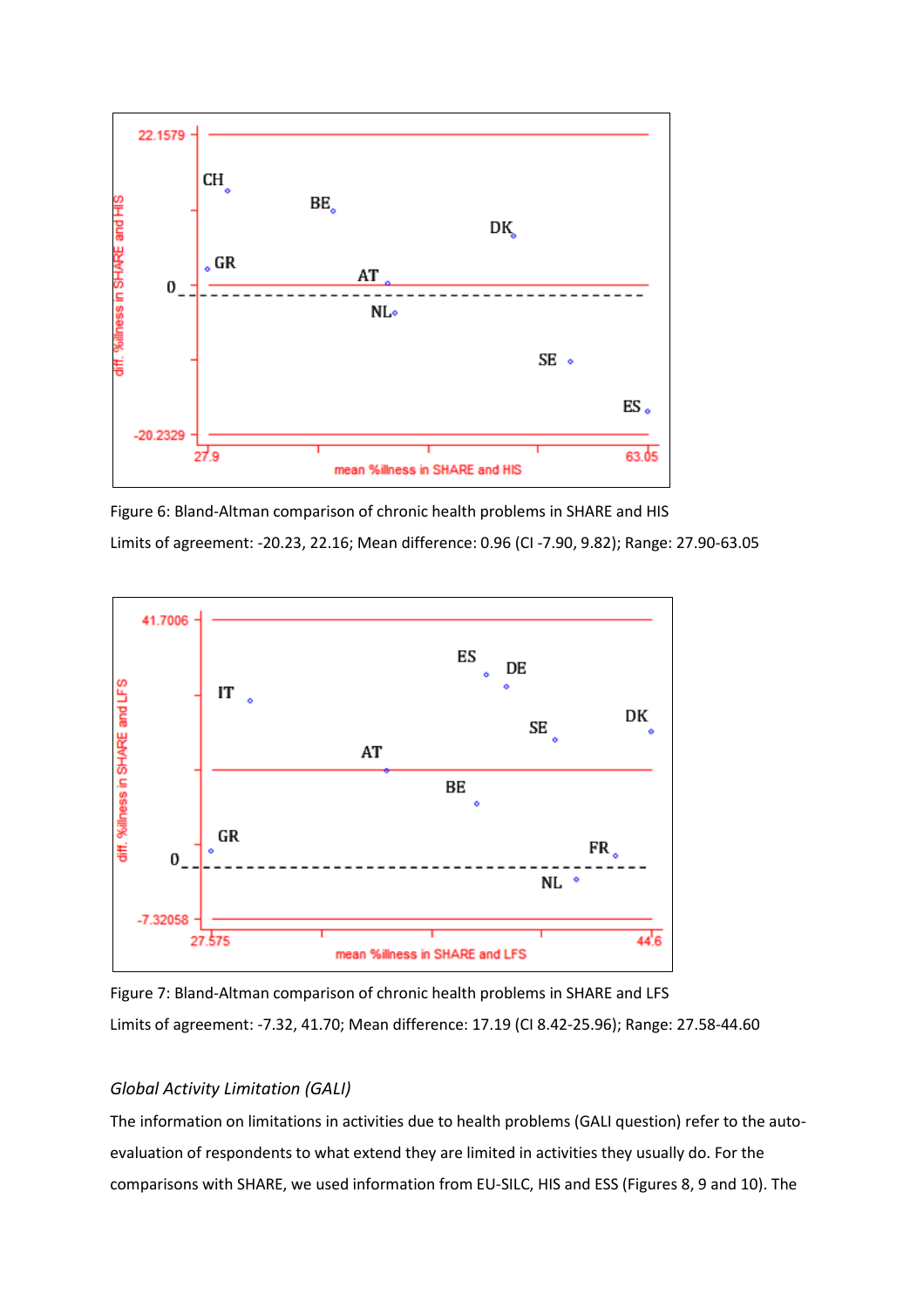Figure 6: Bland-Altman comparison of chronic health problems in SHARE and HIS

Limits of agreement: -20.23, 22.16; Mean difference: 0.96 (CI -7.90, 9.82); Range: 27.90-63.05

Figure 7: Bland-Altman comparison of chronic health problems in SHARE and LFS

Limits of agreement: -7.32, 41.70; Mean difference: 17.19 (CI 8.42-25.96); Range: 27.58-44.60

### *Global Activity Limitation (GALI)*

The information on limitations in activities due to health problems (GALI question) refer to the auto-evaluation of respondents to what extend they are limited in activities they usually do. For the comparisons with SHARE, we used information from EU-SILC, HIS and ESS (Figures 8, 9 and 10). The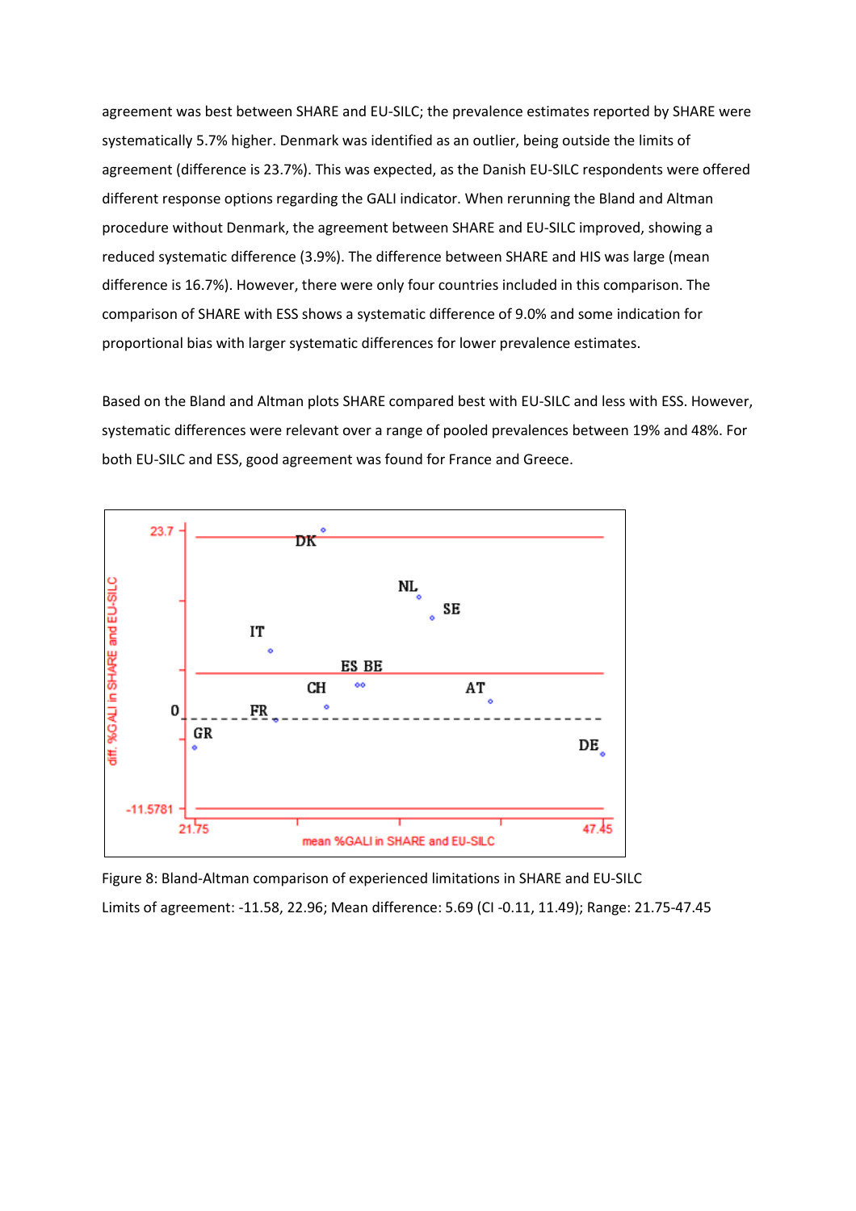agreement was best between SHARE and EU-SILC; the prevalence estimates reported by SHARE were systematically 5.7% higher. Denmark was identified as an outlier, being outside the limits of agreement (difference is 23.7%). This was expected, as the Danish EU-SILC respondents were offered different response options regarding the GALI indicator. When rerunning the Bland and Altman procedure without Denmark, the agreement between SHARE and EU-SILC improved, showing a reduced systematic difference (3.9%). The difference between SHARE and HIS was large (mean difference is 16.7%). However, there were only four countries included in this comparison. The comparison of SHARE with ESS shows a systematic difference of 9.0% and some indication for proportional bias with larger systematic differences for lower prevalence estimates.

Based on the Bland and Altman plots SHARE compared best with EU-SILC and less with ESS. However, systematic differences were relevant over a range of pooled prevalences between 19% and 48%. For both EU-SILC and ESS, good agreement was found for France and Greece.

Figure 8: Bland-Altman comparison of experienced limitations in SHARE and EU-SILC

Limits of agreement: -11.58, 22.96; Mean difference: 5.69 (CI -0.11, 11.49); Range: 21.75-47.45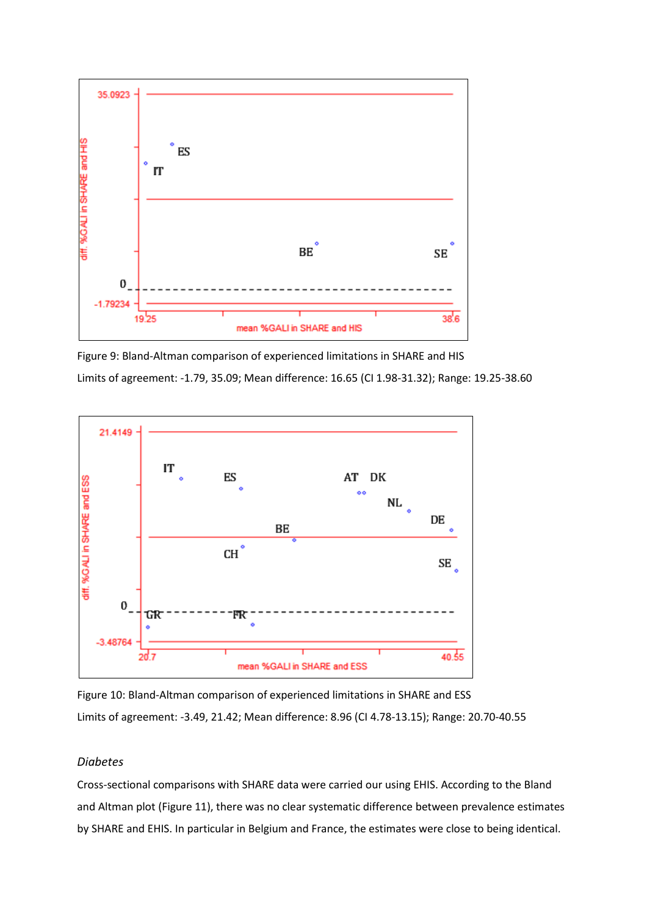Figure 9: Bland-Altman comparison of experienced limitations in SHARE and HIS

Limits of agreement: -1.79, 35.09; Mean difference: 16.65 (CI 1.98-31.32); Range: 19.25-38.60

Figure 10: Bland-Altman comparison of experienced limitations in SHARE and ESS

Limits of agreement: -3.49, 21.42; Mean difference: 8.96 (CI 4.78-13.15); Range: 20.70-40.55

*Diabetes*

Cross-sectional comparisons with SHARE data were carried our using EHIS. According to the Bland and Altman plot (Figure 11), there was no clear systematic difference between prevalence estimates by SHARE and EHIS. In particular in Belgium and France, the estimates were close to being identical.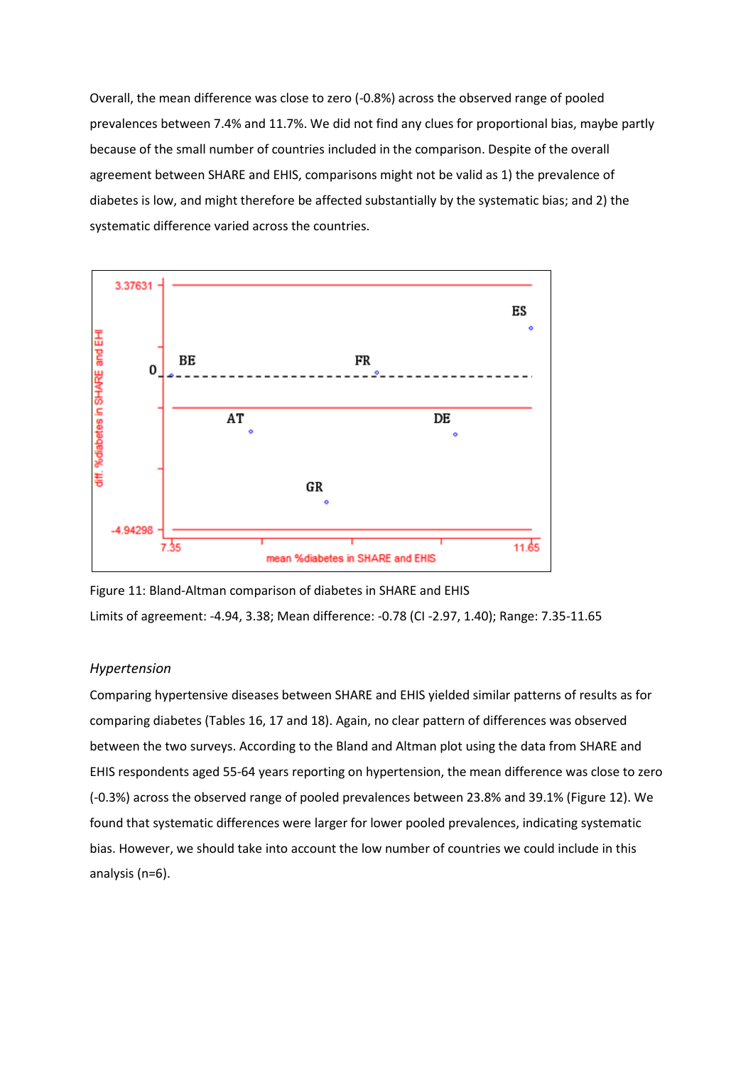Overall, the mean difference was close to zero (-0.8%) across the observed range of pooled prevalences between 7.4% and 11.7%. We did not find any clues for proportional bias, maybe partly because of the small number of countries included in the comparison. Despite of the overall agreement between SHARE and EHIS, comparisons might not be valid as 1) the prevalence of diabetes is low, and might therefore be affected substantially by the systematic bias; and 2) the systematic difference varied across the countries.

Figure 11: Bland-Altman comparison of diabetes in SHARE and EHIS

Limits of agreement: -4.94, 3.38; Mean difference: -0.78 (CI -2.97, 1.40); Range: 7.35-11.65

*Hypertension*

Comparing hypertensive diseases between SHARE and EHIS yielded similar patterns of results as for comparing diabetes (Tables 16, 17 and 18). Again, no clear pattern of differences was observed between the two surveys. According to the Bland and Altman plot using the data from SHARE and EHIS respondents aged 55-64 years reporting on hypertension, the mean difference was close to zero (-0.3%) across the observed range of pooled prevalences between 23.8% and 39.1% (Figure 12). We found that systematic differences were larger for lower pooled prevalences, indicating systematic bias. However, we should take into account the low number of countries we could include in this analysis (n=6).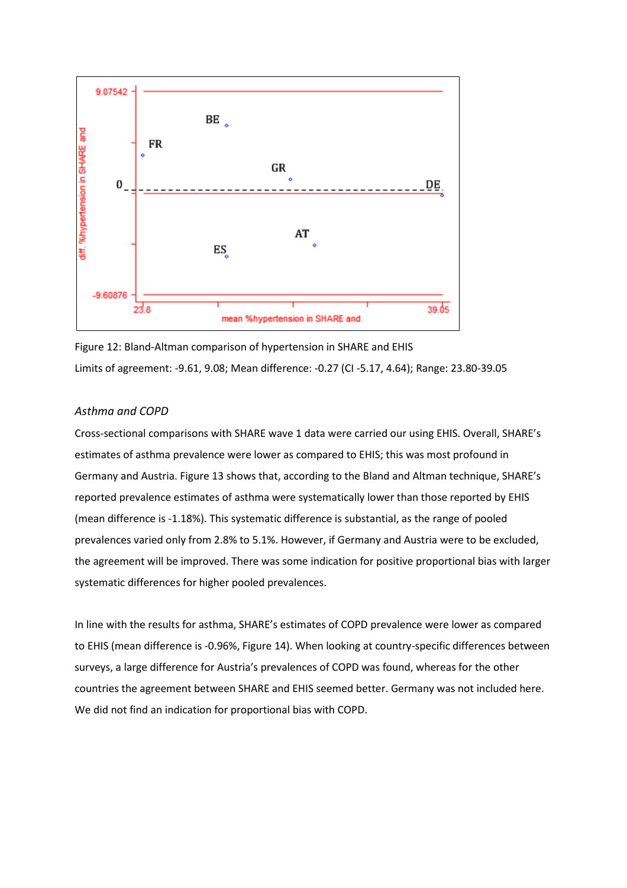Figure 12: Bland-Altman comparison of hypertension in SHARE and EHIS

Limits of agreement: -9.61, 9.08; Mean difference: -0.27 (CI -5.17, 4.64); Range: 23.80-39.05

### *Asthma and COPD*

Cross-sectional comparisons with SHARE wave 1 data were carried our using EHIS. Overall, SHARE's estimates of asthma prevalence were lower as compared to EHIS; this was most profound in Germany and Austria. Figure 13 shows that, according to the Bland and Altman technique, SHARE's reported prevalence estimates of asthma were systematically lower than those reported by EHIS (mean difference is -1.18%). This systematic difference is substantial, as the range of pooled prevalences varied only from 2.8% to 5.1%. However, if Germany and Austria were to be excluded, the agreement will be improved. There was some indication for positive proportional bias with larger systematic differences for higher pooled prevalences.

In line with the results for asthma, SHARE's estimates of COPD prevalence were lower as compared to EHIS (mean difference is -0.96%, Figure 14). When looking at country-specific differences between surveys, a large difference for Austria's prevalences of COPD was found, whereas for the other countries the agreement between SHARE and EHIS seemed better. Germany was not included here. We did not find an indication for proportional bias with COPD.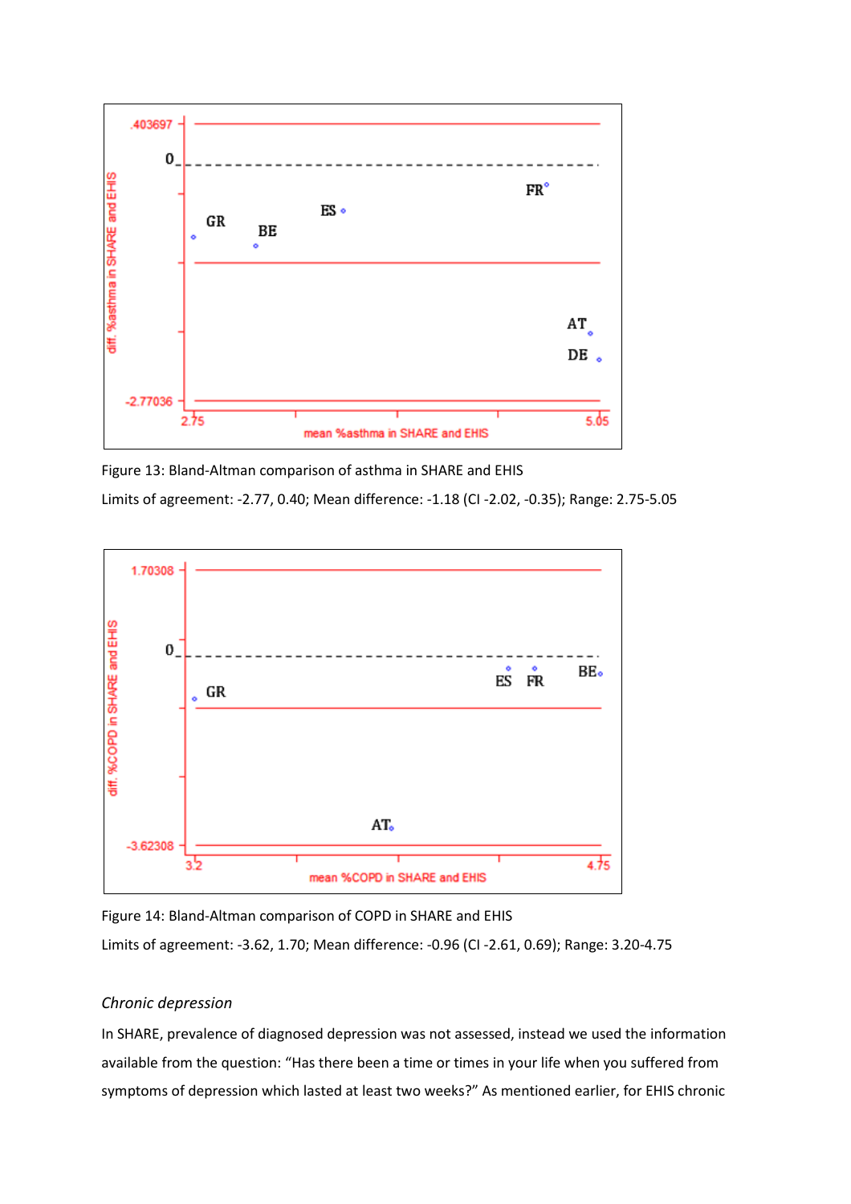Figure 13: Bland-Altman comparison of asthma in SHARE and EHIS

Limits of agreement: -2.77, 0.40; Mean difference: -1.18 (CI -2.02, -0.35); Range: 2.75-5.05

Figure 14: Bland-Altman comparison of COPD in SHARE and EHIS

Limits of agreement: -3.62, 1.70; Mean difference: -0.96 (CI -2.61, 0.69); Range: 3.20-4.75

*Chronic depression*

In SHARE, prevalence of diagnosed depression was not assessed, instead we used the information available from the question: "Has there been a time or times in your life when you suffered from symptoms of depression which lasted at least two weeks?" As mentioned earlier, for EHIS chronic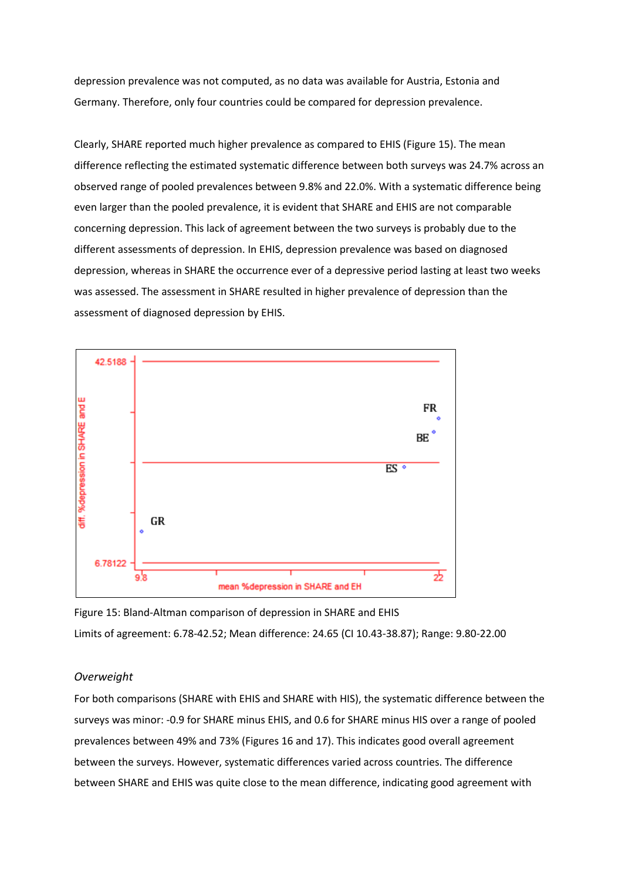depression prevalence was not computed, as no data was available for Austria, Estonia and Germany. Therefore, only four countries could be compared for depression prevalence.

Clearly, SHARE reported much higher prevalence as compared to EHIS (Figure 15). The mean difference reflecting the estimated systematic difference between both surveys was 24.7% across an observed range of pooled prevalences between 9.8% and 22.0%. With a systematic difference being even larger than the pooled prevalence, it is evident that SHARE and EHIS are not comparable concerning depression. This lack of agreement between the two surveys is probably due to the different assessments of depression. In EHIS, depression prevalence was based on diagnosed depression, whereas in SHARE the occurrence ever of a depressive period lasting at least two weeks was assessed. The assessment in SHARE resulted in higher prevalence of depression than the assessment of diagnosed depression by EHIS.

Figure 15: Bland-Altman comparison of depression in SHARE and EHIS

Limits of agreement: 6.78-42.52; Mean difference: 24.65 (CI 10.43-38.87); Range: 9.80-22.00

*Overweight*

For both comparisons (SHARE with EHIS and SHARE with HIS), the systematic difference between the surveys was minor: -0.9 for SHARE minus EHIS, and 0.6 for SHARE minus HIS over a range of pooled prevalences between 49% and 73% (Figures 16 and 17). This indicates good overall agreement between the surveys. However, systematic differences varied across countries. The difference between SHARE and EHIS was quite close to the mean difference, indicating good agreement with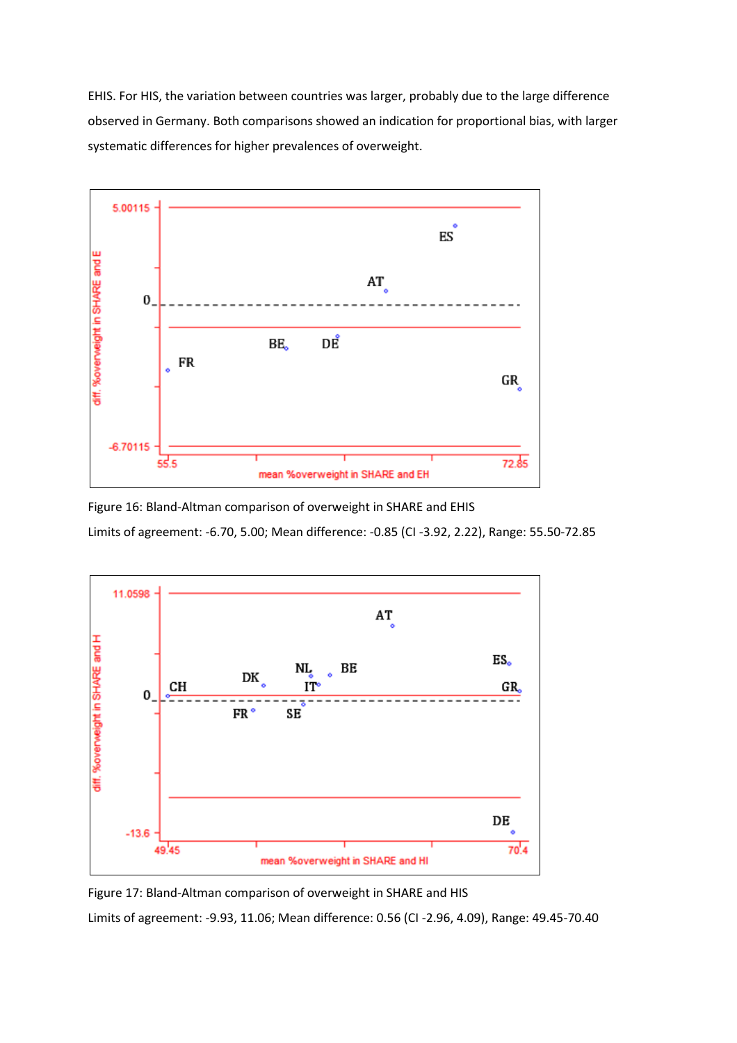EHIS. For HIS, the variation between countries was larger, probably due to the large difference observed in Germany. Both comparisons showed an indication for proportional bias, with larger systematic differences for higher prevalences of overweight.

Figure 16: Bland-Altman comparison of overweight in SHARE and EHIS

Limits of agreement: -6.70, 5.00; Mean difference: -0.85 (CI -3.92, 2.22), Range: 55.50-72.85

Figure 17: Bland-Altman comparison of overweight in SHARE and HIS

Limits of agreement: -9.93, 11.06; Mean difference: 0.56 (CI -2.96, 4.09), Range: 49.45-70.40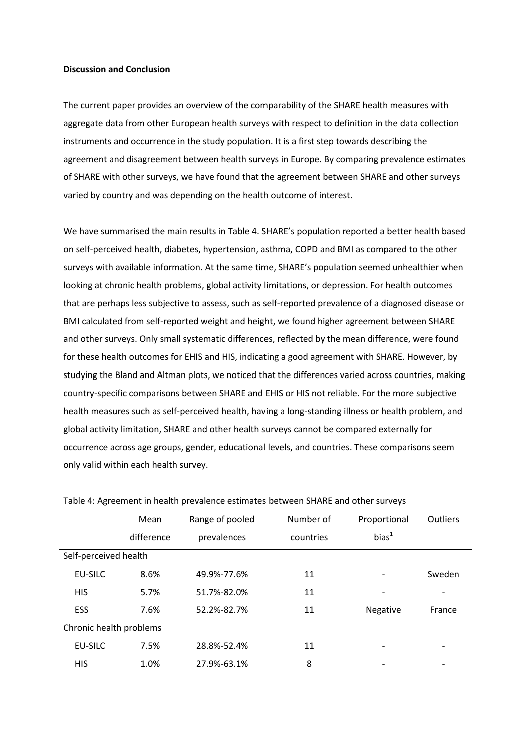**Discussion and Conclusion**

The current paper provides an overview of the comparability of the SHARE health measures with aggregate data from other European health surveys with respect to definition in the data collection instruments and occurrence in the study population. It is a first step towards describing the agreement and disagreement between health surveys in Europe. By comparing prevalence estimates of SHARE with other surveys, we have found that the agreement between SHARE and other surveys varied by country and was depending on the health outcome of interest.

We have summarised the main results in Table 4. SHARE's population reported a better health based on self-perceived health, diabetes, hypertension, asthma, COPD and BMI as compared to the other surveys with available information. At the same time, SHARE's population seemed unhealthier when looking at chronic health problems, global activity limitations, or depression. For health outcomes that are perhaps less subjective to assess, such as self-reported prevalence of a diagnosed disease or BMI calculated from self-reported weight and height, we found higher agreement between SHARE and other surveys. Only small systematic differences, reflected by the mean difference, were found for these health outcomes for EHIS and HIS, indicating a good agreement with SHARE. However, by studying the Bland and Altman plots, we noticed that the differences varied across countries, making country-specific comparisons between SHARE and EHIS or HIS not reliable. For the more subjective health measures such as self-perceived health, having a long-standing illness or health problem, and global activity limitation, SHARE and other health surveys cannot be compared externally for occurrence across age groups, gender, educational levels, and countries. These comparisons seem only valid within each health survey.

Table 4: Agreement in health prevalence estimates between SHARE and other surveys

| | Mean difference | Range of pooled prevalences | Number of countries | Proportional bias[1] | Outliers |
|---|---|---|---|---|---|
| Self-perceived health | | | | | |
| EU-SILC | 8.6% | 49.9%-77.6% | 11 | - | Sweden |
| HIS | 5.7% | 51.7%-82.0% | 11 | - | - |
| ESS | 7.6% | 52.2%-82.7% | 11 | Negative | France |
| Chronic health problems | | | | | |
| EU-SILC | 7.5% | 28.8%-52.4% | 11 | - | - |
| HIS | 1.0% | 27.9%-63.1% | 8 | - | - |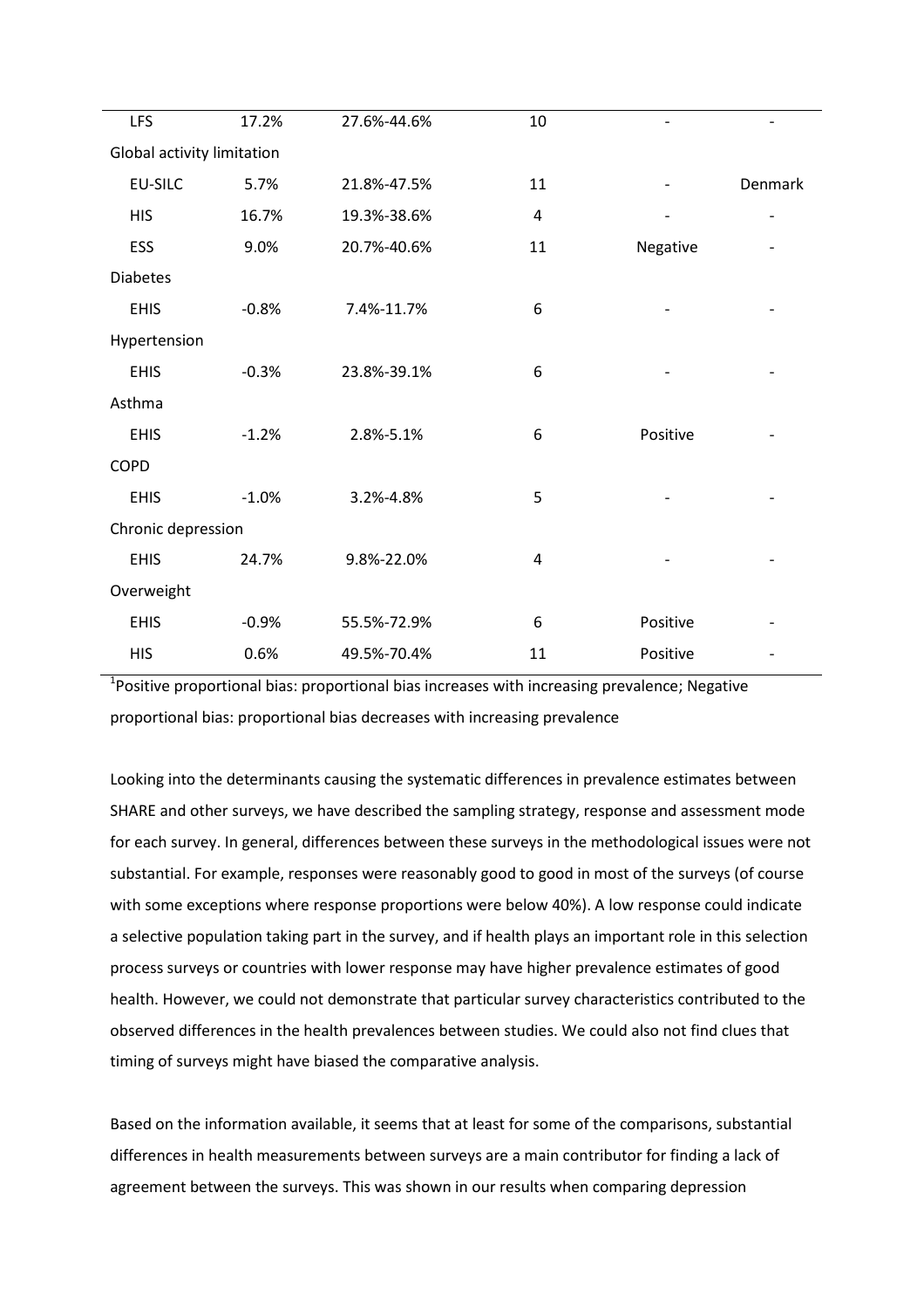| | | | | | |
|---|---|---|---|---|---|
| LFS | 17.2% | 27.6%-44.6% | 10 | - | - |
| Global activity limitation | | | | | |
| EU-SILC | 5.7% | 21.8%-47.5% | 11 | - | Denmark |
| HIS | 16.7% | 19.3%-38.6% | 4 | - | - |
| ESS | 9.0% | 20.7%-40.6% | 11 | Negative | - |
| Diabetes | | | | | |
| EHIS | -0.8% | 7.4%-11.7% | 6 | - | - |
| Hypertension | | | | | |
| EHIS | -0.3% | 23.8%-39.1% | 6 | - | - |
| Asthma | | | | | |
| EHIS | -1.2% | 2.8%-5.1% | 6 | Positive | - |
| COPD | | | | | |
| EHIS | -1.0% | 3.2%-4.8% | 5 | - | - |
| Chronic depression | | | | | |
| EHIS | 24.7% | 9.8%-22.0% | 4 | - | - |
| Overweight | | | | | |
| EHIS | -0.9% | 55.5%-72.9% | 6 | Positive | - |
| HIS | 0.6% | 49.5%-70.4% | 11 | Positive | - |

[1]Positive proportional bias: proportional bias increases with increasing prevalence; Negative proportional bias: proportional bias decreases with increasing prevalence

Looking into the determinants causing the systematic differences in prevalence estimates between SHARE and other surveys, we have described the sampling strategy, response and assessment mode for each survey. In general, differences between these surveys in the methodological issues were not substantial. For example, responses were reasonably good to good in most of the surveys (of course with some exceptions where response proportions were below 40%). A low response could indicate a selective population taking part in the survey, and if health plays an important role in this selection process surveys or countries with lower response may have higher prevalence estimates of good health. However, we could not demonstrate that particular survey characteristics contributed to the observed differences in the health prevalences between studies. We could also not find clues that timing of surveys might have biased the comparative analysis.

Based on the information available, it seems that at least for some of the comparisons, substantial differences in health measurements between surveys are a main contributor for finding a lack of agreement between the surveys. This was shown in our results when comparing depression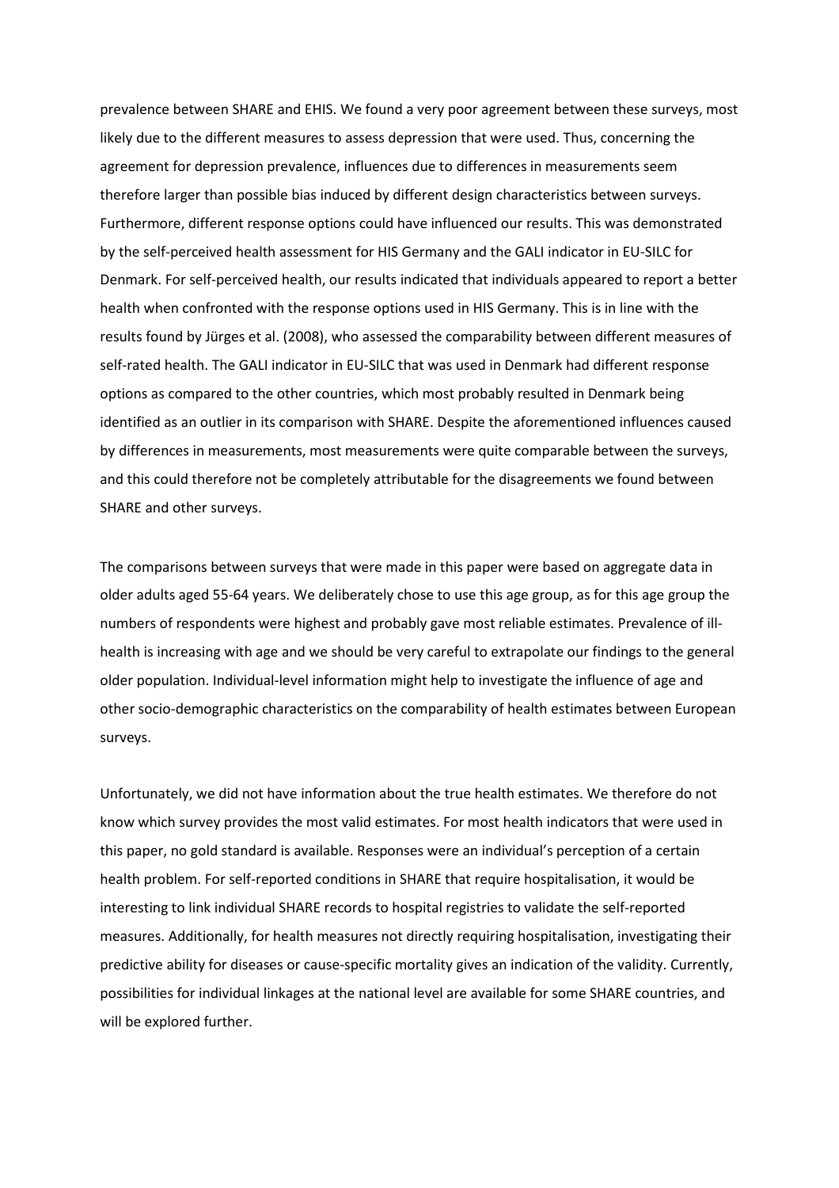prevalence between SHARE and EHIS. We found a very poor agreement between these surveys, most likely due to the different measures to assess depression that were used. Thus, concerning the agreement for depression prevalence, influences due to differences in measurements seem therefore larger than possible bias induced by different design characteristics between surveys. Furthermore, different response options could have influenced our results. This was demonstrated by the self-perceived health assessment for HIS Germany and the GALI indicator in EU-SILC for Denmark. For self-perceived health, our results indicated that individuals appeared to report a better health when confronted with the response options used in HIS Germany. This is in line with the results found by Jürges et al. (2008), who assessed the comparability between different measures of self-rated health. The GALI indicator in EU-SILC that was used in Denmark had different response options as compared to the other countries, which most probably resulted in Denmark being identified as an outlier in its comparison with SHARE. Despite the aforementioned influences caused by differences in measurements, most measurements were quite comparable between the surveys, and this could therefore not be completely attributable for the disagreements we found between SHARE and other surveys.

The comparisons between surveys that were made in this paper were based on aggregate data in older adults aged 55-64 years. We deliberately chose to use this age group, as for this age group the numbers of respondents were highest and probably gave most reliable estimates. Prevalence of ill-health is increasing with age and we should be very careful to extrapolate our findings to the general older population. Individual-level information might help to investigate the influence of age and other socio-demographic characteristics on the comparability of health estimates between European surveys.

Unfortunately, we did not have information about the true health estimates. We therefore do not know which survey provides the most valid estimates. For most health indicators that were used in this paper, no gold standard is available. Responses were an individual's perception of a certain health problem. For self-reported conditions in SHARE that require hospitalisation, it would be interesting to link individual SHARE records to hospital registries to validate the self-reported measures. Additionally, for health measures not directly requiring hospitalisation, investigating their predictive ability for diseases or cause-specific mortality gives an indication of the validity. Currently, possibilities for individual linkages at the national level are available for some SHARE countries, and will be explored further.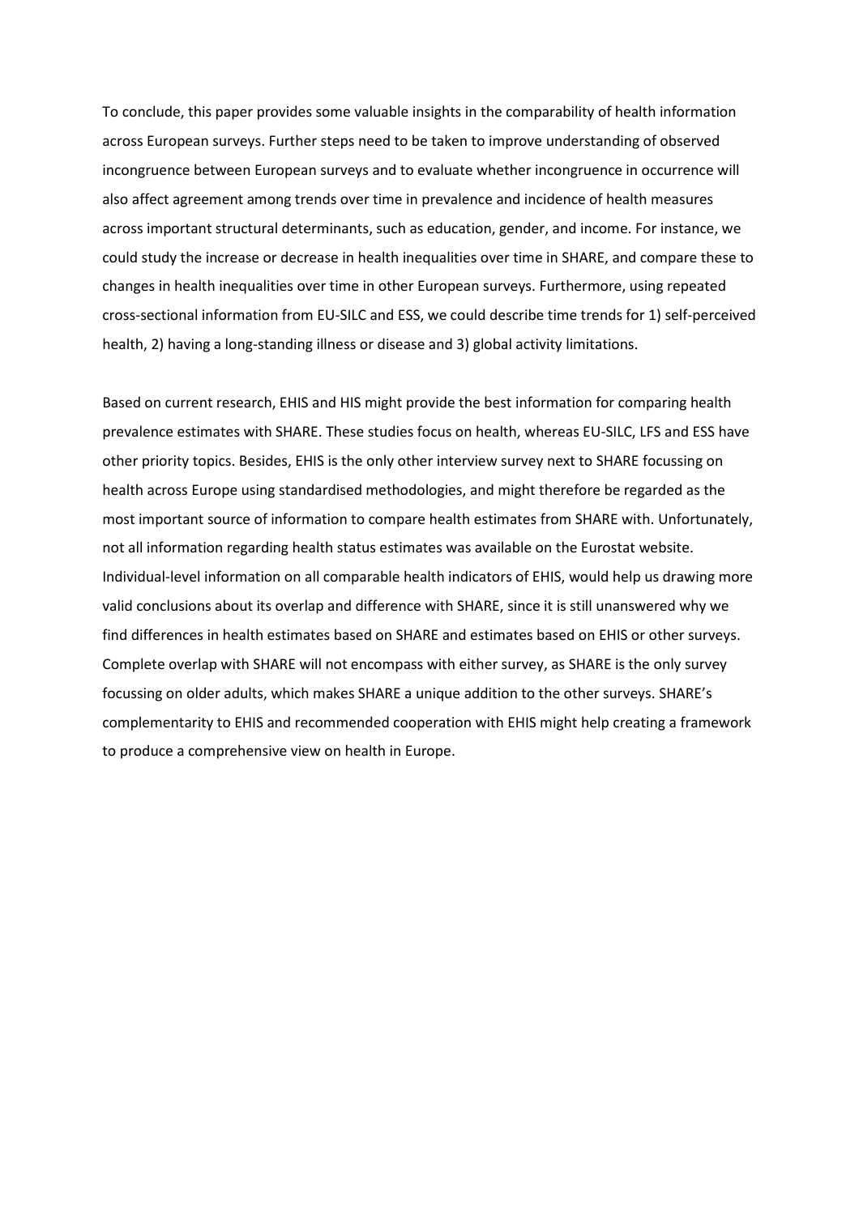To conclude, this paper provides some valuable insights in the comparability of health information across European surveys. Further steps need to be taken to improve understanding of observed incongruence between European surveys and to evaluate whether incongruence in occurrence will also affect agreement among trends over time in prevalence and incidence of health measures across important structural determinants, such as education, gender, and income. For instance, we could study the increase or decrease in health inequalities over time in SHARE, and compare these to changes in health inequalities over time in other European surveys. Furthermore, using repeated cross-sectional information from EU-SILC and ESS, we could describe time trends for 1) self-perceived health, 2) having a long-standing illness or disease and 3) global activity limitations.

Based on current research, EHIS and HIS might provide the best information for comparing health prevalence estimates with SHARE. These studies focus on health, whereas EU-SILC, LFS and ESS have other priority topics. Besides, EHIS is the only other interview survey next to SHARE focussing on health across Europe using standardised methodologies, and might therefore be regarded as the most important source of information to compare health estimates from SHARE with. Unfortunately, not all information regarding health status estimates was available on the Eurostat website. Individual-level information on all comparable health indicators of EHIS, would help us drawing more valid conclusions about its overlap and difference with SHARE, since it is still unanswered why we find differences in health estimates based on SHARE and estimates based on EHIS or other surveys. Complete overlap with SHARE will not encompass with either survey, as SHARE is the only survey focussing on older adults, which makes SHARE a unique addition to the other surveys. SHARE's complementarity to EHIS and recommended cooperation with EHIS might help creating a framework to produce a comprehensive view on health in Europe.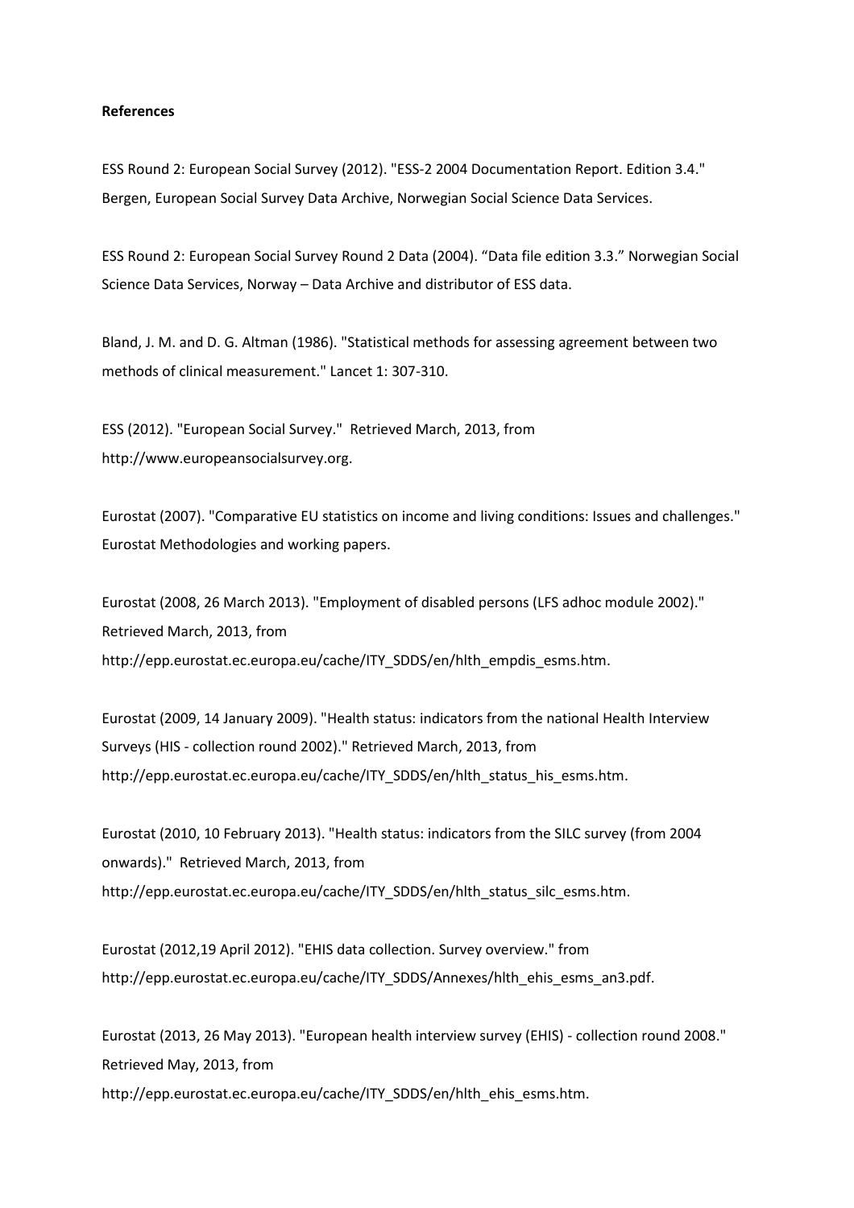**References**

ESS Round 2: European Social Survey (2012). "ESS-2 2004 Documentation Report. Edition 3.4." Bergen, European Social Survey Data Archive, Norwegian Social Science Data Services.

ESS Round 2: European Social Survey Round 2 Data (2004). “Data file edition 3.3.” Norwegian Social Science Data Services, Norway – Data Archive and distributor of ESS data.

Bland, J. M. and D. G. Altman (1986). "Statistical methods for assessing agreement between two methods of clinical measurement." Lancet 1: 307-310.

ESS (2012). "European Social Survey." Retrieved March, 2013, from http://www.europeansocialsurvey.org.

Eurostat (2007). "Comparative EU statistics on income and living conditions: Issues and challenges." Eurostat Methodologies and working papers.

Eurostat (2008, 26 March 2013). "Employment of disabled persons (LFS adhoc module 2002)." Retrieved March, 2013, from http://epp.eurostat.ec.europa.eu/cache/ITY_SDDS/en/hlth_empdis_esms.htm.

Eurostat (2009, 14 January 2009). "Health status: indicators from the national Health Interview Surveys (HIS - collection round 2002)." Retrieved March, 2013, from http://epp.eurostat.ec.europa.eu/cache/ITY_SDDS/en/hlth_status_his_esms.htm.

Eurostat (2010, 10 February 2013). "Health status: indicators from the SILC survey (from 2004 onwards)." Retrieved March, 2013, from http://epp.eurostat.ec.europa.eu/cache/ITY_SDDS/en/hlth_status_silc_esms.htm.

Eurostat (2012,19 April 2012). "EHIS data collection. Survey overview." from http://epp.eurostat.ec.europa.eu/cache/ITY_SDDS/Annexes/hlth_ehis_esms_an3.pdf.

Eurostat (2013, 26 May 2013). "European health interview survey (EHIS) - collection round 2008." Retrieved May, 2013, from http://epp.eurostat.ec.europa.eu/cache/ITY_SDDS/en/hlth_ehis_esms.htm.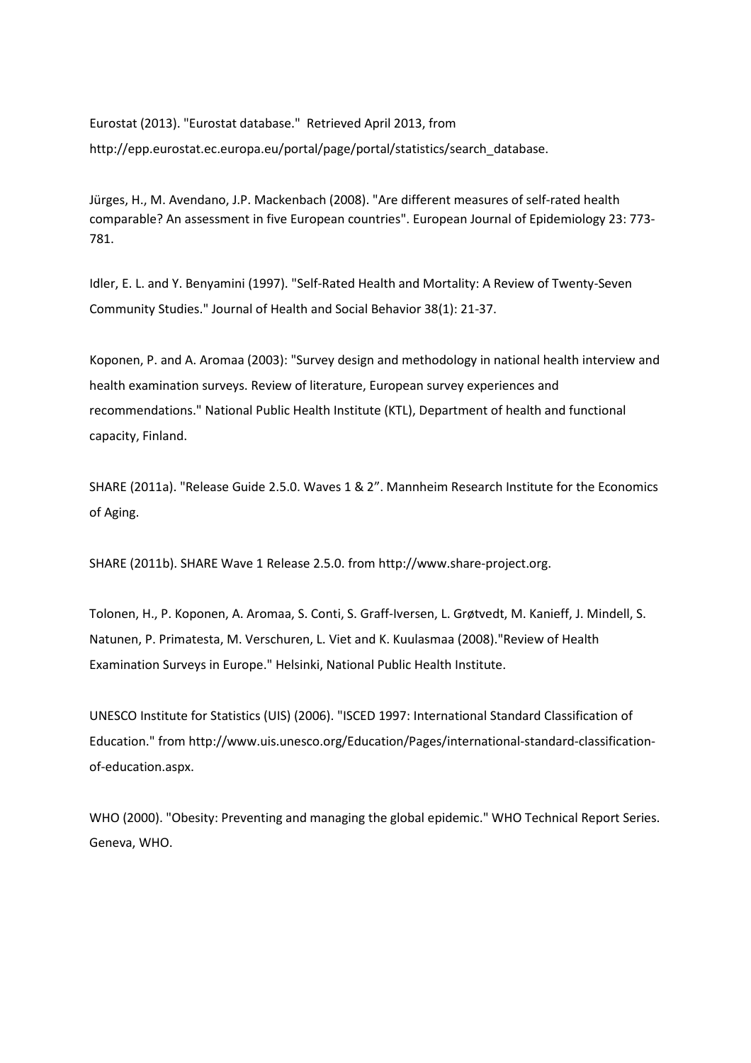Eurostat (2013). "Eurostat database." Retrieved April 2013, from http://epp.eurostat.ec.europa.eu/portal/page/portal/statistics/search_database.

Jürges, H., M. Avendano, J.P. Mackenbach (2008). "Are different measures of self-rated health comparable? An assessment in five European countries". European Journal of Epidemiology 23: 773-781.

Idler, E. L. and Y. Benyamini (1997). "Self-Rated Health and Mortality: A Review of Twenty-Seven Community Studies." Journal of Health and Social Behavior 38(1): 21-37.

Koponen, P. and A. Aromaa (2003): "Survey design and methodology in national health interview and health examination surveys. Review of literature, European survey experiences and recommendations." National Public Health Institute (KTL), Department of health and functional capacity, Finland.

SHARE (2011a). "Release Guide 2.5.0. Waves 1 & 2". Mannheim Research Institute for the Economics of Aging.

SHARE (2011b). SHARE Wave 1 Release 2.5.0. from http://www.share-project.org.

Tolonen, H., P. Koponen, A. Aromaa, S. Conti, S. Graff-Iversen, L. Grøtvedt, M. Kanieff, J. Mindell, S. Natunen, P. Primatesta, M. Verschuren, L. Viet and K. Kuulasmaa (2008)."Review of Health Examination Surveys in Europe." Helsinki, National Public Health Institute.

UNESCO Institute for Statistics (UIS) (2006). "ISCED 1997: International Standard Classification of Education." from http://www.uis.unesco.org/Education/Pages/international-standard-classification-of-education.aspx.

WHO (2000). "Obesity: Preventing and managing the global epidemic." WHO Technical Report Series. Geneva, WHO.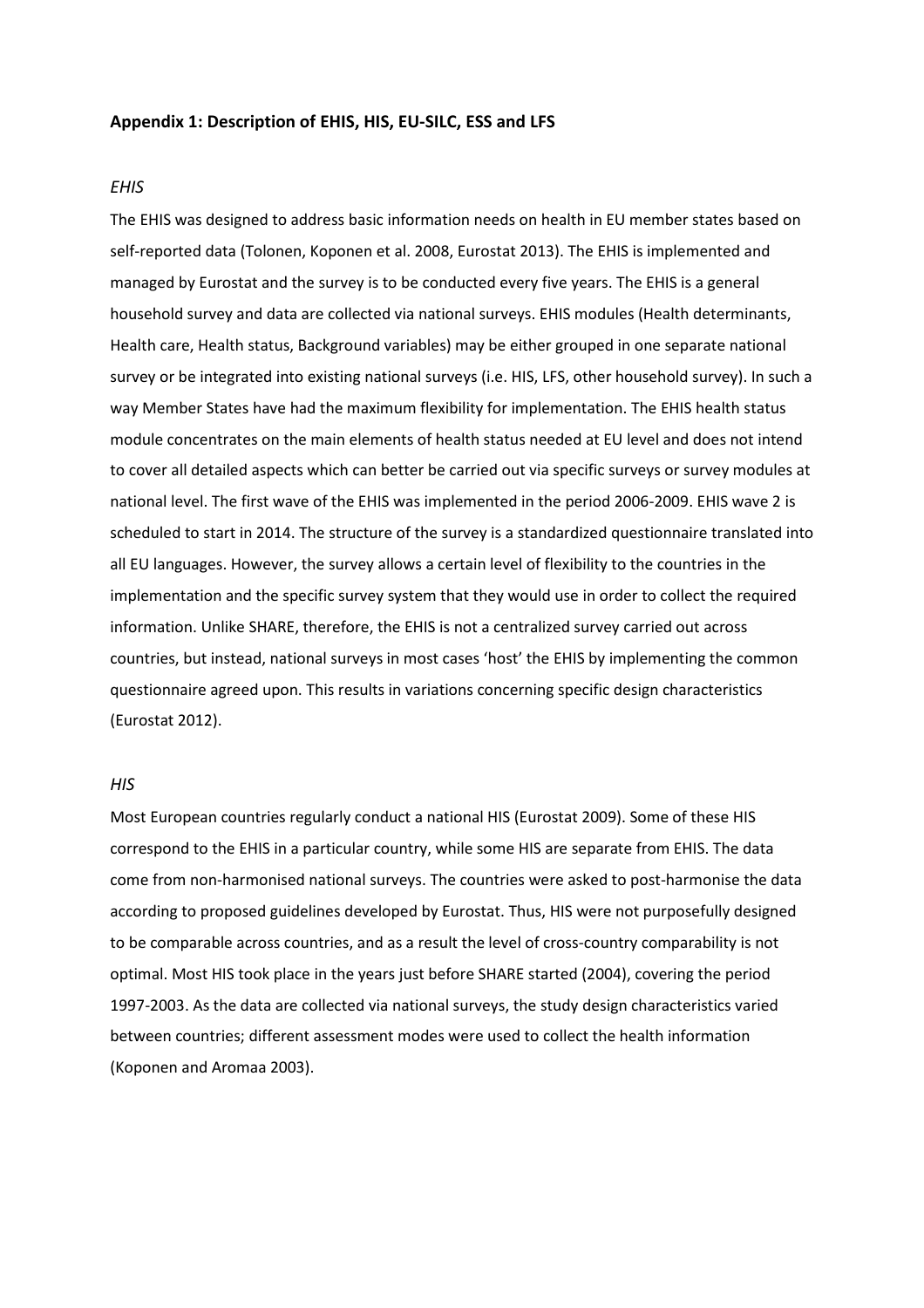**Appendix 1: Description of EHIS, HIS, EU-SILC, ESS and LFS**

*EHIS*

The EHIS was designed to address basic information needs on health in EU member states based on self-reported data (Tolonen, Koponen et al. 2008, Eurostat 2013). The EHIS is implemented and managed by Eurostat and the survey is to be conducted every five years. The EHIS is a general household survey and data are collected via national surveys. EHIS modules (Health determinants, Health care, Health status, Background variables) may be either grouped in one separate national survey or be integrated into existing national surveys (i.e. HIS, LFS, other household survey). In such a way Member States have had the maximum flexibility for implementation. The EHIS health status module concentrates on the main elements of health status needed at EU level and does not intend to cover all detailed aspects which can better be carried out via specific surveys or survey modules at national level. The first wave of the EHIS was implemented in the period 2006-2009. EHIS wave 2 is scheduled to start in 2014. The structure of the survey is a standardized questionnaire translated into all EU languages. However, the survey allows a certain level of flexibility to the countries in the implementation and the specific survey system that they would use in order to collect the required information. Unlike SHARE, therefore, the EHIS is not a centralized survey carried out across countries, but instead, national surveys in most cases 'host' the EHIS by implementing the common questionnaire agreed upon. This results in variations concerning specific design characteristics (Eurostat 2012).

*HIS*

Most European countries regularly conduct a national HIS (Eurostat 2009). Some of these HIS correspond to the EHIS in a particular country, while some HIS are separate from EHIS. The data come from non-harmonised national surveys. The countries were asked to post-harmonise the data according to proposed guidelines developed by Eurostat. Thus, HIS were not purposefully designed to be comparable across countries, and as a result the level of cross-country comparability is not optimal. Most HIS took place in the years just before SHARE started (2004), covering the period 1997-2003. As the data are collected via national surveys, the study design characteristics varied between countries; different assessment modes were used to collect the health information (Koponen and Aromaa 2003).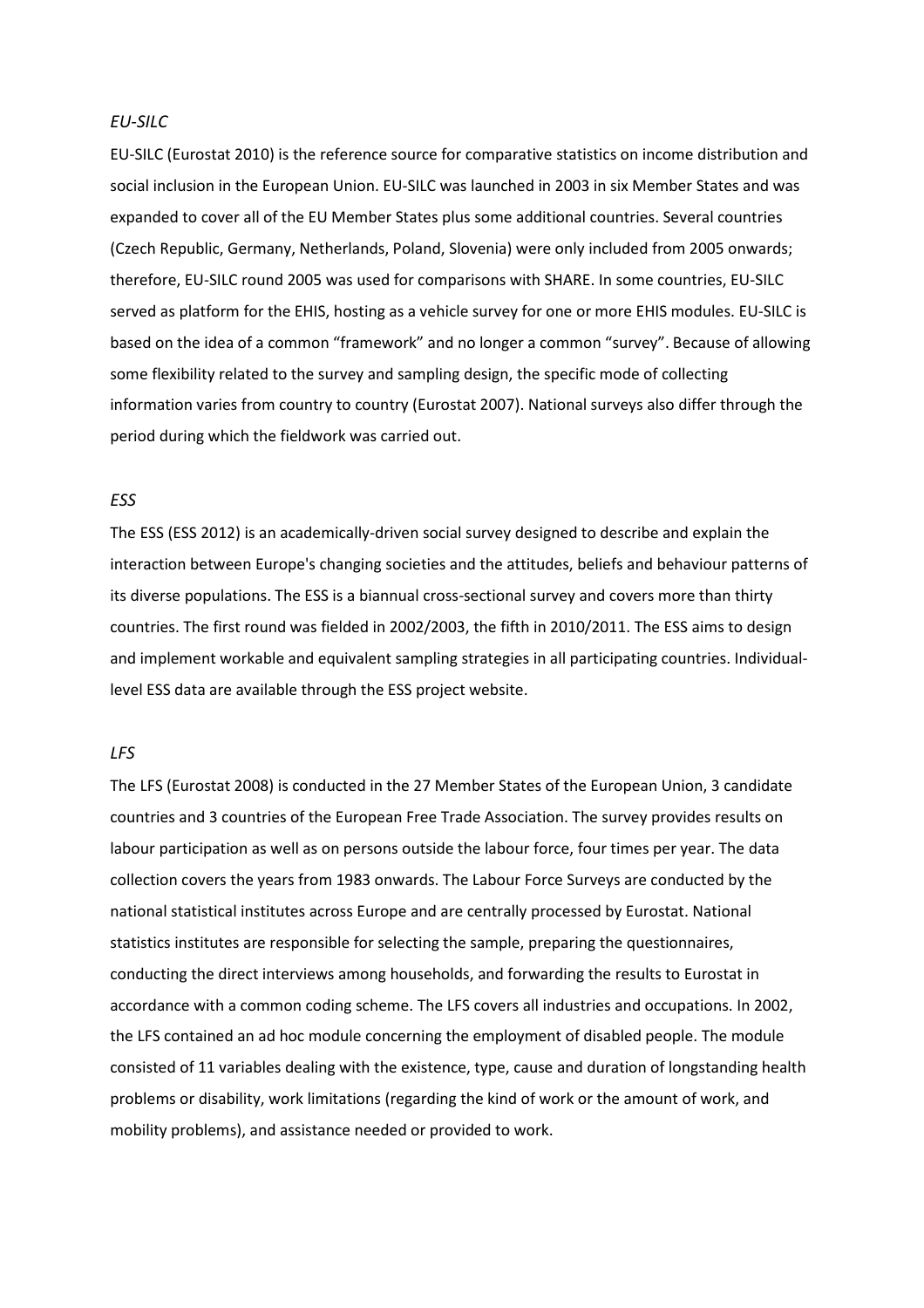*EU-SILC*

EU-SILC (Eurostat 2010) is the reference source for comparative statistics on income distribution and social inclusion in the European Union. EU-SILC was launched in 2003 in six Member States and was expanded to cover all of the EU Member States plus some additional countries. Several countries (Czech Republic, Germany, Netherlands, Poland, Slovenia) were only included from 2005 onwards; therefore, EU-SILC round 2005 was used for comparisons with SHARE. In some countries, EU-SILC served as platform for the EHIS, hosting as a vehicle survey for one or more EHIS modules. EU-SILC is based on the idea of a common "framework" and no longer a common "survey". Because of allowing some flexibility related to the survey and sampling design, the specific mode of collecting information varies from country to country (Eurostat 2007). National surveys also differ through the period during which the fieldwork was carried out.

*ESS*

The ESS (ESS 2012) is an academically-driven social survey designed to describe and explain the interaction between Europe's changing societies and the attitudes, beliefs and behaviour patterns of its diverse populations. The ESS is a biannual cross-sectional survey and covers more than thirty countries. The first round was fielded in 2002/2003, the fifth in 2010/2011. The ESS aims to design and implement workable and equivalent sampling strategies in all participating countries. Individual-level ESS data are available through the ESS project website.

*LFS*

The LFS (Eurostat 2008) is conducted in the 27 Member States of the European Union, 3 candidate countries and 3 countries of the European Free Trade Association. The survey provides results on labour participation as well as on persons outside the labour force, four times per year. The data collection covers the years from 1983 onwards. The Labour Force Surveys are conducted by the national statistical institutes across Europe and are centrally processed by Eurostat. National statistics institutes are responsible for selecting the sample, preparing the questionnaires, conducting the direct interviews among households, and forwarding the results to Eurostat in accordance with a common coding scheme. The LFS covers all industries and occupations. In 2002, the LFS contained an ad hoc module concerning the employment of disabled people. The module consisted of 11 variables dealing with the existence, type, cause and duration of longstanding health problems or disability, work limitations (regarding the kind of work or the amount of work, and mobility problems), and assistance needed or provided to work.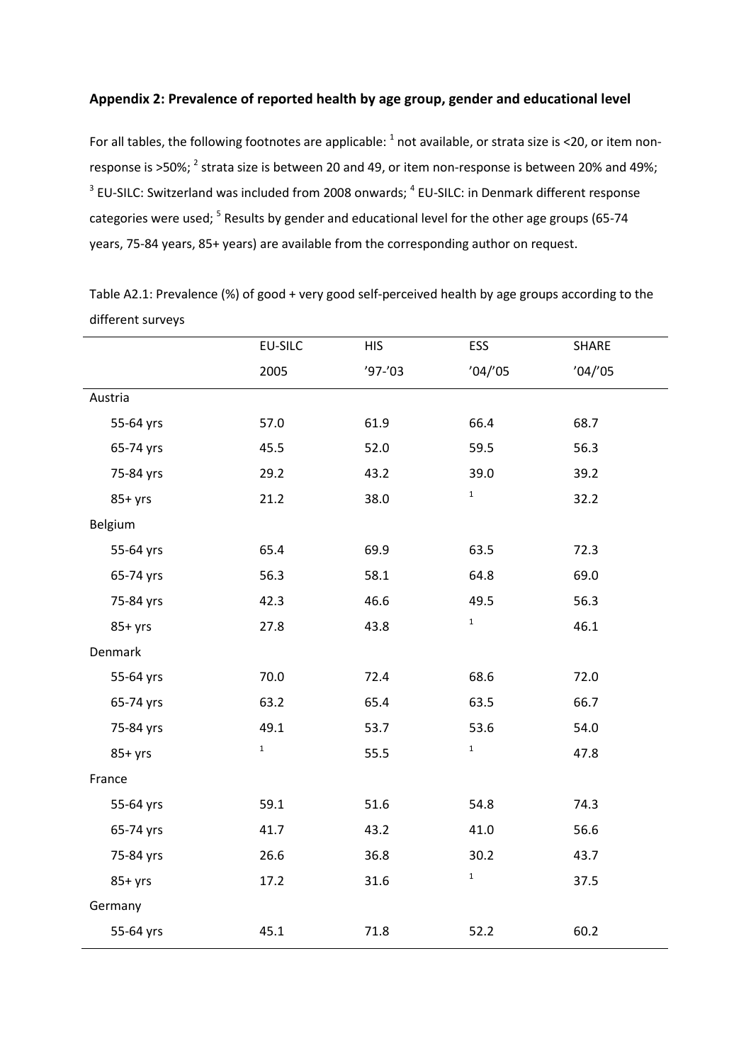## Appendix 2: Prevalence of reported health by age group, gender and educational level

For all tables, the following footnotes are applicable: [1] not available, or strata size is <20, or item non-response is >50%; [2] strata size is between 20 and 49, or item non-response is between 20% and 49%; [3] EU-SILC: Switzerland was included from 2008 onwards; [4] EU-SILC: in Denmark different response categories were used; [5] Results by gender and educational level for the other age groups (65-74 years, 75-84 years, 85+ years) are available from the corresponding author on request.

Table A2.1: Prevalence (%) of good + very good self-perceived health by age groups according to the different surveys

| | EU-SILC | HIS | ESS | SHARE |
|---|---|---|---|---|
| | 2005 | '97-'03 | '04/'05 | '04/'05 |
| Austria | | | | |
| 55-64 yrs | 57.0 | 61.9 | 66.4 | 68.7 |
| 65-74 yrs | 45.5 | 52.0 | 59.5 | 56.3 |
| 75-84 yrs | 29.2 | 43.2 | 39.0 | 39.2 |
| 85+ yrs | 21.2 | 38.0 | [1] | 32.2 |
| Belgium | | | | |
| 55-64 yrs | 65.4 | 69.9 | 63.5 | 72.3 |
| 65-74 yrs | 56.3 | 58.1 | 64.8 | 69.0 |
| 75-84 yrs | 42.3 | 46.6 | 49.5 | 56.3 |
| 85+ yrs | 27.8 | 43.8 | [1] | 46.1 |
| Denmark | | | | |
| 55-64 yrs | 70.0 | 72.4 | 68.6 | 72.0 |
| 65-74 yrs | 63.2 | 65.4 | 63.5 | 66.7 |
| 75-84 yrs | 49.1 | 53.7 | 53.6 | 54.0 |
| 85+ yrs | [1] | 55.5 | [1] | 47.8 |
| France | | | | |
| 55-64 yrs | 59.1 | 51.6 | 54.8 | 74.3 |
| 65-74 yrs | 41.7 | 43.2 | 41.0 | 56.6 |
| 75-84 yrs | 26.6 | 36.8 | 30.2 | 43.7 |
| 85+ yrs | 17.2 | 31.6 | [1] | 37.5 |
| Germany | | | | |
| 55-64 yrs | 45.1 | 71.8 | 52.2 | 60.2 |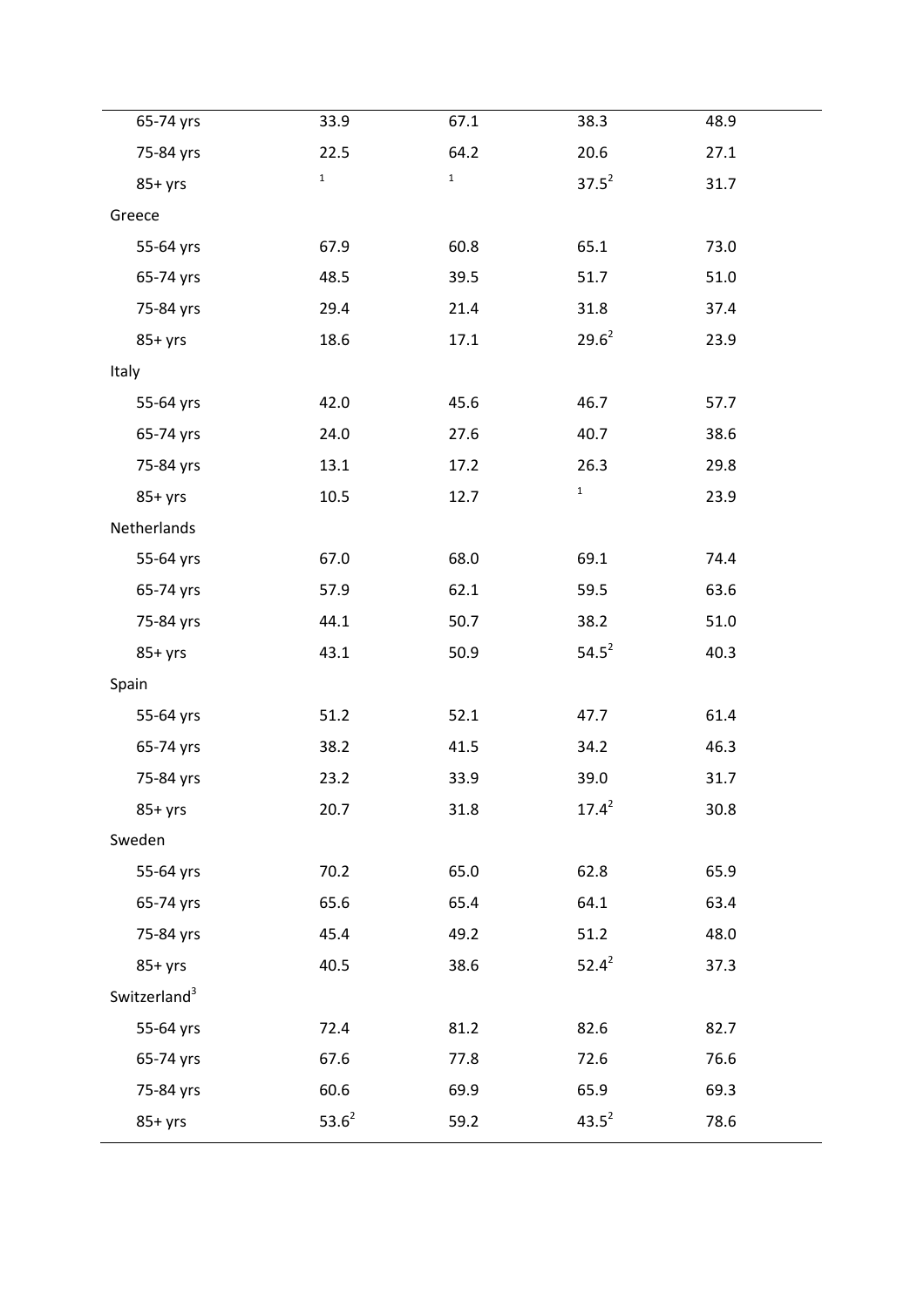| | | | | |
|---|---|---|---|---|
| 65-74 yrs | 33.9 | 67.1 | 38.3 | 48.9 |
| 75-84 yrs | 22.5 | 64.2 | 20.6 | 27.1 |
| 85+ yrs | [1] | [1] | 37.5[2] | 31.7 |
| Greece | | | | |
| 55-64 yrs | 67.9 | 60.8 | 65.1 | 73.0 |
| 65-74 yrs | 48.5 | 39.5 | 51.7 | 51.0 |
| 75-84 yrs | 29.4 | 21.4 | 31.8 | 37.4 |
| 85+ yrs | 18.6 | 17.1 | 29.6[2] | 23.9 |
| Italy | | | | |
| 55-64 yrs | 42.0 | 45.6 | 46.7 | 57.7 |
| 65-74 yrs | 24.0 | 27.6 | 40.7 | 38.6 |
| 75-84 yrs | 13.1 | 17.2 | 26.3 | 29.8 |
| 85+ yrs | 10.5 | 12.7 | [1] | 23.9 |
| Netherlands | | | | |
| 55-64 yrs | 67.0 | 68.0 | 69.1 | 74.4 |
| 65-74 yrs | 57.9 | 62.1 | 59.5 | 63.6 |
| 75-84 yrs | 44.1 | 50.7 | 38.2 | 51.0 |
| 85+ yrs | 43.1 | 50.9 | 54.5[2] | 40.3 |
| Spain | | | | |
| 55-64 yrs | 51.2 | 52.1 | 47.7 | 61.4 |
| 65-74 yrs | 38.2 | 41.5 | 34.2 | 46.3 |
| 75-84 yrs | 23.2 | 33.9 | 39.0 | 31.7 |
| 85+ yrs | 20.7 | 31.8 | 17.4[2] | 30.8 |
| Sweden | | | | |
| 55-64 yrs | 70.2 | 65.0 | 62.8 | 65.9 |
| 65-74 yrs | 65.6 | 65.4 | 64.1 | 63.4 |
| 75-84 yrs | 45.4 | 49.2 | 51.2 | 48.0 |
| 85+ yrs | 40.5 | 38.6 | 52.4[2] | 37.3 |
| Switzerland[3] | | | | |
| 55-64 yrs | 72.4 | 81.2 | 82.6 | 82.7 |
| 65-74 yrs | 67.6 | 77.8 | 72.6 | 76.6 |
| 75-84 yrs | 60.6 | 69.9 | 65.9 | 69.3 |
| 85+ yrs | 53.6[2] | 59.2 | 43.5[2] | 78.6 |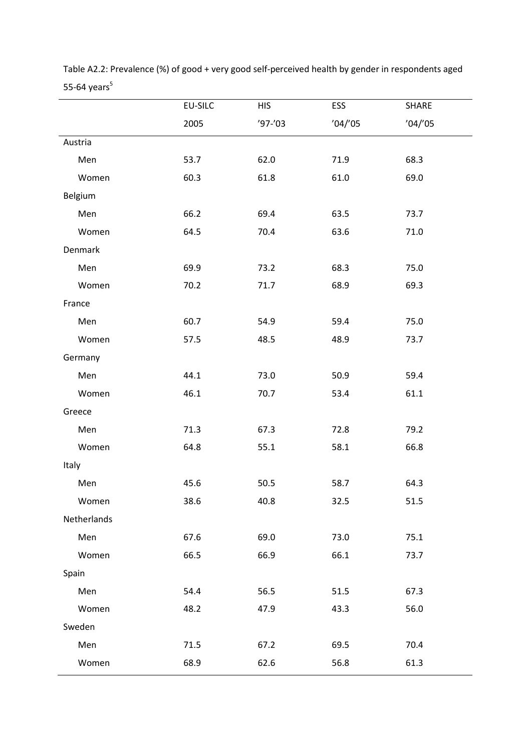Table A2.2: Prevalence (%) of good + very good self-perceived health by gender in respondents aged 55-64 years[5]

| | EU-SILC 2005 | HIS '97-'03 | ESS '04/'05 | SHARE '04/'05 |
|---|---|---|---|---|
| Austria | | | | |
| Men | 53.7 | 62.0 | 71.9 | 68.3 |
| Women | 60.3 | 61.8 | 61.0 | 69.0 |
| Belgium | | | | |
| Men | 66.2 | 69.4 | 63.5 | 73.7 |
| Women | 64.5 | 70.4 | 63.6 | 71.0 |
| Denmark | | | | |
| Men | 69.9 | 73.2 | 68.3 | 75.0 |
| Women | 70.2 | 71.7 | 68.9 | 69.3 |
| France | | | | |
| Men | 60.7 | 54.9 | 59.4 | 75.0 |
| Women | 57.5 | 48.5 | 48.9 | 73.7 |
| Germany | | | | |
| Men | 44.1 | 73.0 | 50.9 | 59.4 |
| Women | 46.1 | 70.7 | 53.4 | 61.1 |
| Greece | | | | |
| Men | 71.3 | 67.3 | 72.8 | 79.2 |
| Women | 64.8 | 55.1 | 58.1 | 66.8 |
| Italy | | | | |
| Men | 45.6 | 50.5 | 58.7 | 64.3 |
| Women | 38.6 | 40.8 | 32.5 | 51.5 |
| Netherlands | | | | |
| Men | 67.6 | 69.0 | 73.0 | 75.1 |
| Women | 66.5 | 66.9 | 66.1 | 73.7 |
| Spain | | | | |
| Men | 54.4 | 56.5 | 51.5 | 67.3 |
| Women | 48.2 | 47.9 | 43.3 | 56.0 |
| Sweden | | | | |
| Men | 71.5 | 67.2 | 69.5 | 70.4 |
| Women | 68.9 | 62.6 | 56.8 | 61.3 |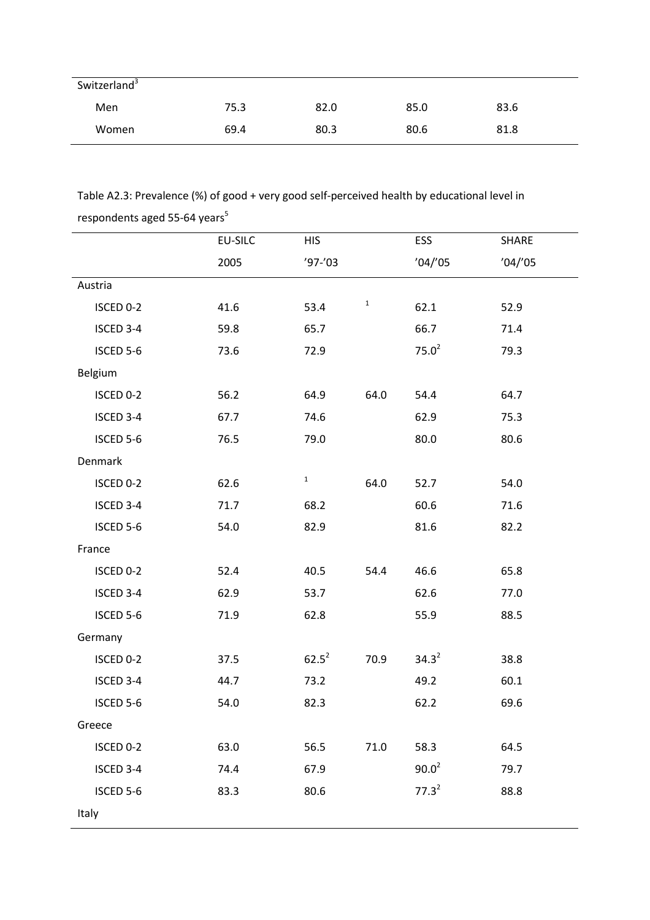| Switzerland[3] | | | | |
|---|---|---|---|---|
| Men | 75.3 | 82.0 | 85.0 | 83.6 |
| Women | 69.4 | 80.3 | 80.6 | 81.8 |

Table A2.3: Prevalence (%) of good + very good self-perceived health by educational level in respondents aged 55-64 years[5]

| | EU-SILC | HIS | | ESS | SHARE |
|---|---|---|---|---|---|
| | 2005 | '97-'03 | | '04/'05 | '04/'05 |
| Austria | | | | | |
| ISCED 0-2 | 41.6 | 53.4 | [1] | 62.1 | 52.9 |
| ISCED 3-4 | 59.8 | 65.7 | | 66.7 | 71.4 |
| ISCED 5-6 | 73.6 | 72.9 | | 75.0[2] | 79.3 |
| Belgium | | | | | |
| ISCED 0-2 | 56.2 | 64.9 | 64.0 | 54.4 | 64.7 |
| ISCED 3-4 | 67.7 | 74.6 | | 62.9 | 75.3 |
| ISCED 5-6 | 76.5 | 79.0 | | 80.0 | 80.6 |
| Denmark | | | | | |
| ISCED 0-2 | 62.6 | [1] | 64.0 | 52.7 | 54.0 |
| ISCED 3-4 | 71.7 | 68.2 | | 60.6 | 71.6 |
| ISCED 5-6 | 54.0 | 82.9 | | 81.6 | 82.2 |
| France | | | | | |
| ISCED 0-2 | 52.4 | 40.5 | 54.4 | 46.6 | 65.8 |
| ISCED 3-4 | 62.9 | 53.7 | | 62.6 | 77.0 |
| ISCED 5-6 | 71.9 | 62.8 | | 55.9 | 88.5 |
| Germany | | | | | |
| ISCED 0-2 | 37.5 | 62.5[2] | 70.9 | 34.3[2] | 38.8 |
| ISCED 3-4 | 44.7 | 73.2 | | 49.2 | 60.1 |
| ISCED 5-6 | 54.0 | 82.3 | | 62.2 | 69.6 |
| Greece | | | | | |
| ISCED 0-2 | 63.0 | 56.5 | 71.0 | 58.3 | 64.5 |
| ISCED 3-4 | 74.4 | 67.9 | | 90.0[2] | 79.7 |
| ISCED 5-6 | 83.3 | 80.6 | | 77.3[2] | 88.8 |
| Italy | | | | | |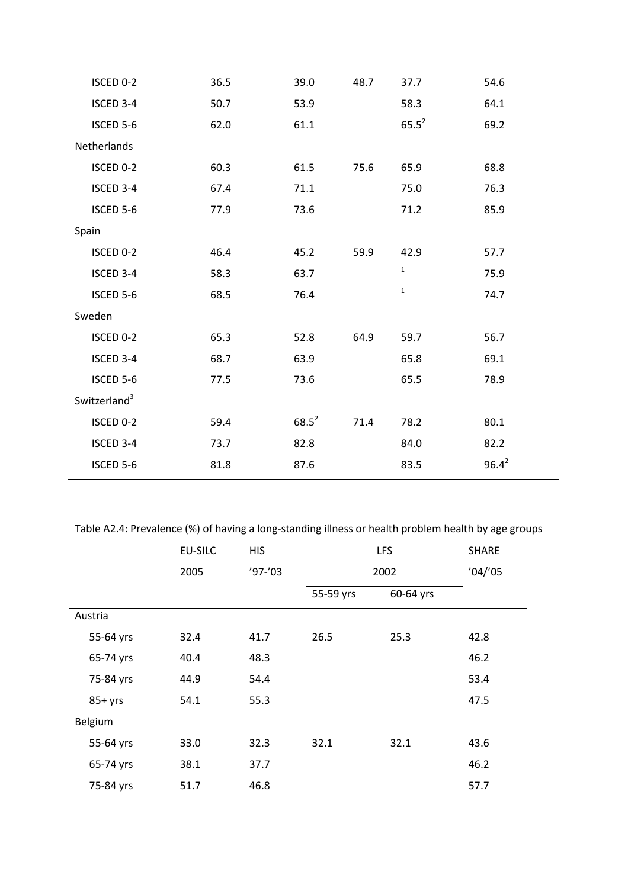| | | | | | |
|---|---|---|---|---|---|
| ISCED 0-2 | 36.5 | 39.0 | 48.7 | 37.7 | 54.6 |
| ISCED 3-4 | 50.7 | 53.9 | | 58.3 | 64.1 |
| ISCED 5-6 | 62.0 | 61.1 | | 65.5[2] | 69.2 |
| Netherlands | | | | | |
| ISCED 0-2 | 60.3 | 61.5 | 75.6 | 65.9 | 68.8 |
| ISCED 3-4 | 67.4 | 71.1 | | 75.0 | 76.3 |
| ISCED 5-6 | 77.9 | 73.6 | | 71.2 | 85.9 |
| Spain | | | | | |
| ISCED 0-2 | 46.4 | 45.2 | 59.9 | 42.9 | 57.7 |
| ISCED 3-4 | 58.3 | 63.7 | | [1] | 75.9 |
| ISCED 5-6 | 68.5 | 76.4 | | [1] | 74.7 |
| Sweden | | | | | |
| ISCED 0-2 | 65.3 | 52.8 | 64.9 | 59.7 | 56.7 |
| ISCED 3-4 | 68.7 | 63.9 | | 65.8 | 69.1 |
| ISCED 5-6 | 77.5 | 73.6 | | 65.5 | 78.9 |
| Switzerland[3] | | | | | |
| ISCED 0-2 | 59.4 | 68.5[2] | 71.4 | 78.2 | 80.1 |
| ISCED 3-4 | 73.7 | 82.8 | | 84.0 | 82.2 |
| ISCED 5-6 | 81.8 | 87.6 | | 83.5 | 96.4[2] |

Table A2.4: Prevalence (%) of having a long-standing illness or health problem health by age groups

| | EU-SILC | HIS | LFS | | SHARE |
|---|---|---|---|---|---|
| | 2005 | '97-'03 | 2002 | | '04/'05 |
| | | | 55-59 yrs | 60-64 yrs | |
| Austria | | | | | |
| 55-64 yrs | 32.4 | 41.7 | 26.5 | 25.3 | 42.8 |
| 65-74 yrs | 40.4 | 48.3 | | | 46.2 |
| 75-84 yrs | 44.9 | 54.4 | | | 53.4 |
| 85+ yrs | 54.1 | 55.3 | | | 47.5 |
| Belgium | | | | | |
| 55-64 yrs | 33.0 | 32.3 | 32.1 | 32.1 | 43.6 |
| 65-74 yrs | 38.1 | 37.7 | | | 46.2 |
| 75-84 yrs | 51.7 | 46.8 | | | 57.7 |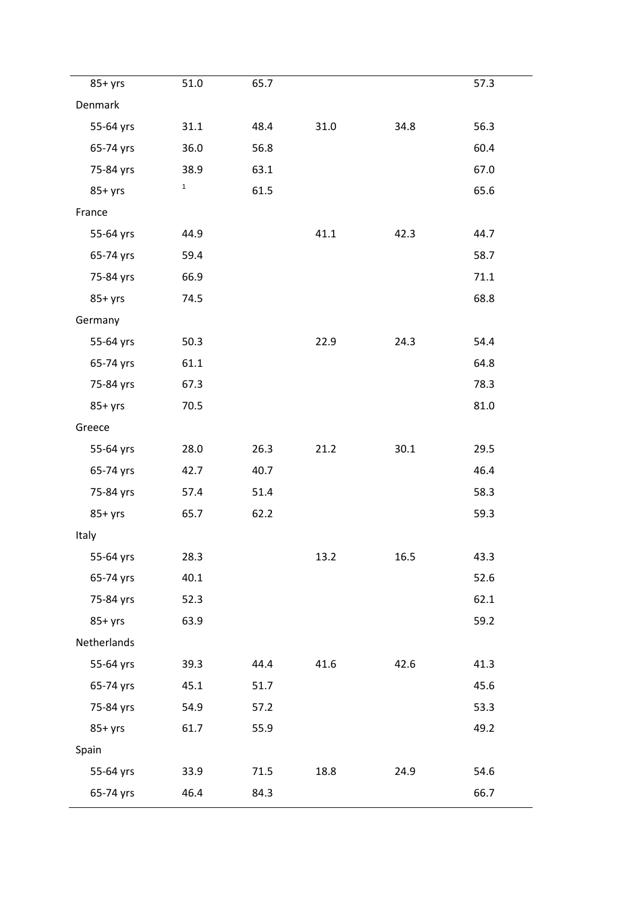| | | | | | |
|---|---|---|---|---|---|
| 85+ yrs | 51.0 | 65.7 | | | 57.3 |
| Denmark | | | | | |
| 55-64 yrs | 31.1 | 48.4 | 31.0 | 34.8 | 56.3 |
| 65-74 yrs | 36.0 | 56.8 | | | 60.4 |
| 75-84 yrs | 38.9 | 63.1 | | | 67.0 |
| 85+ yrs | [1] | 61.5 | | | 65.6 |
| France | | | | | |
| 55-64 yrs | 44.9 | | 41.1 | 42.3 | 44.7 |
| 65-74 yrs | 59.4 | | | | 58.7 |
| 75-84 yrs | 66.9 | | | | 71.1 |
| 85+ yrs | 74.5 | | | | 68.8 |
| Germany | | | | | |
| 55-64 yrs | 50.3 | | 22.9 | 24.3 | 54.4 |
| 65-74 yrs | 61.1 | | | | 64.8 |
| 75-84 yrs | 67.3 | | | | 78.3 |
| 85+ yrs | 70.5 | | | | 81.0 |
| Greece | | | | | |
| 55-64 yrs | 28.0 | 26.3 | 21.2 | 30.1 | 29.5 |
| 65-74 yrs | 42.7 | 40.7 | | | 46.4 |
| 75-84 yrs | 57.4 | 51.4 | | | 58.3 |
| 85+ yrs | 65.7 | 62.2 | | | 59.3 |
| Italy | | | | | |
| 55-64 yrs | 28.3 | | 13.2 | 16.5 | 43.3 |
| 65-74 yrs | 40.1 | | | | 52.6 |
| 75-84 yrs | 52.3 | | | | 62.1 |
| 85+ yrs | 63.9 | | | | 59.2 |
| Netherlands | | | | | |
| 55-64 yrs | 39.3 | 44.4 | 41.6 | 42.6 | 41.3 |
| 65-74 yrs | 45.1 | 51.7 | | | 45.6 |
| 75-84 yrs | 54.9 | 57.2 | | | 53.3 |
| 85+ yrs | 61.7 | 55.9 | | | 49.2 |
| Spain | | | | | |
| 55-64 yrs | 33.9 | 71.5 | 18.8 | 24.9 | 54.6 |
| 65-74 yrs | 46.4 | 84.3 | | | 66.7 |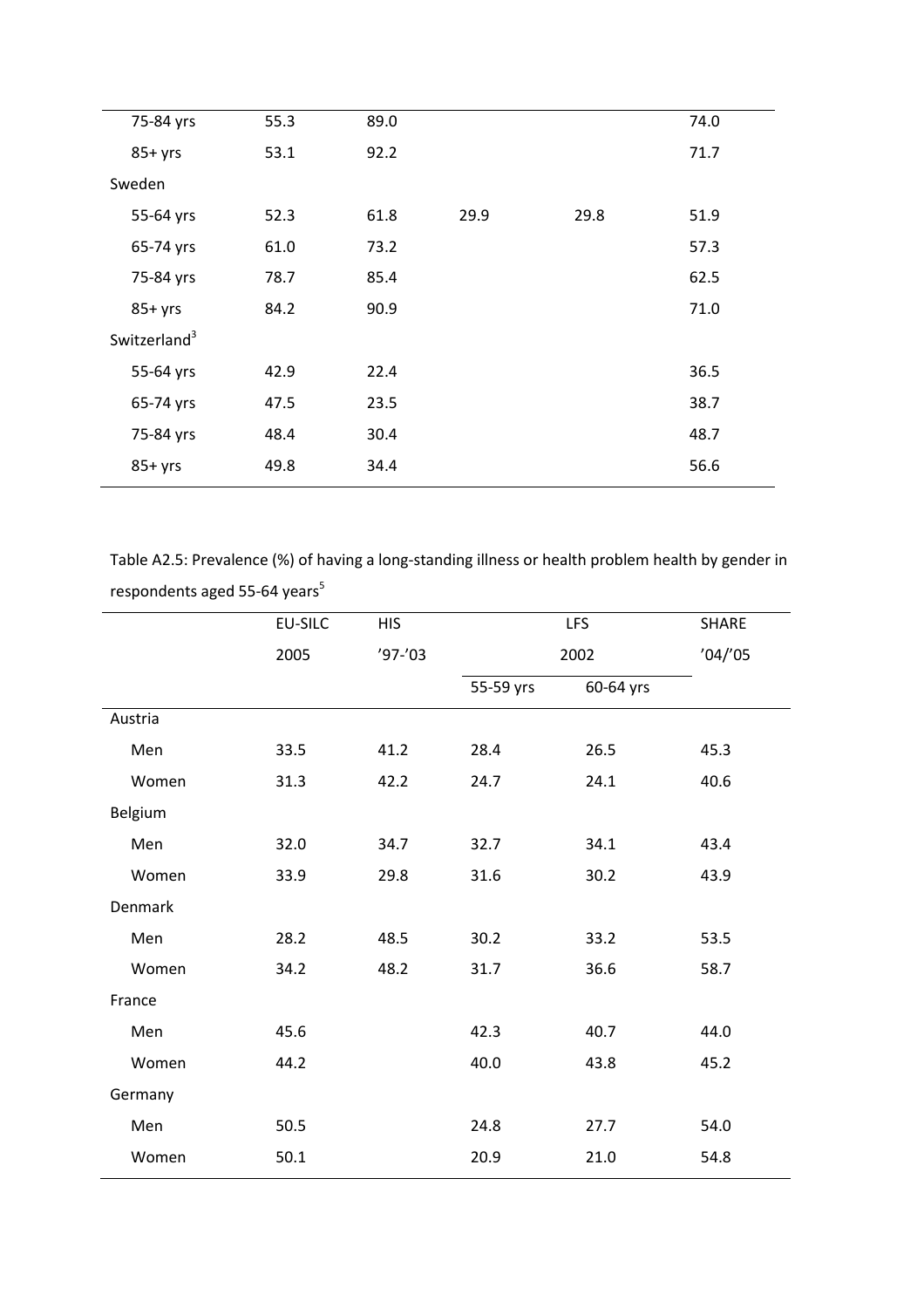| | | | | | |
|---|---|---|---|---|---|
| 75-84 yrs | 55.3 | 89.0 | | | 74.0 |
| 85+ yrs | 53.1 | 92.2 | | | 71.7 |
| Sweden | | | | | |
| 55-64 yrs | 52.3 | 61.8 | 29.9 | 29.8 | 51.9 |
| 65-74 yrs | 61.0 | 73.2 | | | 57.3 |
| 75-84 yrs | 78.7 | 85.4 | | | 62.5 |
| 85+ yrs | 84.2 | 90.9 | | | 71.0 |
| Switzerland[3] | | | | | |
| 55-64 yrs | 42.9 | 22.4 | | | 36.5 |
| 65-74 yrs | 47.5 | 23.5 | | | 38.7 |
| 75-84 yrs | 48.4 | 30.4 | | | 48.7 |
| 85+ yrs | 49.8 | 34.4 | | | 56.6 |

Table A2.5: Prevalence (%) of having a long-standing illness or health problem health by gender in respondents aged 55-64 years[5]

| | EU-SILC | HIS | LFS | | SHARE |
|---|---|---|---|---|---|
| | 2005 | '97-'03 | 2002 | | '04/'05 |
| | | | 55-59 yrs | 60-64 yrs | |
| Austria | | | | | |
| Men | 33.5 | 41.2 | 28.4 | 26.5 | 45.3 |
| Women | 31.3 | 42.2 | 24.7 | 24.1 | 40.6 |
| Belgium | | | | | |
| Men | 32.0 | 34.7 | 32.7 | 34.1 | 43.4 |
| Women | 33.9 | 29.8 | 31.6 | 30.2 | 43.9 |
| Denmark | | | | | |
| Men | 28.2 | 48.5 | 30.2 | 33.2 | 53.5 |
| Women | 34.2 | 48.2 | 31.7 | 36.6 | 58.7 |
| France | | | | | |
| Men | 45.6 | | 42.3 | 40.7 | 44.0 |
| Women | 44.2 | | 40.0 | 43.8 | 45.2 |
| Germany | | | | | |
| Men | 50.5 | | 24.8 | 27.7 | 54.0 |
| Women | 50.1 | | 20.9 | 21.0 | 54.8 |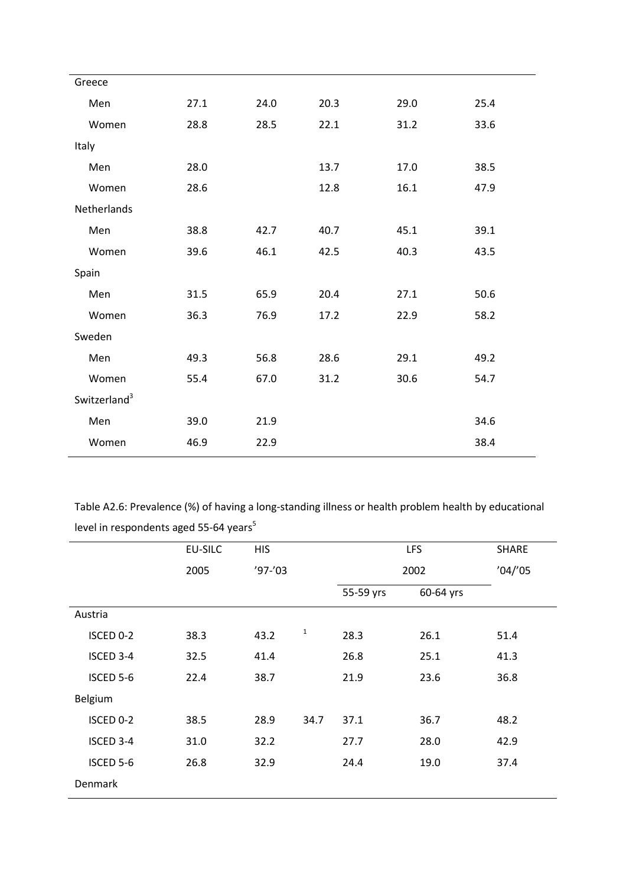| | | | | | |
|---|---|---|---|---|---|
| Greece | | | | | |
| Men | 27.1 | 24.0 | 20.3 | 29.0 | 25.4 |
| Women | 28.8 | 28.5 | 22.1 | 31.2 | 33.6 |
| Italy | | | | | |
| Men | 28.0 | | 13.7 | 17.0 | 38.5 |
| Women | 28.6 | | 12.8 | 16.1 | 47.9 |
| Netherlands | | | | | |
| Men | 38.8 | 42.7 | 40.7 | 45.1 | 39.1 |
| Women | 39.6 | 46.1 | 42.5 | 40.3 | 43.5 |
| Spain | | | | | |
| Men | 31.5 | 65.9 | 20.4 | 27.1 | 50.6 |
| Women | 36.3 | 76.9 | 17.2 | 22.9 | 58.2 |
| Sweden | | | | | |
| Men | 49.3 | 56.8 | 28.6 | 29.1 | 49.2 |
| Women | 55.4 | 67.0 | 31.2 | 30.6 | 54.7 |
| Switzerland[3] | | | | | |
| Men | 39.0 | 21.9 | | | 34.6 |
| Women | 46.9 | 22.9 | | | 38.4 |

Table A2.6: Prevalence (%) of having a long-standing illness or health problem health by educational level in respondents aged 55-64 years[5]

| | EU-SILC | HIS | | LFS | | SHARE |
|---|---|---|---|---|---|---|
| | 2005 | '97-'03 | | 2002 | | '04/'05 |
| | | | | 55-59 yrs | 60-64 yrs | |
| Austria | | | | | | |
| ISCED 0-2 | 38.3 | 43.2 | [1] | 28.3 | 26.1 | 51.4 |
| ISCED 3-4 | 32.5 | 41.4 | | 26.8 | 25.1 | 41.3 |
| ISCED 5-6 | 22.4 | 38.7 | | 21.9 | 23.6 | 36.8 |
| Belgium | | | | | | |
| ISCED 0-2 | 38.5 | 28.9 | 34.7 | 37.1 | 36.7 | 48.2 |
| ISCED 3-4 | 31.0 | 32.2 | | 27.7 | 28.0 | 42.9 |
| ISCED 5-6 | 26.8 | 32.9 | | 24.4 | 19.0 | 37.4 |
| Denmark | | | | | | |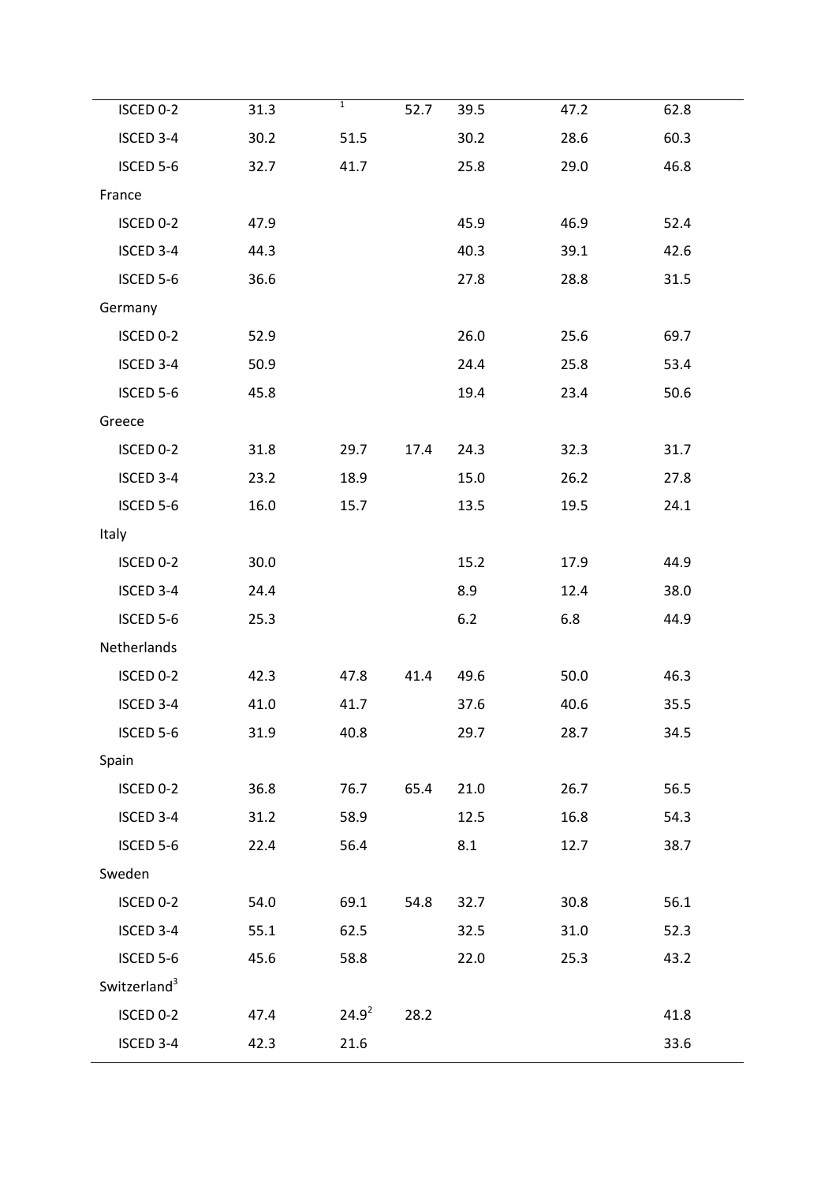| | | | | | | |
|---|---|---|---|---|---|---|
| ISCED 0-2 | 31.3 | [1] | 52.7 | 39.5 | 47.2 | 62.8 |
| ISCED 3-4 | 30.2 | 51.5 | | 30.2 | 28.6 | 60.3 |
| ISCED 5-6 | 32.7 | 41.7 | | 25.8 | 29.0 | 46.8 |
| France | | | | | | |
| ISCED 0-2 | 47.9 | | | 45.9 | 46.9 | 52.4 |
| ISCED 3-4 | 44.3 | | | 40.3 | 39.1 | 42.6 |
| ISCED 5-6 | 36.6 | | | 27.8 | 28.8 | 31.5 |
| Germany | | | | | | |
| ISCED 0-2 | 52.9 | | | 26.0 | 25.6 | 69.7 |
| ISCED 3-4 | 50.9 | | | 24.4 | 25.8 | 53.4 |
| ISCED 5-6 | 45.8 | | | 19.4 | 23.4 | 50.6 |
| Greece | | | | | | |
| ISCED 0-2 | 31.8 | 29.7 | 17.4 | 24.3 | 32.3 | 31.7 |
| ISCED 3-4 | 23.2 | 18.9 | | 15.0 | 26.2 | 27.8 |
| ISCED 5-6 | 16.0 | 15.7 | | 13.5 | 19.5 | 24.1 |
| Italy | | | | | | |
| ISCED 0-2 | 30.0 | | | 15.2 | 17.9 | 44.9 |
| ISCED 3-4 | 24.4 | | | 8.9 | 12.4 | 38.0 |
| ISCED 5-6 | 25.3 | | | 6.2 | 6.8 | 44.9 |
| Netherlands | | | | | | |
| ISCED 0-2 | 42.3 | 47.8 | 41.4 | 49.6 | 50.0 | 46.3 |
| ISCED 3-4 | 41.0 | 41.7 | | 37.6 | 40.6 | 35.5 |
| ISCED 5-6 | 31.9 | 40.8 | | 29.7 | 28.7 | 34.5 |
| Spain | | | | | | |
| ISCED 0-2 | 36.8 | 76.7 | 65.4 | 21.0 | 26.7 | 56.5 |
| ISCED 3-4 | 31.2 | 58.9 | | 12.5 | 16.8 | 54.3 |
| ISCED 5-6 | 22.4 | 56.4 | | 8.1 | 12.7 | 38.7 |
| Sweden | | | | | | |
| ISCED 0-2 | 54.0 | 69.1 | 54.8 | 32.7 | 30.8 | 56.1 |
| ISCED 3-4 | 55.1 | 62.5 | | 32.5 | 31.0 | 52.3 |
| ISCED 5-6 | 45.6 | 58.8 | | 22.0 | 25.3 | 43.2 |
| Switzerland[3] | | | | | | |
| ISCED 0-2 | 47.4 | 24.9[2] | 28.2 | | | 41.8 |
| ISCED 3-4 | 42.3 | 21.6 | | | | 33.6 |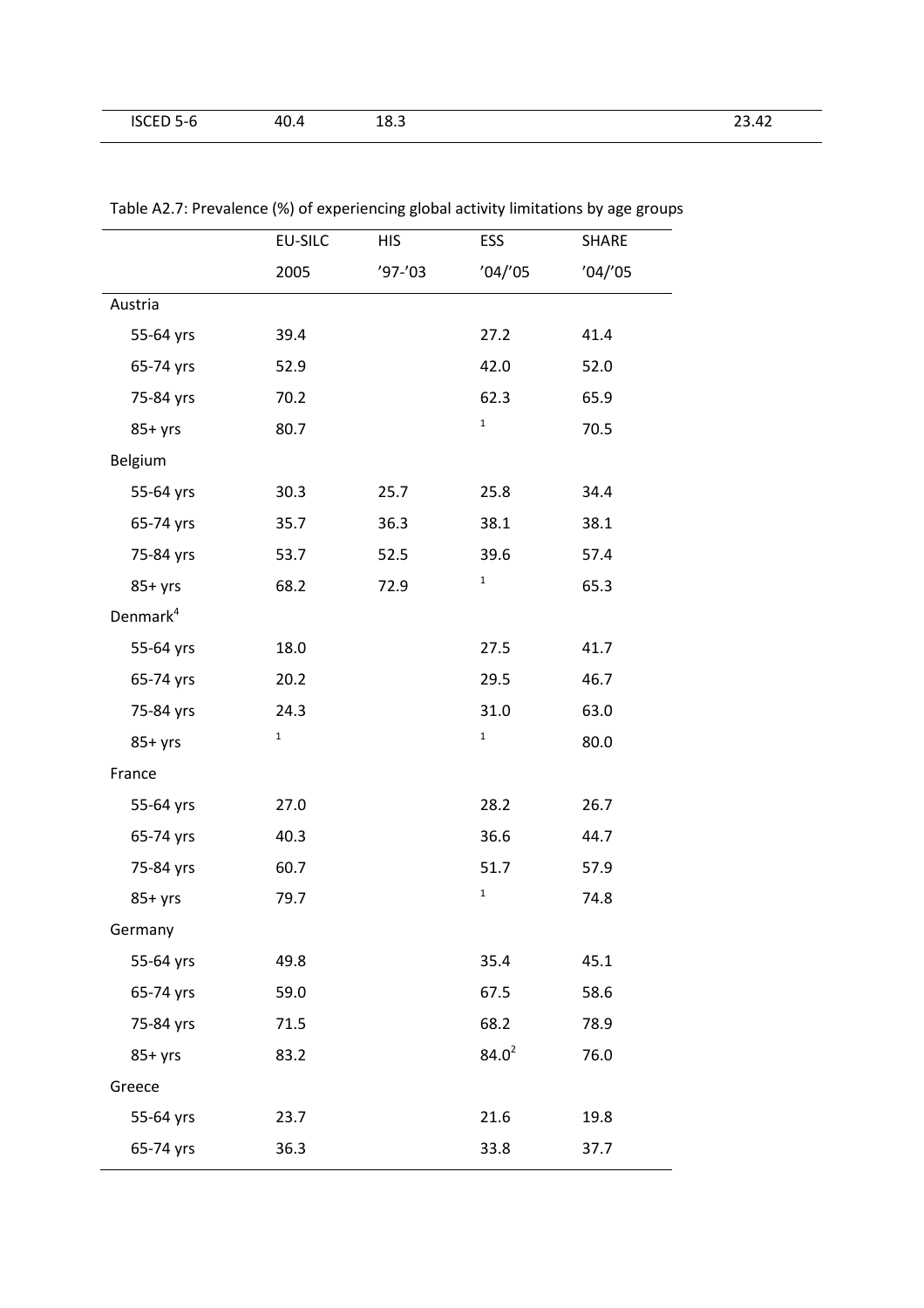| ISCED 5-6 | 40.4 | 18.3 | | 23.42 |
|---|---|---|---|---|

Table A2.7: Prevalence (%) of experiencing global activity limitations by age groups

| | EU-SILC | HIS | ESS | SHARE |
|---|---|---|---|---|
| | 2005 | ’97-’03 | ’04/’05 | ’04/’05 |
| Austria | | | | |
| 55-64 yrs | 39.4 | | 27.2 | 41.4 |
| 65-74 yrs | 52.9 | | 42.0 | 52.0 |
| 75-84 yrs | 70.2 | | 62.3 | 65.9 |
| 85+ yrs | 80.7 | | [1] | 70.5 |
| Belgium | | | | |
| 55-64 yrs | 30.3 | 25.7 | 25.8 | 34.4 |
| 65-74 yrs | 35.7 | 36.3 | 38.1 | 38.1 |
| 75-84 yrs | 53.7 | 52.5 | 39.6 | 57.4 |
| 85+ yrs | 68.2 | 72.9 | [1] | 65.3 |
| Denmark[4] | | | | |
| 55-64 yrs | 18.0 | | 27.5 | 41.7 |
| 65-74 yrs | 20.2 | | 29.5 | 46.7 |
| 75-84 yrs | 24.3 | | 31.0 | 63.0 |
| 85+ yrs | [1] | | [1] | 80.0 |
| France | | | | |
| 55-64 yrs | 27.0 | | 28.2 | 26.7 |
| 65-74 yrs | 40.3 | | 36.6 | 44.7 |
| 75-84 yrs | 60.7 | | 51.7 | 57.9 |
| 85+ yrs | 79.7 | | [1] | 74.8 |
| Germany | | | | |
| 55-64 yrs | 49.8 | | 35.4 | 45.1 |
| 65-74 yrs | 59.0 | | 67.5 | 58.6 |
| 75-84 yrs | 71.5 | | 68.2 | 78.9 |
| 85+ yrs | 83.2 | | 84.0[2] | 76.0 |
| Greece | | | | |
| 55-64 yrs | 23.7 | | 21.6 | 19.8 |
| 65-74 yrs | 36.3 | | 33.8 | 37.7 |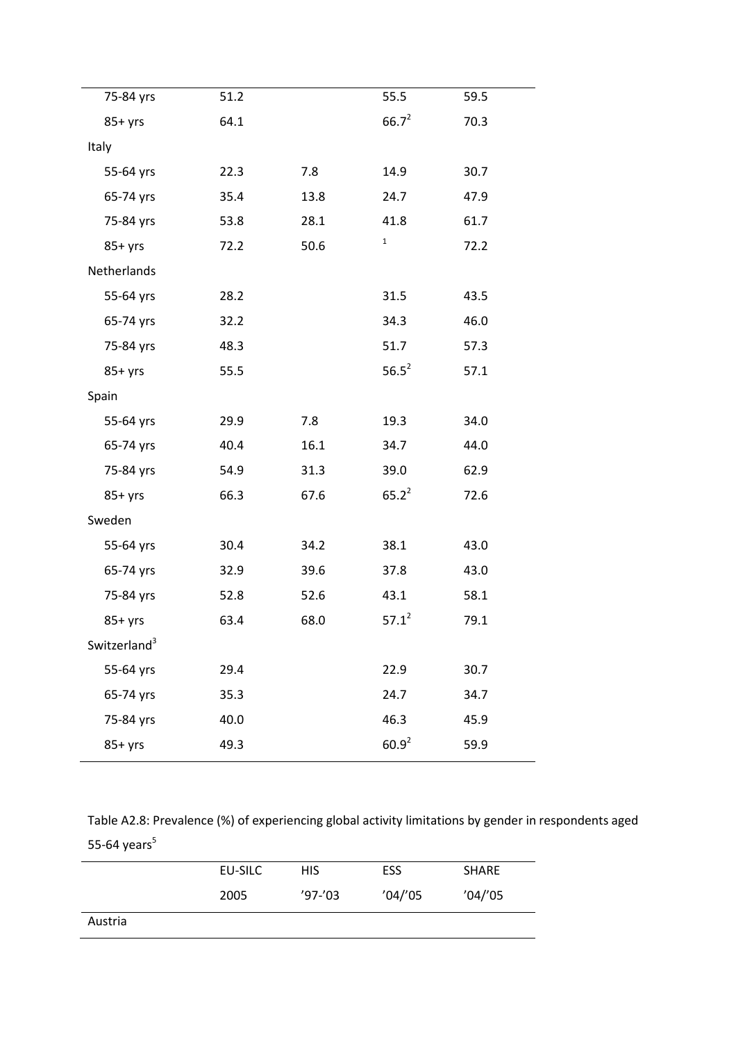| | | | | |
|---|---|---|---|---|
| 75-84 yrs | 51.2 | | 55.5 | 59.5 |
| 85+ yrs | 64.1 | | 66.7[2] | 70.3 |
| Italy | | | | |
| 55-64 yrs | 22.3 | 7.8 | 14.9 | 30.7 |
| 65-74 yrs | 35.4 | 13.8 | 24.7 | 47.9 |
| 75-84 yrs | 53.8 | 28.1 | 41.8 | 61.7 |
| 85+ yrs | 72.2 | 50.6 | [1] | 72.2 |
| Netherlands | | | | |
| 55-64 yrs | 28.2 | | 31.5 | 43.5 |
| 65-74 yrs | 32.2 | | 34.3 | 46.0 |
| 75-84 yrs | 48.3 | | 51.7 | 57.3 |
| 85+ yrs | 55.5 | | 56.5[2] | 57.1 |
| Spain | | | | |
| 55-64 yrs | 29.9 | 7.8 | 19.3 | 34.0 |
| 65-74 yrs | 40.4 | 16.1 | 34.7 | 44.0 |
| 75-84 yrs | 54.9 | 31.3 | 39.0 | 62.9 |
| 85+ yrs | 66.3 | 67.6 | 65.2[2] | 72.6 |
| Sweden | | | | |
| 55-64 yrs | 30.4 | 34.2 | 38.1 | 43.0 |
| 65-74 yrs | 32.9 | 39.6 | 37.8 | 43.0 |
| 75-84 yrs | 52.8 | 52.6 | 43.1 | 58.1 |
| 85+ yrs | 63.4 | 68.0 | 57.1[2] | 79.1 |
| Switzerland[3] | | | | |
| 55-64 yrs | 29.4 | | 22.9 | 30.7 |
| 65-74 yrs | 35.3 | | 24.7 | 34.7 |
| 75-84 yrs | 40.0 | | 46.3 | 45.9 |
| 85+ yrs | 49.3 | | 60.9[2] | 59.9 |

Table A2.8: Prevalence (%) of experiencing global activity limitations by gender in respondents aged 55-64 years[5]

| | EU-SILC | HIS | ESS | SHARE |
|---|---|---|---|---|
| | 2005 | '97-'03 | '04/'05 | '04/'05 |
| Austria | | | | |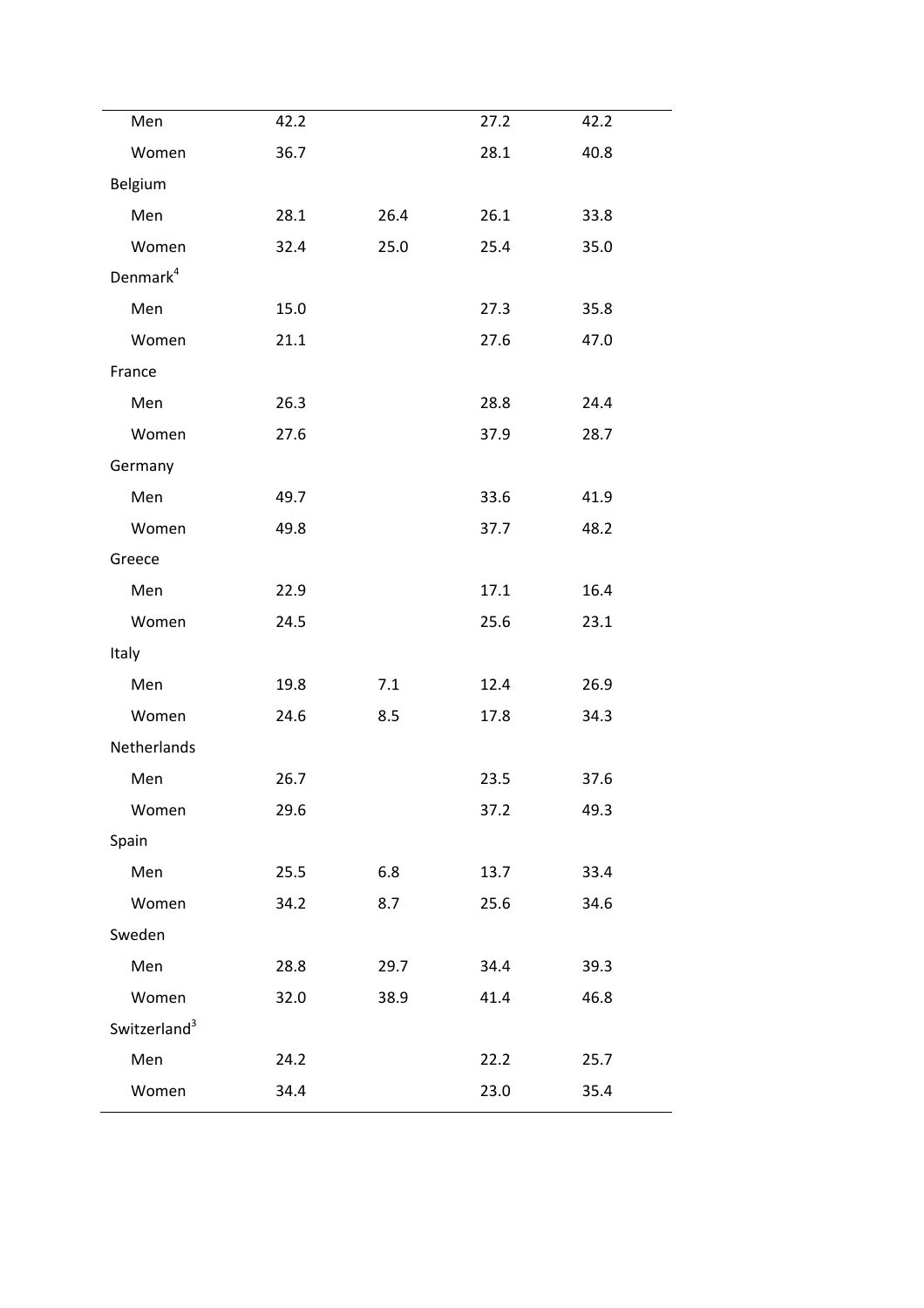| | | | | |
|---|---|---|---|---|
| Men | 42.2 | | 27.2 | 42.2 |
| Women | 36.7 | | 28.1 | 40.8 |
| Belgium | | | | |
| Men | 28.1 | 26.4 | 26.1 | 33.8 |
| Women | 32.4 | 25.0 | 25.4 | 35.0 |
| Denmark[4] | | | | |
| Men | 15.0 | | 27.3 | 35.8 |
| Women | 21.1 | | 27.6 | 47.0 |
| France | | | | |
| Men | 26.3 | | 28.8 | 24.4 |
| Women | 27.6 | | 37.9 | 28.7 |
| Germany | | | | |
| Men | 49.7 | | 33.6 | 41.9 |
| Women | 49.8 | | 37.7 | 48.2 |
| Greece | | | | |
| Men | 22.9 | | 17.1 | 16.4 |
| Women | 24.5 | | 25.6 | 23.1 |
| Italy | | | | |
| Men | 19.8 | 7.1 | 12.4 | 26.9 |
| Women | 24.6 | 8.5 | 17.8 | 34.3 |
| Netherlands | | | | |
| Men | 26.7 | | 23.5 | 37.6 |
| Women | 29.6 | | 37.2 | 49.3 |
| Spain | | | | |
| Men | 25.5 | 6.8 | 13.7 | 33.4 |
| Women | 34.2 | 8.7 | 25.6 | 34.6 |
| Sweden | | | | |
| Men | 28.8 | 29.7 | 34.4 | 39.3 |
| Women | 32.0 | 38.9 | 41.4 | 46.8 |
| Switzerland[3] | | | | |
| Men | 24.2 | | 22.2 | 25.7 |
| Women | 34.4 | | 23.0 | 35.4 |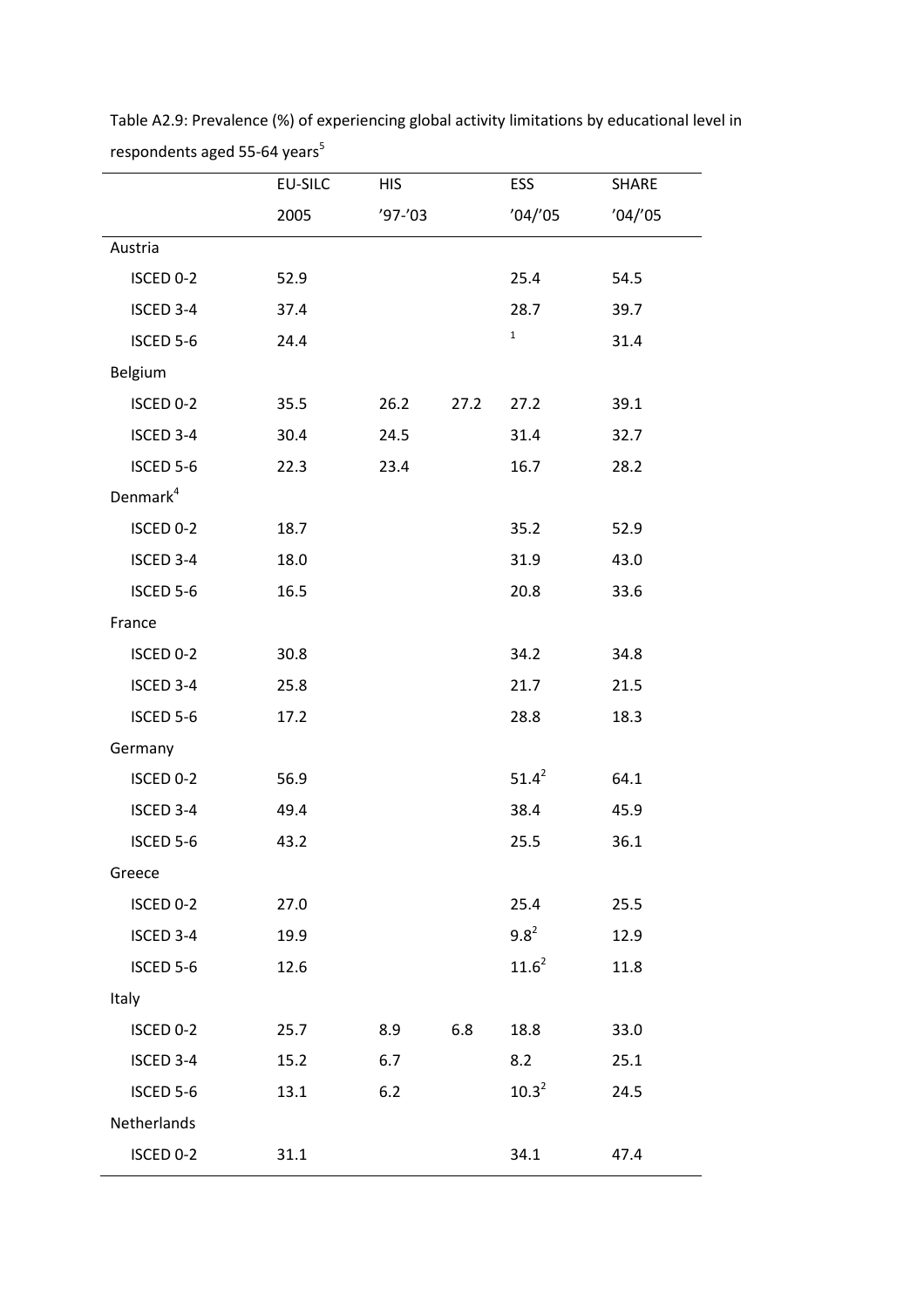Table A2.9: Prevalence (%) of experiencing global activity limitations by educational level in respondents aged 55-64 years[5]

| | EU-SILC | HIS | | ESS | SHARE |
|---|---|---|---|---|---|
| | 2005 | '97-'03 | | '04/'05 | '04/'05 |
| Austria | | | | | |
| ISCED 0-2 | 52.9 | | | 25.4 | 54.5 |
| ISCED 3-4 | 37.4 | | | 28.7 | 39.7 |
| ISCED 5-6 | 24.4 | | | [1] | 31.4 |
| Belgium | | | | | |
| ISCED 0-2 | 35.5 | 26.2 | 27.2 | 27.2 | 39.1 |
| ISCED 3-4 | 30.4 | 24.5 | | 31.4 | 32.7 |
| ISCED 5-6 | 22.3 | 23.4 | | 16.7 | 28.2 |
| Denmark[4] | | | | | |
| ISCED 0-2 | 18.7 | | | 35.2 | 52.9 |
| ISCED 3-4 | 18.0 | | | 31.9 | 43.0 |
| ISCED 5-6 | 16.5 | | | 20.8 | 33.6 |
| France | | | | | |
| ISCED 0-2 | 30.8 | | | 34.2 | 34.8 |
| ISCED 3-4 | 25.8 | | | 21.7 | 21.5 |
| ISCED 5-6 | 17.2 | | | 28.8 | 18.3 |
| Germany | | | | | |
| ISCED 0-2 | 56.9 | | | 51.4[2] | 64.1 |
| ISCED 3-4 | 49.4 | | | 38.4 | 45.9 |
| ISCED 5-6 | 43.2 | | | 25.5 | 36.1 |
| Greece | | | | | |
| ISCED 0-2 | 27.0 | | | 25.4 | 25.5 |
| ISCED 3-4 | 19.9 | | | 9.8[2] | 12.9 |
| ISCED 5-6 | 12.6 | | | 11.6[2] | 11.8 |
| Italy | | | | | |
| ISCED 0-2 | 25.7 | 8.9 | 6.8 | 18.8 | 33.0 |
| ISCED 3-4 | 15.2 | 6.7 | | 8.2 | 25.1 |
| ISCED 5-6 | 13.1 | 6.2 | | 10.3[2] | 24.5 |
| Netherlands | | | | | |
| ISCED 0-2 | 31.1 | | | 34.1 | 47.4 |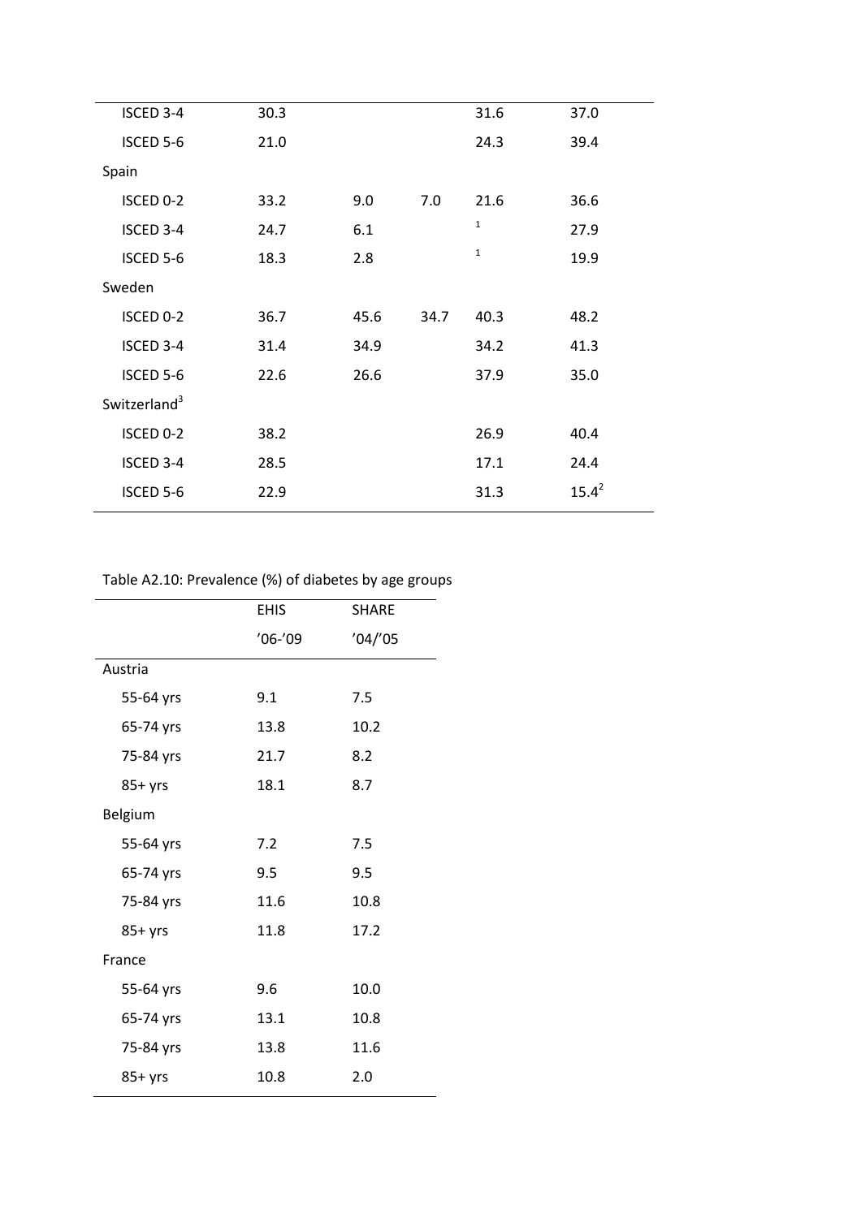| | | | | | |
|---|---|---|---|---|---|
| ISCED 3-4 | 30.3 | | | 31.6 | 37.0 |
| ISCED 5-6 | 21.0 | | | 24.3 | 39.4 |
| Spain | | | | | |
| ISCED 0-2 | 33.2 | 9.0 | 7.0 | 21.6 | 36.6 |
| ISCED 3-4 | 24.7 | 6.1 | | [1] | 27.9 |
| ISCED 5-6 | 18.3 | 2.8 | | [1] | 19.9 |
| Sweden | | | | | |
| ISCED 0-2 | 36.7 | 45.6 | 34.7 | 40.3 | 48.2 |
| ISCED 3-4 | 31.4 | 34.9 | | 34.2 | 41.3 |
| ISCED 5-6 | 22.6 | 26.6 | | 37.9 | 35.0 |
| Switzerland[3] | | | | | |
| ISCED 0-2 | 38.2 | | | 26.9 | 40.4 |
| ISCED 3-4 | 28.5 | | | 17.1 | 24.4 |
| ISCED 5-6 | 22.9 | | | 31.3 | 15.4[2] |

Table A2.10: Prevalence (%) of diabetes by age groups

| | EHIS | SHARE |
|---|---|---|
| | '06-'09 | '04/'05 |
| Austria | | |
| 55-64 yrs | 9.1 | 7.5 |
| 65-74 yrs | 13.8 | 10.2 |
| 75-84 yrs | 21.7 | 8.2 |
| 85+ yrs | 18.1 | 8.7 |
| Belgium | | |
| 55-64 yrs | 7.2 | 7.5 |
| 65-74 yrs | 9.5 | 9.5 |
| 75-84 yrs | 11.6 | 10.8 |
| 85+ yrs | 11.8 | 17.2 |
| France | | |
| 55-64 yrs | 9.6 | 10.0 |
| 65-74 yrs | 13.1 | 10.8 |
| 75-84 yrs | 13.8 | 11.6 |
| 85+ yrs | 10.8 | 2.0 |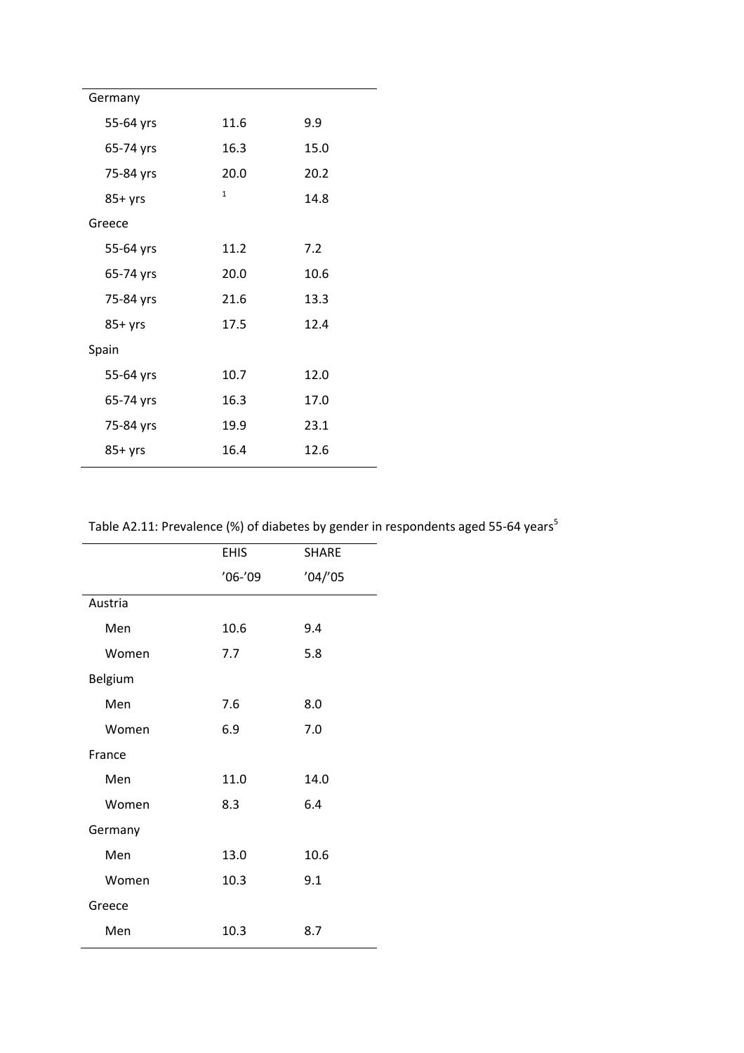| | | |
|---|---|---|
| Germany | | |
| 55-64 yrs | 11.6 | 9.9 |
| 65-74 yrs | 16.3 | 15.0 |
| 75-84 yrs | 20.0 | 20.2 |
| 85+ yrs | [1] | 14.8 |
| Greece | | |
| 55-64 yrs | 11.2 | 7.2 |
| 65-74 yrs | 20.0 | 10.6 |
| 75-84 yrs | 21.6 | 13.3 |
| 85+ yrs | 17.5 | 12.4 |
| Spain | | |
| 55-64 yrs | 10.7 | 12.0 |
| 65-74 yrs | 16.3 | 17.0 |
| 75-84 yrs | 19.9 | 23.1 |
| 85+ yrs | 16.4 | 12.6 |

Table A2.11: Prevalence (%) of diabetes by gender in respondents aged 55-64 years[5]

| | EHIS '06-'09 | SHARE '04/'05 |
|---|---|---|
| Austria | | |
| Men | 10.6 | 9.4 |
| Women | 7.7 | 5.8 |
| Belgium | | |
| Men | 7.6 | 8.0 |
| Women | 6.9 | 7.0 |
| France | | |
| Men | 11.0 | 14.0 |
| Women | 8.3 | 6.4 |
| Germany | | |
| Men | 13.0 | 10.6 |
| Women | 10.3 | 9.1 |
| Greece | | |
| Men | 10.3 | 8.7 |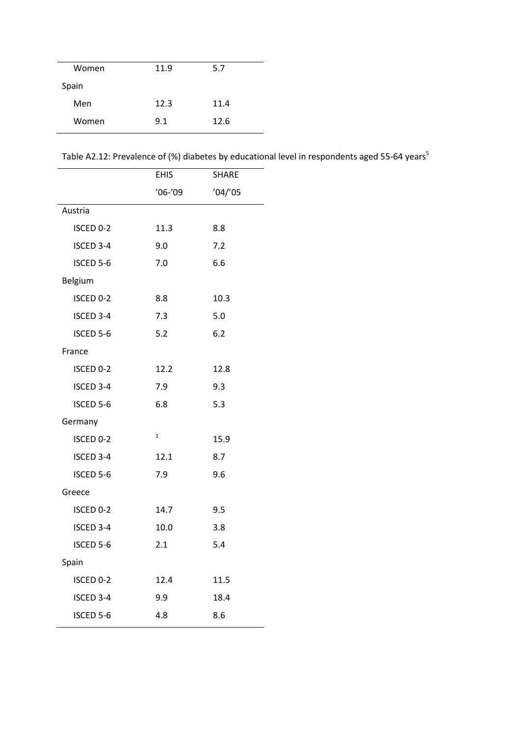| | | |
|---|---|---|
| Women | 11.9 | 5.7 |
| Spain | | |
| Men | 12.3 | 11.4 |
| Women | 9.1 | 12.6 |

Table A2.12: Prevalence of (%) diabetes by educational level in respondents aged 55-64 years[5]

| | EHIS '06-'09 | SHARE '04/'05 |
|---|---|---|
| Austria | | |
| ISCED 0-2 | 11.3 | 8.8 |
| ISCED 3-4 | 9.0 | 7.2 |
| ISCED 5-6 | 7.0 | 6.6 |
| Belgium | | |
| ISCED 0-2 | 8.8 | 10.3 |
| ISCED 3-4 | 7.3 | 5.0 |
| ISCED 5-6 | 5.2 | 6.2 |
| France | | |
| ISCED 0-2 | 12.2 | 12.8 |
| ISCED 3-4 | 7.9 | 9.3 |
| ISCED 5-6 | 6.8 | 5.3 |
| Germany | | |
| ISCED 0-2 | [1] | 15.9 |
| ISCED 3-4 | 12.1 | 8.7 |
| ISCED 5-6 | 7.9 | 9.6 |
| Greece | | |
| ISCED 0-2 | 14.7 | 9.5 |
| ISCED 3-4 | 10.0 | 3.8 |
| ISCED 5-6 | 2.1 | 5.4 |
| Spain | | |
| ISCED 0-2 | 12.4 | 11.5 |
| ISCED 3-4 | 9.9 | 18.4 |
| ISCED 5-6 | 4.8 | 8.6 |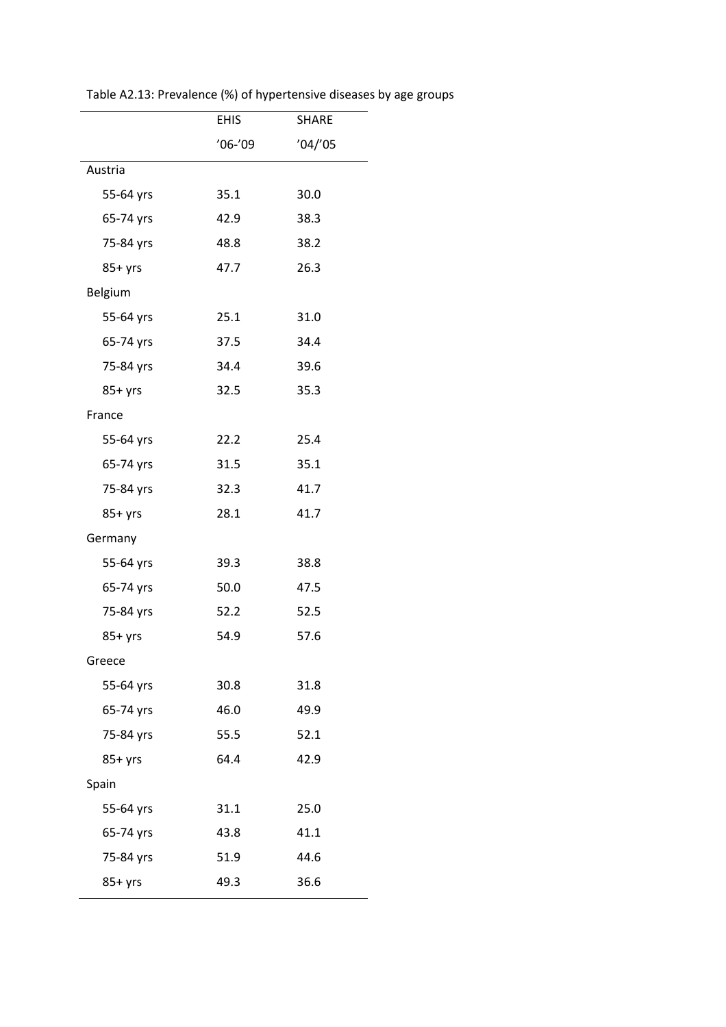Table A2.13: Prevalence (%) of hypertensive diseases by age groups

| | EHIS | SHARE |
|---|---|---|
| | '06-'09 | '04/'05 |
| Austria | | |
| 55-64 yrs | 35.1 | 30.0 |
| 65-74 yrs | 42.9 | 38.3 |
| 75-84 yrs | 48.8 | 38.2 |
| 85+ yrs | 47.7 | 26.3 |
| Belgium | | |
| 55-64 yrs | 25.1 | 31.0 |
| 65-74 yrs | 37.5 | 34.4 |
| 75-84 yrs | 34.4 | 39.6 |
| 85+ yrs | 32.5 | 35.3 |
| France | | |
| 55-64 yrs | 22.2 | 25.4 |
| 65-74 yrs | 31.5 | 35.1 |
| 75-84 yrs | 32.3 | 41.7 |
| 85+ yrs | 28.1 | 41.7 |
| Germany | | |
| 55-64 yrs | 39.3 | 38.8 |
| 65-74 yrs | 50.0 | 47.5 |
| 75-84 yrs | 52.2 | 52.5 |
| 85+ yrs | 54.9 | 57.6 |
| Greece | | |
| 55-64 yrs | 30.8 | 31.8 |
| 65-74 yrs | 46.0 | 49.9 |
| 75-84 yrs | 55.5 | 52.1 |
| 85+ yrs | 64.4 | 42.9 |
| Spain | | |
| 55-64 yrs | 31.1 | 25.0 |
| 65-74 yrs | 43.8 | 41.1 |
| 75-84 yrs | 51.9 | 44.6 |
| 85+ yrs | 49.3 | 36.6 |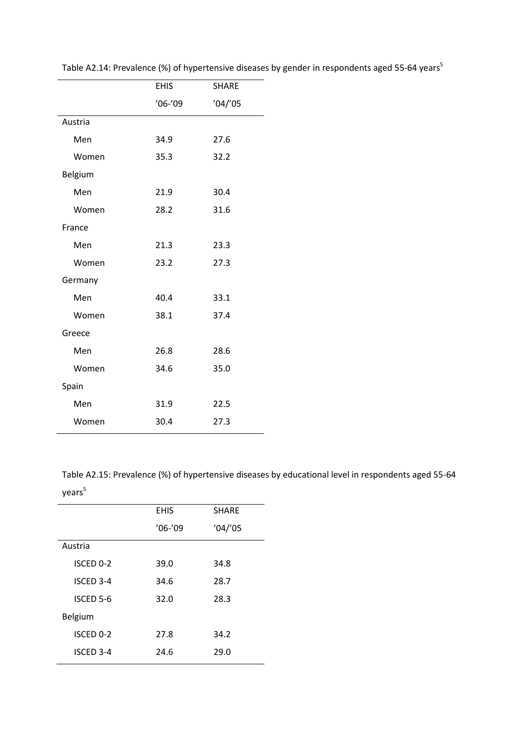Table A2.14: Prevalence (%) of hypertensive diseases by gender in respondents aged 55-64 years[5]

| | EHIS | SHARE |
|---|---|---|
| | ’06-’09 | ’04/’05 |
| Austria | | |
| Men | 34.9 | 27.6 |
| Women | 35.3 | 32.2 |
| Belgium | | |
| Men | 21.9 | 30.4 |
| Women | 28.2 | 31.6 |
| France | | |
| Men | 21.3 | 23.3 |
| Women | 23.2 | 27.3 |
| Germany | | |
| Men | 40.4 | 33.1 |
| Women | 38.1 | 37.4 |
| Greece | | |
| Men | 26.8 | 28.6 |
| Women | 34.6 | 35.0 |
| Spain | | |
| Men | 31.9 | 22.5 |
| Women | 30.4 | 27.3 |

Table A2.15: Prevalence (%) of hypertensive diseases by educational level in respondents aged 55-64 years[5]

| | EHIS | SHARE |
|---|---|---|
| | ’06-’09 | ’04/’05 |
| Austria | | |
| ISCED 0-2 | 39.0 | 34.8 |
| ISCED 3-4 | 34.6 | 28.7 |
| ISCED 5-6 | 32.0 | 28.3 |
| Belgium | | |
| ISCED 0-2 | 27.8 | 34.2 |
| ISCED 3-4 | 24.6 | 29.0 |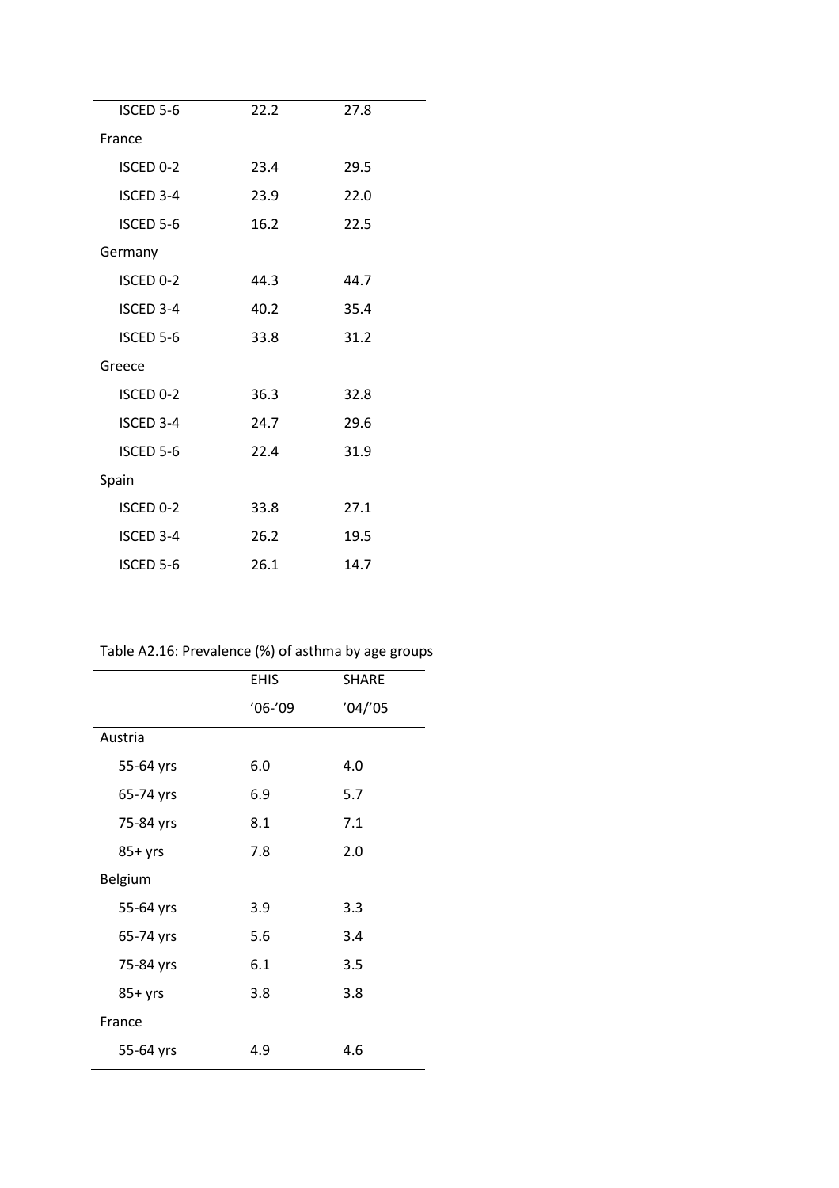|  |  |  |
|---|---|---|
| ISCED 5-6 | 22.2 | 27.8 |
| France | | |
| ISCED 0-2 | 23.4 | 29.5 |
| ISCED 3-4 | 23.9 | 22.0 |
| ISCED 5-6 | 16.2 | 22.5 |
| Germany | | |
| ISCED 0-2 | 44.3 | 44.7 |
| ISCED 3-4 | 40.2 | 35.4 |
| ISCED 5-6 | 33.8 | 31.2 |
| Greece | | |
| ISCED 0-2 | 36.3 | 32.8 |
| ISCED 3-4 | 24.7 | 29.6 |
| ISCED 5-6 | 22.4 | 31.9 |
| Spain | | |
| ISCED 0-2 | 33.8 | 27.1 |
| ISCED 3-4 | 26.2 | 19.5 |
| ISCED 5-6 | 26.1 | 14.7 |

Table A2.16: Prevalence (%) of asthma by age groups

| | EHIS<br>'06-'09 | SHARE<br>'04/'05 |
|---|---|---|
| Austria | | |
| 55-64 yrs | 6.0 | 4.0 |
| 65-74 yrs | 6.9 | 5.7 |
| 75-84 yrs | 8.1 | 7.1 |
| 85+ yrs | 7.8 | 2.0 |
| Belgium | | |
| 55-64 yrs | 3.9 | 3.3 |
| 65-74 yrs | 5.6 | 3.4 |
| 75-84 yrs | 6.1 | 3.5 |
| 85+ yrs | 3.8 | 3.8 |
| France | | |
| 55-64 yrs | 4.9 | 4.6 |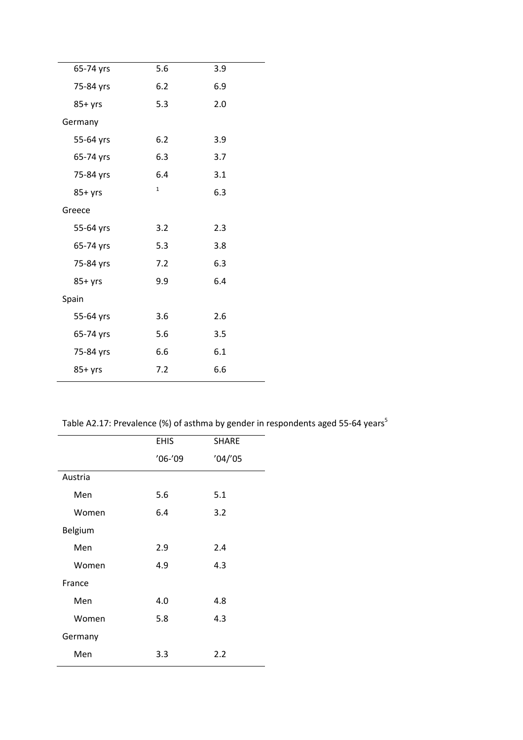| | | |
|---|---|---|
| 65-74 yrs | 5.6 | 3.9 |
| 75-84 yrs | 6.2 | 6.9 |
| 85+ yrs | 5.3 | 2.0 |
| Germany | | |
| 55-64 yrs | 6.2 | 3.9 |
| 65-74 yrs | 6.3 | 3.7 |
| 75-84 yrs | 6.4 | 3.1 |
| 85+ yrs | [1] | 6.3 |
| Greece | | |
| 55-64 yrs | 3.2 | 2.3 |
| 65-74 yrs | 5.3 | 3.8 |
| 75-84 yrs | 7.2 | 6.3 |
| 85+ yrs | 9.9 | 6.4 |
| Spain | | |
| 55-64 yrs | 3.6 | 2.6 |
| 65-74 yrs | 5.6 | 3.5 |
| 75-84 yrs | 6.6 | 6.1 |
| 85+ yrs | 7.2 | 6.6 |

Table A2.17: Prevalence (%) of asthma by gender in respondents aged 55-64 years[5]

| | EHIS | SHARE |
|---|---|---|
| | '06-'09 | '04/'05 |
| Austria | | |
| Men | 5.6 | 5.1 |
| Women | 6.4 | 3.2 |
| Belgium | | |
| Men | 2.9 | 2.4 |
| Women | 4.9 | 4.3 |
| France | | |
| Men | 4.0 | 4.8 |
| Women | 5.8 | 4.3 |
| Germany | | |
| Men | 3.3 | 2.2 |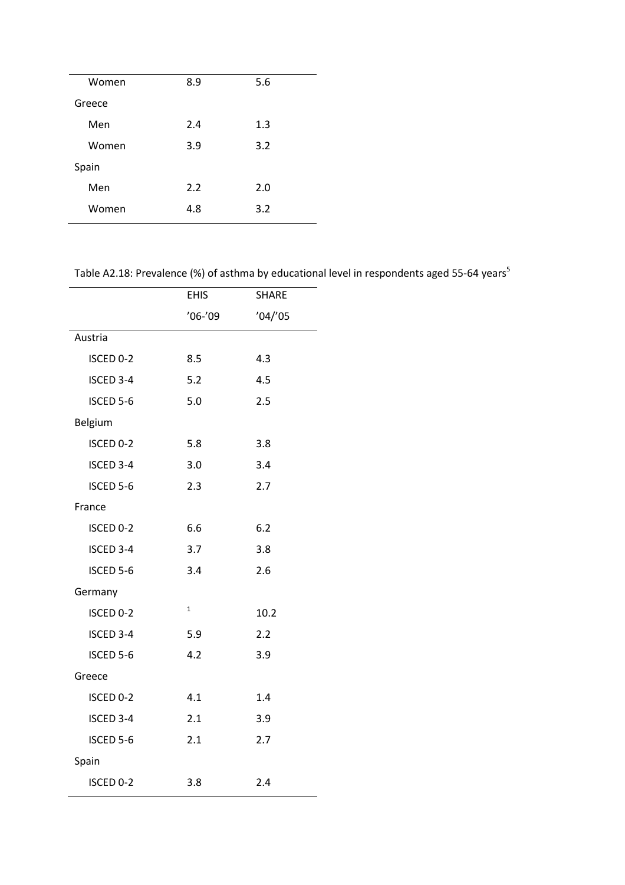| | | |
|---|---|---|
| Women | 8.9 | 5.6 |
| Greece | | |
| Men | 2.4 | 1.3 |
| Women | 3.9 | 3.2 |
| Spain | | |
| Men | 2.2 | 2.0 |
| Women | 4.8 | 3.2 |

Table A2.18: Prevalence (%) of asthma by educational level in respondents aged 55-64 years[5]

| | EHIS | SHARE |
|---|---|---|
| | '06-'09 | '04/'05 |
| Austria | | |
| ISCED 0-2 | 8.5 | 4.3 |
| ISCED 3-4 | 5.2 | 4.5 |
| ISCED 5-6 | 5.0 | 2.5 |
| Belgium | | |
| ISCED 0-2 | 5.8 | 3.8 |
| ISCED 3-4 | 3.0 | 3.4 |
| ISCED 5-6 | 2.3 | 2.7 |
| France | | |
| ISCED 0-2 | 6.6 | 6.2 |
| ISCED 3-4 | 3.7 | 3.8 |
| ISCED 5-6 | 3.4 | 2.6 |
| Germany | | |
| ISCED 0-2 | [1] | 10.2 |
| ISCED 3-4 | 5.9 | 2.2 |
| ISCED 5-6 | 4.2 | 3.9 |
| Greece | | |
| ISCED 0-2 | 4.1 | 1.4 |
| ISCED 3-4 | 2.1 | 3.9 |
| ISCED 5-6 | 2.1 | 2.7 |
| Spain | | |
| ISCED 0-2 | 3.8 | 2.4 |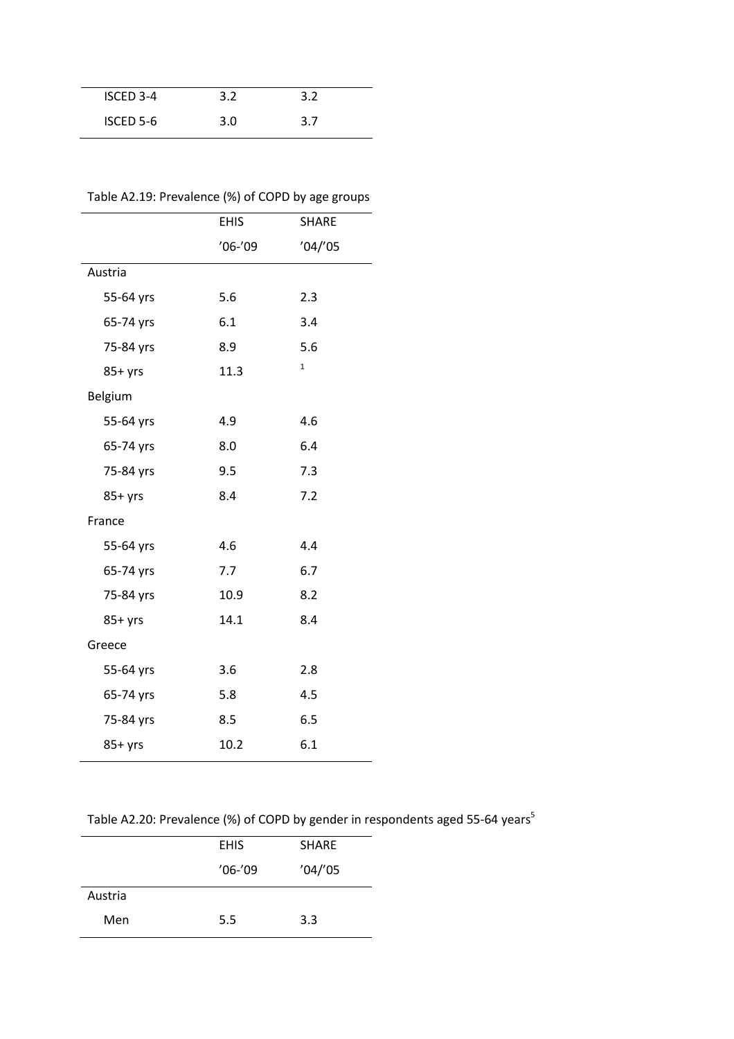| | | |
|---|---|---|
| ISCED 3-4 | 3.2 | 3.2 |
| ISCED 5-6 | 3.0 | 3.7 |

Table A2.19: Prevalence (%) of COPD by age groups

| | EHIS | SHARE |
|---|---|---|
| | ’06-’09 | ’04/’05 |
| Austria | | |
| 55-64 yrs | 5.6 | 2.3 |
| 65-74 yrs | 6.1 | 3.4 |
| 75-84 yrs | 8.9 | 5.6 |
| 85+ yrs | 11.3 | [1] |
| Belgium | | |
| 55-64 yrs | 4.9 | 4.6 |
| 65-74 yrs | 8.0 | 6.4 |
| 75-84 yrs | 9.5 | 7.3 |
| 85+ yrs | 8.4 | 7.2 |
| France | | |
| 55-64 yrs | 4.6 | 4.4 |
| 65-74 yrs | 7.7 | 6.7 |
| 75-84 yrs | 10.9 | 8.2 |
| 85+ yrs | 14.1 | 8.4 |
| Greece | | |
| 55-64 yrs | 3.6 | 2.8 |
| 65-74 yrs | 5.8 | 4.5 |
| 75-84 yrs | 8.5 | 6.5 |
| 85+ yrs | 10.2 | 6.1 |

Table A2.20: Prevalence (%) of COPD by gender in respondents aged 55-64 years[5]

| | EHIS | SHARE |
|---|---|---|
| | ’06-’09 | ’04/’05 |
| Austria | | |
| Men | 5.5 | 3.3 |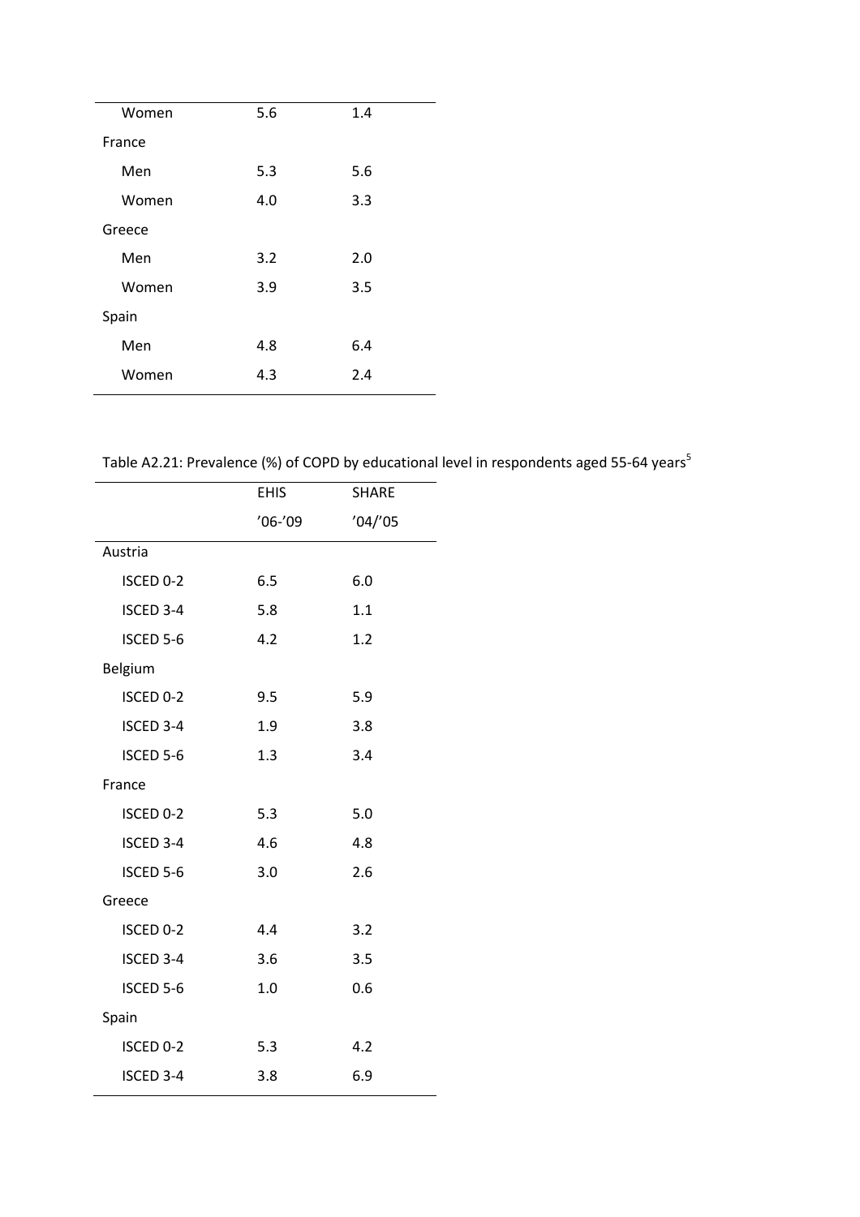| | | |
|---|---|---|
| Women | 5.6 | 1.4 |
| France | | |
| Men | 5.3 | 5.6 |
| Women | 4.0 | 3.3 |
| Greece | | |
| Men | 3.2 | 2.0 |
| Women | 3.9 | 3.5 |
| Spain | | |
| Men | 4.8 | 6.4 |
| Women | 4.3 | 2.4 |

Table A2.21: Prevalence (%) of COPD by educational level in respondents aged 55-64 years[5]

| | EHIS | SHARE |
|---|---|---|
| | '06-'09 | '04/'05 |
| Austria | | |
| ISCED 0-2 | 6.5 | 6.0 |
| ISCED 3-4 | 5.8 | 1.1 |
| ISCED 5-6 | 4.2 | 1.2 |
| Belgium | | |
| ISCED 0-2 | 9.5 | 5.9 |
| ISCED 3-4 | 1.9 | 3.8 |
| ISCED 5-6 | 1.3 | 3.4 |
| France | | |
| ISCED 0-2 | 5.3 | 5.0 |
| ISCED 3-4 | 4.6 | 4.8 |
| ISCED 5-6 | 3.0 | 2.6 |
| Greece | | |
| ISCED 0-2 | 4.4 | 3.2 |
| ISCED 3-4 | 3.6 | 3.5 |
| ISCED 5-6 | 1.0 | 0.6 |
| Spain | | |
| ISCED 0-2 | 5.3 | 4.2 |
| ISCED 3-4 | 3.8 | 6.9 |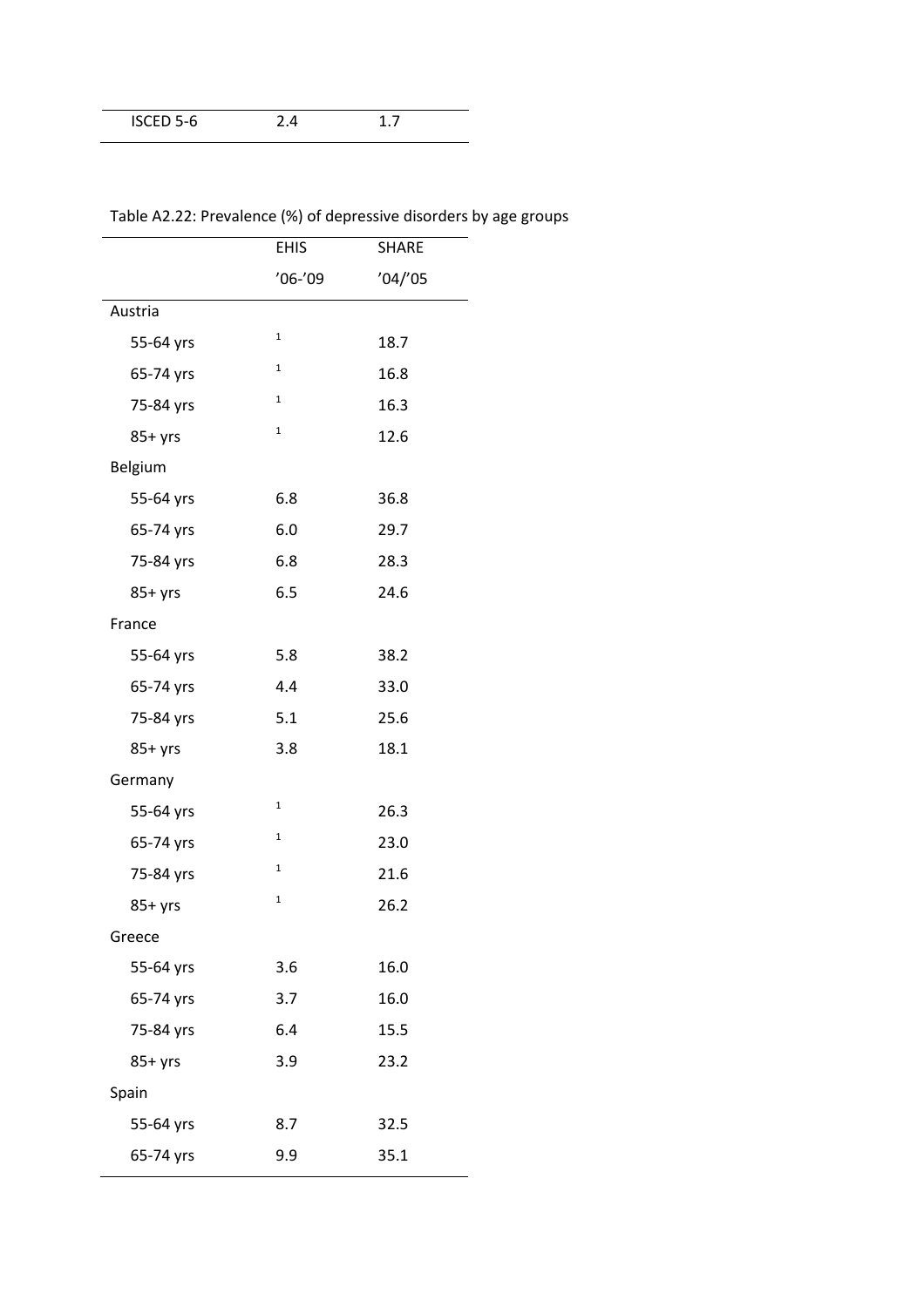| ISCED 5-6 | 2.4 | 1.7 |
|---|---|---|

Table A2.22: Prevalence (%) of depressive disorders by age groups

| | EHIS | SHARE |
|---|---|---|
| | '06-'09 | '04/'05 |
| Austria | | |
| 55-64 yrs | [1] | 18.7 |
| 65-74 yrs | [1] | 16.8 |
| 75-84 yrs | [1] | 16.3 |
| 85+ yrs | [1] | 12.6 |
| Belgium | | |
| 55-64 yrs | 6.8 | 36.8 |
| 65-74 yrs | 6.0 | 29.7 |
| 75-84 yrs | 6.8 | 28.3 |
| 85+ yrs | 6.5 | 24.6 |
| France | | |
| 55-64 yrs | 5.8 | 38.2 |
| 65-74 yrs | 4.4 | 33.0 |
| 75-84 yrs | 5.1 | 25.6 |
| 85+ yrs | 3.8 | 18.1 |
| Germany | | |
| 55-64 yrs | [1] | 26.3 |
| 65-74 yrs | [1] | 23.0 |
| 75-84 yrs | [1] | 21.6 |
| 85+ yrs | [1] | 26.2 |
| Greece | | |
| 55-64 yrs | 3.6 | 16.0 |
| 65-74 yrs | 3.7 | 16.0 |
| 75-84 yrs | 6.4 | 15.5 |
| 85+ yrs | 3.9 | 23.2 |
| Spain | | |
| 55-64 yrs | 8.7 | 32.5 |
| 65-74 yrs | 9.9 | 35.1 |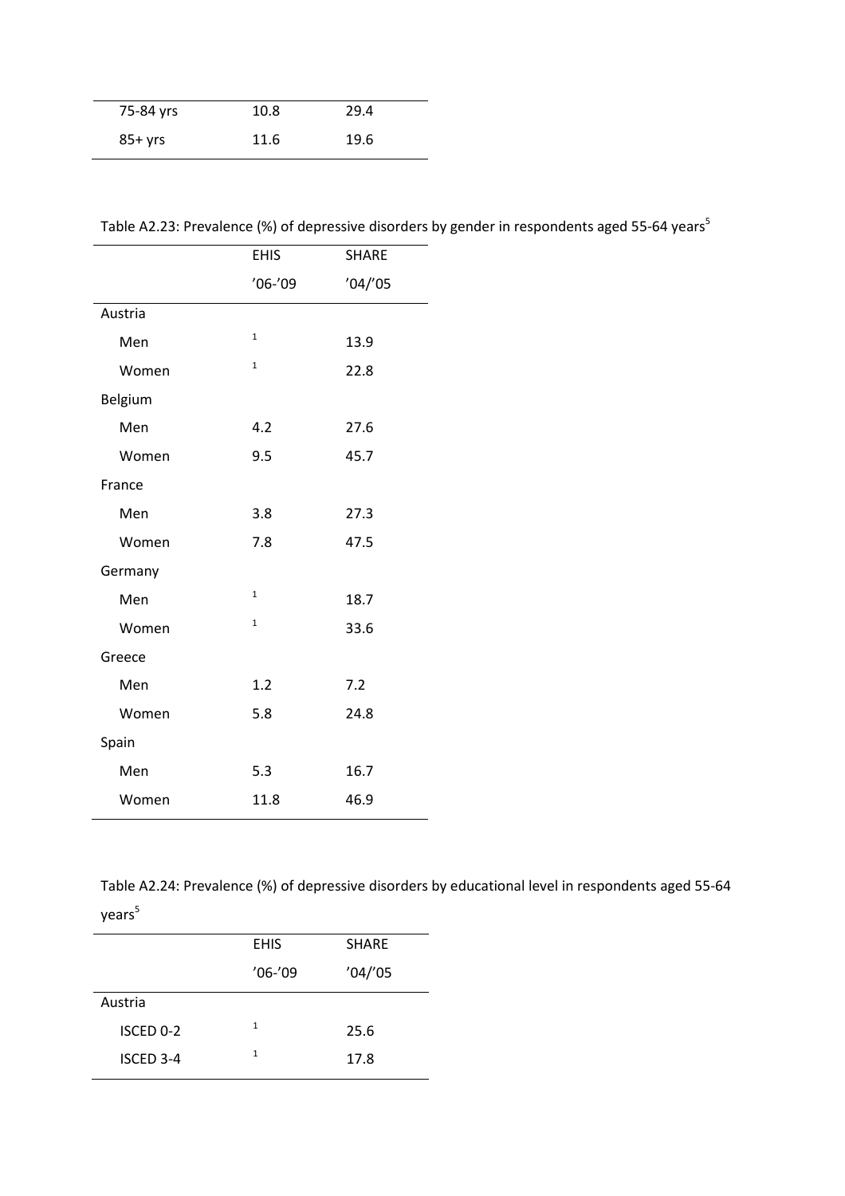| | | |
|---|---|---|
| 75-84 yrs | 10.8 | 29.4 |
| 85+ yrs | 11.6 | 19.6 |

Table A2.23: Prevalence (%) of depressive disorders by gender in respondents aged 55-64 years[5]

| | EHIS | SHARE |
|---|---|---|
| | '06-'09 | '04/'05 |
| Austria | | |
| Men | [1] | 13.9 |
| Women | [1] | 22.8 |
| Belgium | | |
| Men | 4.2 | 27.6 |
| Women | 9.5 | 45.7 |
| France | | |
| Men | 3.8 | 27.3 |
| Women | 7.8 | 47.5 |
| Germany | | |
| Men | [1] | 18.7 |
| Women | [1] | 33.6 |
| Greece | | |
| Men | 1.2 | 7.2 |
| Women | 5.8 | 24.8 |
| Spain | | |
| Men | 5.3 | 16.7 |
| Women | 11.8 | 46.9 |

Table A2.24: Prevalence (%) of depressive disorders by educational level in respondents aged 55-64 years[5]

| | EHIS | SHARE |
|---|---|---|
| | '06-'09 | '04/'05 |
| Austria | | |
| ISCED 0-2 | [1] | 25.6 |
| ISCED 3-4 | [1] | 17.8 |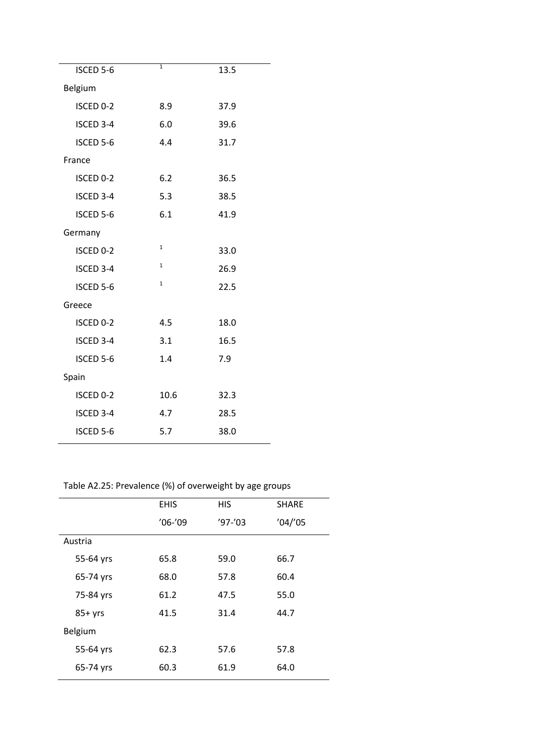| | | |
|---|---|---|
| ISCED 5-6 | [1] | 13.5 |
| Belgium | | |
| ISCED 0-2 | 8.9 | 37.9 |
| ISCED 3-4 | 6.0 | 39.6 |
| ISCED 5-6 | 4.4 | 31.7 |
| France | | |
| ISCED 0-2 | 6.2 | 36.5 |
| ISCED 3-4 | 5.3 | 38.5 |
| ISCED 5-6 | 6.1 | 41.9 |
| Germany | | |
| ISCED 0-2 | [1] | 33.0 |
| ISCED 3-4 | [1] | 26.9 |
| ISCED 5-6 | [1] | 22.5 |
| Greece | | |
| ISCED 0-2 | 4.5 | 18.0 |
| ISCED 3-4 | 3.1 | 16.5 |
| ISCED 5-6 | 1.4 | 7.9 |
| Spain | | |
| ISCED 0-2 | 10.6 | 32.3 |
| ISCED 3-4 | 4.7 | 28.5 |
| ISCED 5-6 | 5.7 | 38.0 |

Table A2.25: Prevalence (%) of overweight by age groups

| | EHIS | HIS | SHARE |
|---|---|---|---|
| | '06-'09 | '97-'03 | '04/'05 |
| Austria | | | |
| 55-64 yrs | 65.8 | 59.0 | 66.7 |
| 65-74 yrs | 68.0 | 57.8 | 60.4 |
| 75-84 yrs | 61.2 | 47.5 | 55.0 |
| 85+ yrs | 41.5 | 31.4 | 44.7 |
| Belgium | | | |
| 55-64 yrs | 62.3 | 57.6 | 57.8 |
| 65-74 yrs | 60.3 | 61.9 | 64.0 |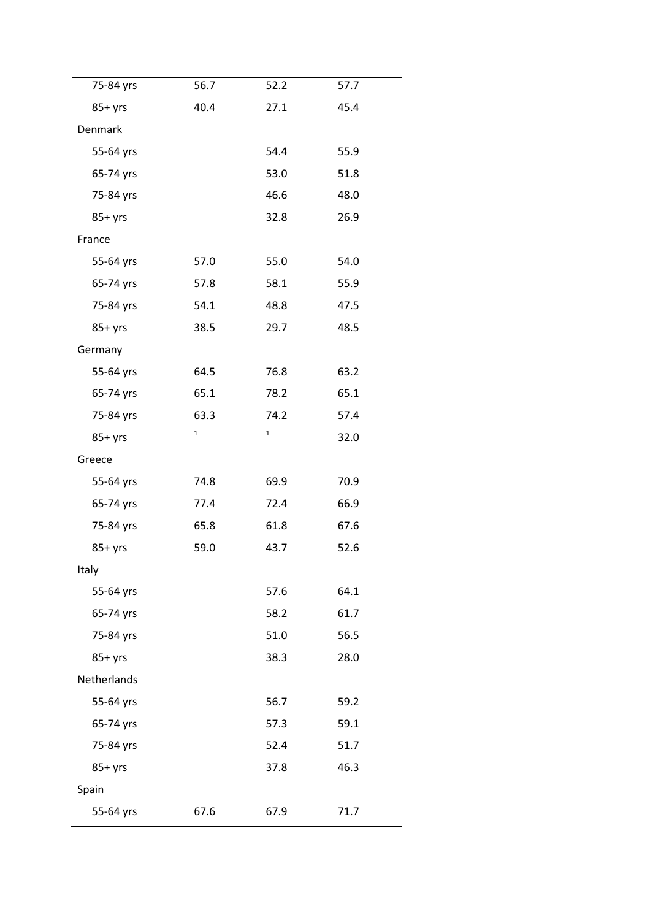| | | | |
|---|---|---|---|
| 75-84 yrs | 56.7 | 52.2 | 57.7 |
| 85+ yrs | 40.4 | 27.1 | 45.4 |
| Denmark | | | |
| 55-64 yrs | | 54.4 | 55.9 |
| 65-74 yrs | | 53.0 | 51.8 |
| 75-84 yrs | | 46.6 | 48.0 |
| 85+ yrs | | 32.8 | 26.9 |
| France | | | |
| 55-64 yrs | 57.0 | 55.0 | 54.0 |
| 65-74 yrs | 57.8 | 58.1 | 55.9 |
| 75-84 yrs | 54.1 | 48.8 | 47.5 |
| 85+ yrs | 38.5 | 29.7 | 48.5 |
| Germany | | | |
| 55-64 yrs | 64.5 | 76.8 | 63.2 |
| 65-74 yrs | 65.1 | 78.2 | 65.1 |
| 75-84 yrs | 63.3 | 74.2 | 57.4 |
| 85+ yrs | [1] | [1] | 32.0 |
| Greece | | | |
| 55-64 yrs | 74.8 | 69.9 | 70.9 |
| 65-74 yrs | 77.4 | 72.4 | 66.9 |
| 75-84 yrs | 65.8 | 61.8 | 67.6 |
| 85+ yrs | 59.0 | 43.7 | 52.6 |
| Italy | | | |
| 55-64 yrs | | 57.6 | 64.1 |
| 65-74 yrs | | 58.2 | 61.7 |
| 75-84 yrs | | 51.0 | 56.5 |
| 85+ yrs | | 38.3 | 28.0 |
| Netherlands | | | |
| 55-64 yrs | | 56.7 | 59.2 |
| 65-74 yrs | | 57.3 | 59.1 |
| 75-84 yrs | | 52.4 | 51.7 |
| 85+ yrs | | 37.8 | 46.3 |
| Spain | | | |
| 55-64 yrs | 67.6 | 67.9 | 71.7 |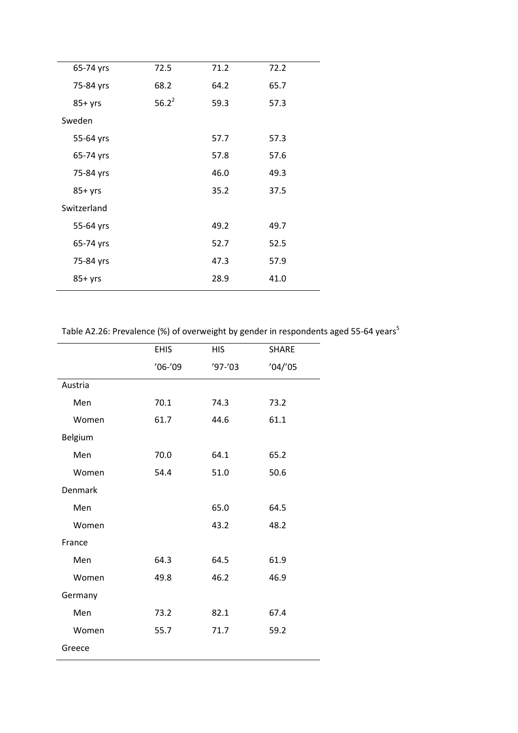| | | | |
|---|---|---|---|
| 65-74 yrs | 72.5 | 71.2 | 72.2 |
| 75-84 yrs | 68.2 | 64.2 | 65.7 |
| 85+ yrs | 56.2[2] | 59.3 | 57.3 |
| Sweden | | | |
| 55-64 yrs | | 57.7 | 57.3 |
| 65-74 yrs | | 57.8 | 57.6 |
| 75-84 yrs | | 46.0 | 49.3 |
| 85+ yrs | | 35.2 | 37.5 |
| Switzerland | | | |
| 55-64 yrs | | 49.2 | 49.7 |
| 65-74 yrs | | 52.7 | 52.5 |
| 75-84 yrs | | 47.3 | 57.9 |
| 85+ yrs | | 28.9 | 41.0 |

Table A2.26: Prevalence (%) of overweight by gender in respondents aged 55-64 years[5]

| | EHIS | HIS | SHARE |
|---|---|---|---|
| | '06-'09 | '97-'03 | '04/'05 |
| Austria | | | |
| Men | 70.1 | 74.3 | 73.2 |
| Women | 61.7 | 44.6 | 61.1 |
| Belgium | | | |
| Men | 70.0 | 64.1 | 65.2 |
| Women | 54.4 | 51.0 | 50.6 |
| Denmark | | | |
| Men | | 65.0 | 64.5 |
| Women | | 43.2 | 48.2 |
| France | | | |
| Men | 64.3 | 64.5 | 61.9 |
| Women | 49.8 | 46.2 | 46.9 |
| Germany | | | |
| Men | 73.2 | 82.1 | 67.4 |
| Women | 55.7 | 71.7 | 59.2 |
| Greece | | | |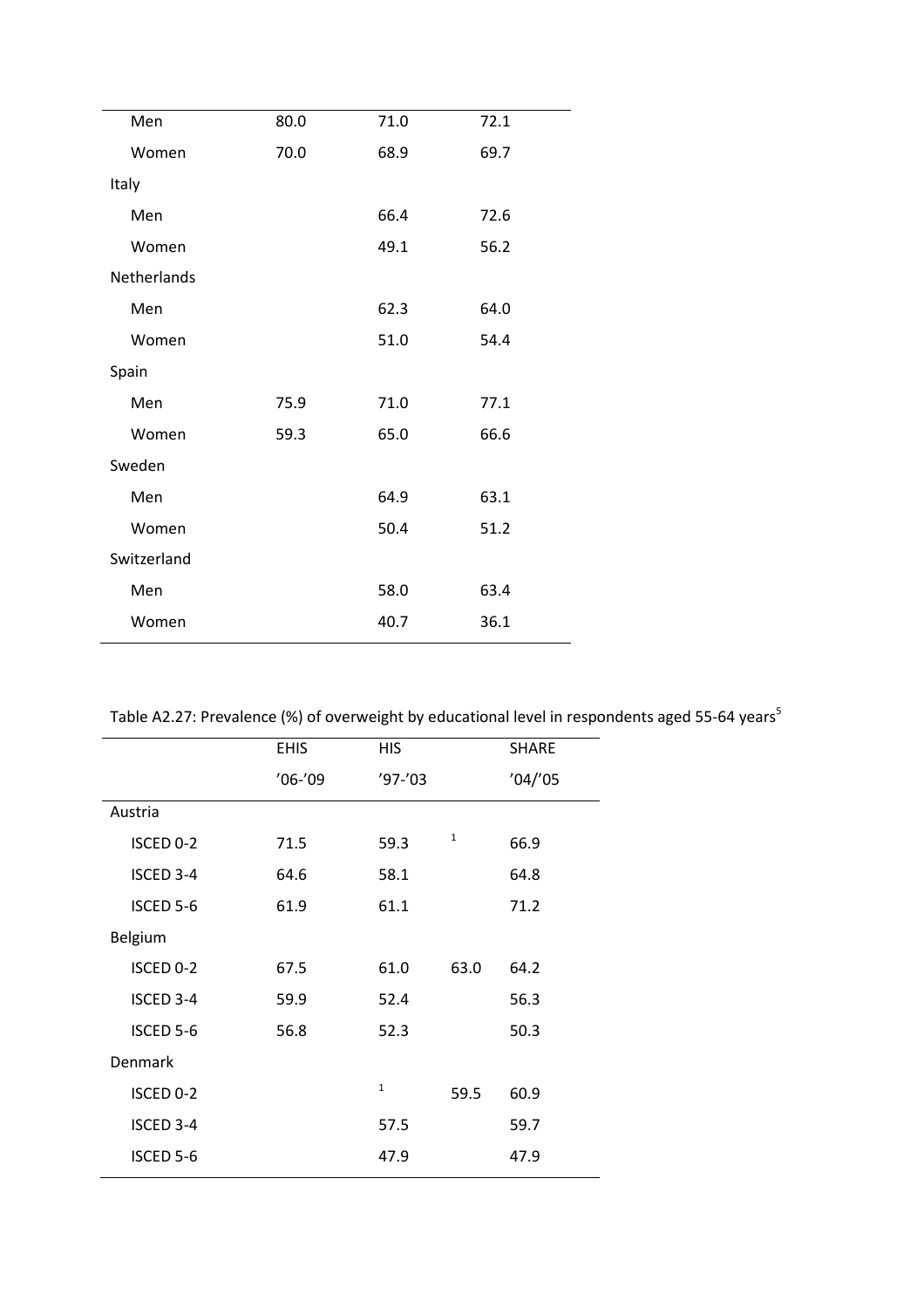| | | | |
|---|---|---|---|
| Men | 80.0 | 71.0 | 72.1 |
| Women | 70.0 | 68.9 | 69.7 |
| Italy | | | |
| Men | | 66.4 | 72.6 |
| Women | | 49.1 | 56.2 |
| Netherlands | | | |
| Men | | 62.3 | 64.0 |
| Women | | 51.0 | 54.4 |
| Spain | | | |
| Men | 75.9 | 71.0 | 77.1 |
| Women | 59.3 | 65.0 | 66.6 |
| Sweden | | | |
| Men | | 64.9 | 63.1 |
| Women | | 50.4 | 51.2 |
| Switzerland | | | |
| Men | | 58.0 | 63.4 |
| Women | | 40.7 | 36.1 |

Table A2.27: Prevalence (%) of overweight by educational level in respondents aged 55-64 years[5]

| | EHIS | HIS | | SHARE |
|---|---|---|---|---|
| | '06-'09 | '97-'03 | | '04/'05 |
| Austria | | | | |
| ISCED 0-2 | 71.5 | 59.3 | [1] | 66.9 |
| ISCED 3-4 | 64.6 | 58.1 | | 64.8 |
| ISCED 5-6 | 61.9 | 61.1 | | 71.2 |
| Belgium | | | | |
| ISCED 0-2 | 67.5 | 61.0 | 63.0 | 64.2 |
| ISCED 3-4 | 59.9 | 52.4 | | 56.3 |
| ISCED 5-6 | 56.8 | 52.3 | | 50.3 |
| Denmark | | | | |
| ISCED 0-2 | | [1] | 59.5 | 60.9 |
| ISCED 3-4 | | 57.5 | | 59.7 |
| ISCED 5-6 | | 47.9 | | 47.9 |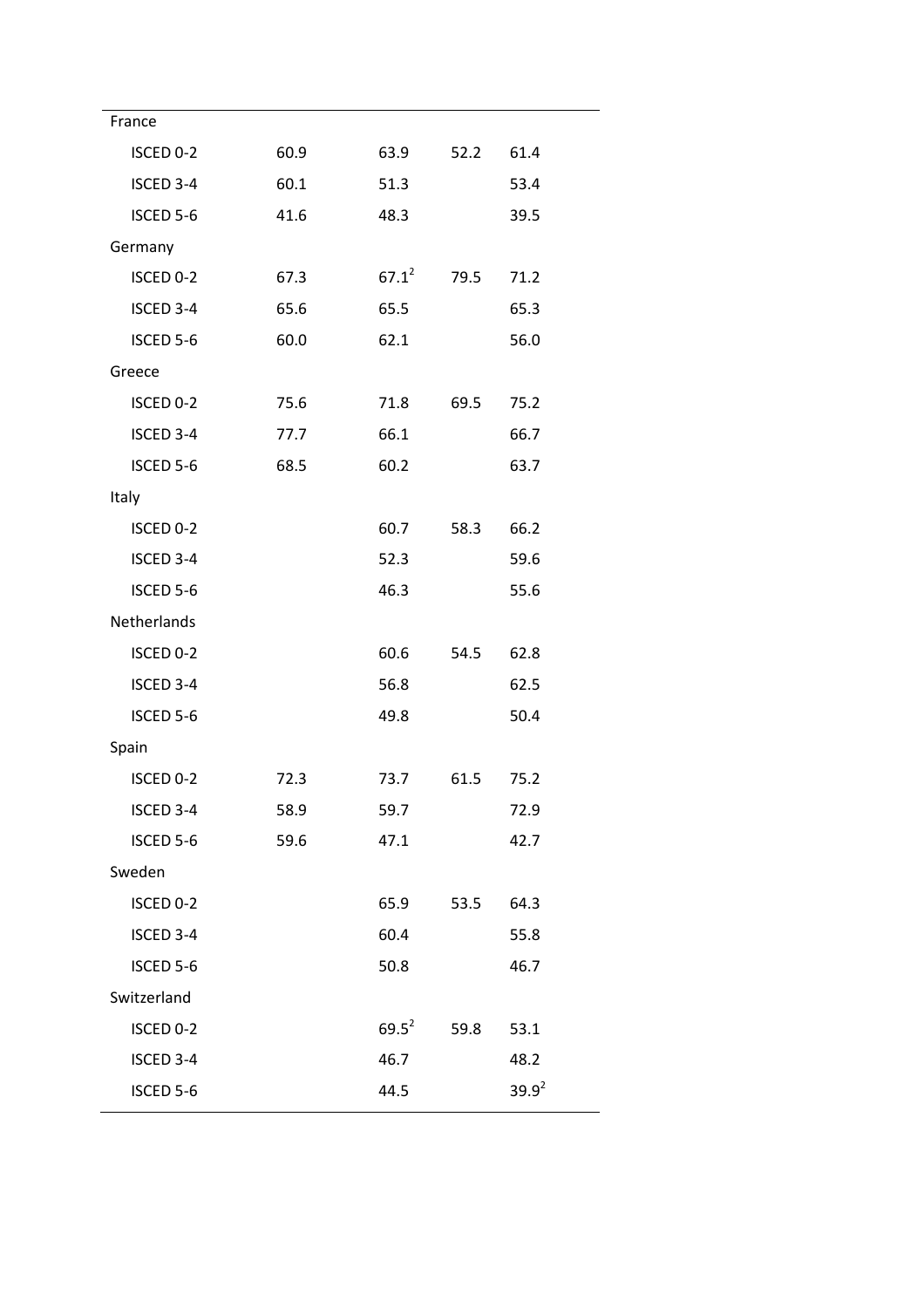| | | | | |
|---|---|---|---|---|
| France | | | | |
| ISCED 0-2 | 60.9 | 63.9 | 52.2 | 61.4 |
| ISCED 3-4 | 60.1 | 51.3 | | 53.4 |
| ISCED 5-6 | 41.6 | 48.3 | | 39.5 |
| Germany | | | | |
| ISCED 0-2 | 67.3 | 67.1[2] | 79.5 | 71.2 |
| ISCED 3-4 | 65.6 | 65.5 | | 65.3 |
| ISCED 5-6 | 60.0 | 62.1 | | 56.0 |
| Greece | | | | |
| ISCED 0-2 | 75.6 | 71.8 | 69.5 | 75.2 |
| ISCED 3-4 | 77.7 | 66.1 | | 66.7 |
| ISCED 5-6 | 68.5 | 60.2 | | 63.7 |
| Italy | | | | |
| ISCED 0-2 | | 60.7 | 58.3 | 66.2 |
| ISCED 3-4 | | 52.3 | | 59.6 |
| ISCED 5-6 | | 46.3 | | 55.6 |
| Netherlands | | | | |
| ISCED 0-2 | | 60.6 | 54.5 | 62.8 |
| ISCED 3-4 | | 56.8 | | 62.5 |
| ISCED 5-6 | | 49.8 | | 50.4 |
| Spain | | | | |
| ISCED 0-2 | 72.3 | 73.7 | 61.5 | 75.2 |
| ISCED 3-4 | 58.9 | 59.7 | | 72.9 |
| ISCED 5-6 | 59.6 | 47.1 | | 42.7 |
| Sweden | | | | |
| ISCED 0-2 | | 65.9 | 53.5 | 64.3 |
| ISCED 3-4 | | 60.4 | | 55.8 |
| ISCED 5-6 | | 50.8 | | 46.7 |
| Switzerland | | | | |
| ISCED 0-2 | | 69.5[2] | 59.8 | 53.1 |
| ISCED 3-4 | | 46.7 | | 48.2 |
| ISCED 5-6 | | 44.5 | | 39.9[2] |